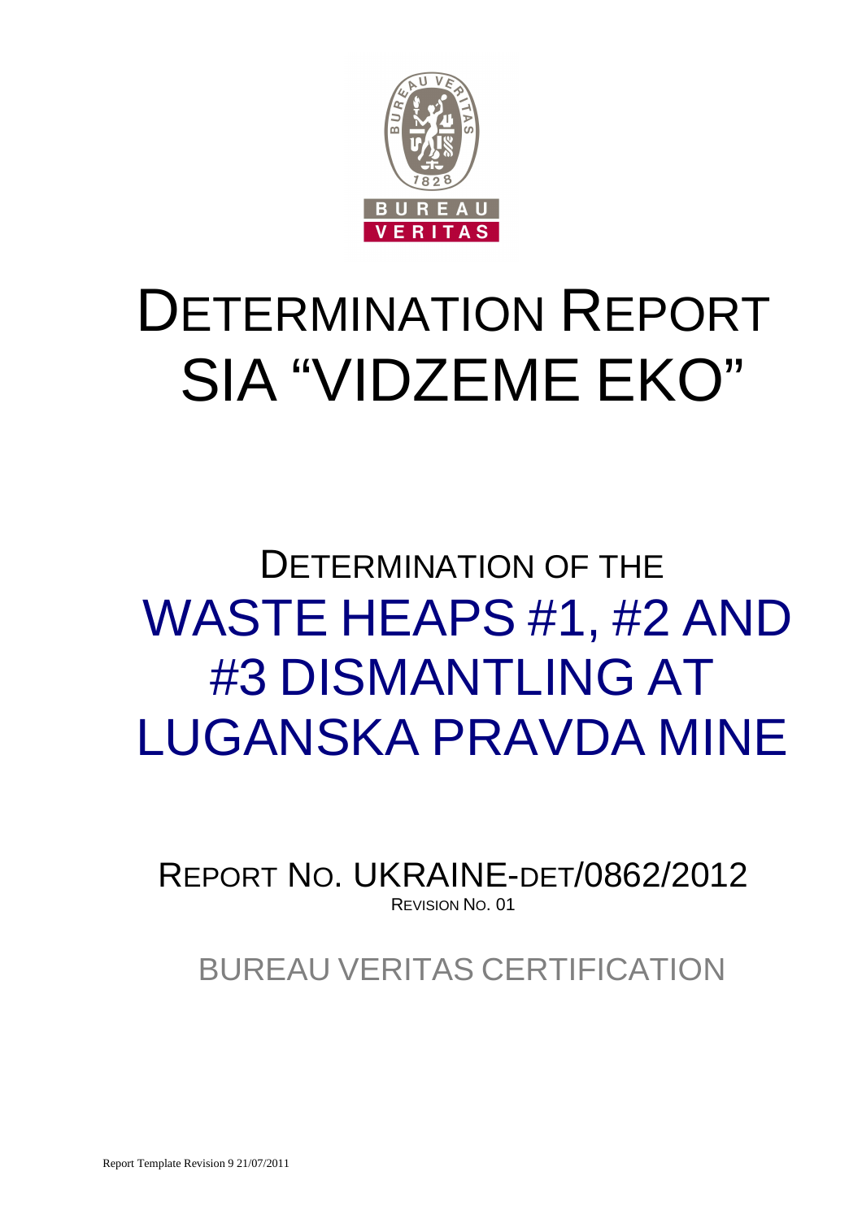# DETERMINATION REPORT SIA "VIDZEME EKO"

## DETERMINATION OF THE WASTE HEAPS #1, #2 AND #3 DISMANTLING AT LUGANSKA PRAVDA MINE

REPORT NO. UKRAINE-DET/0862/2012
REVISION NO. 01

BUREAU VERITAS CERTIFICATION

Report Template Revision 9 21/07/2011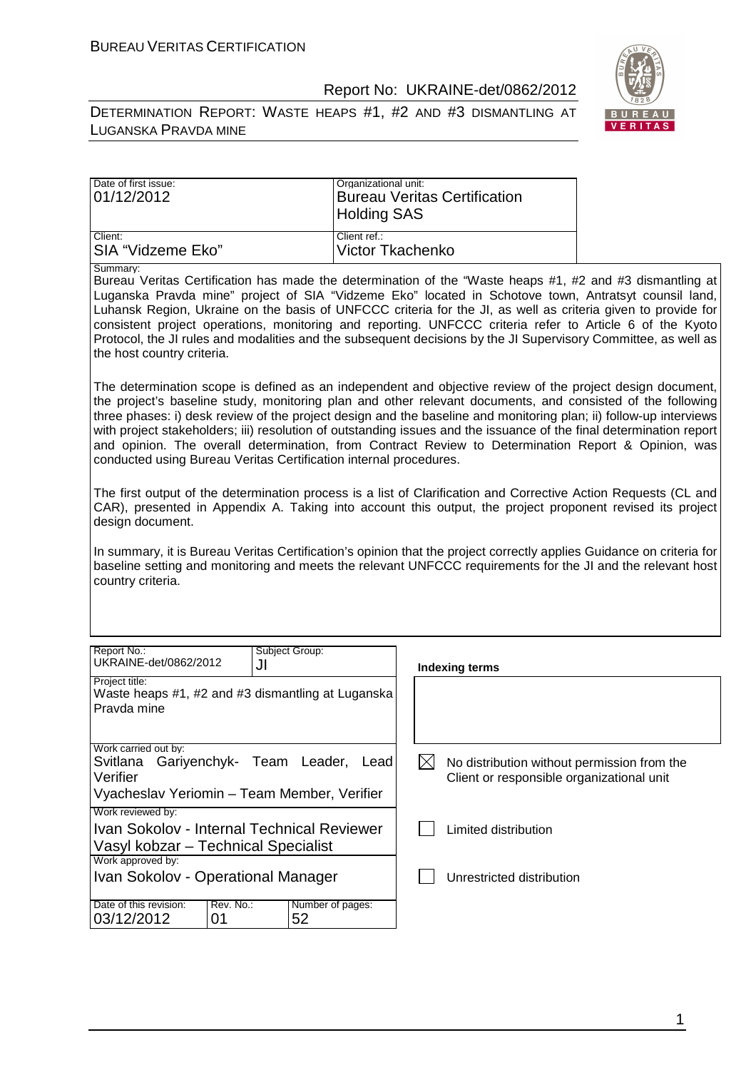| Date of first issue: 01/12/2012 | Organizational unit: Bureau Veritas Certification Holding SAS |
| --- | --- |
| Client: SIA "Vidzeme Eko" | Client ref.: Victor Tkachenko |

Summary:

Bureau Veritas Certification has made the determination of the "Waste heaps #1, #2 and #3 dismantling at Luganska Pravda mine" project of SIA "Vidzeme Eko" located in Schotove town, Antratsyt counsil land, Luhansk Region, Ukraine on the basis of UNFCCC criteria for the JI, as well as criteria given to provide for consistent project operations, monitoring and reporting. UNFCCC criteria refer to Article 6 of the Kyoto Protocol, the JI rules and modalities and the subsequent decisions by the JI Supervisory Committee, as well as the host country criteria.

The determination scope is defined as an independent and objective review of the project design document, the project's baseline study, monitoring plan and other relevant documents, and consisted of the following three phases: i) desk review of the project design and the baseline and monitoring plan; ii) follow-up interviews with project stakeholders; iii) resolution of outstanding issues and the issuance of the final determination report and opinion. The overall determination, from Contract Review to Determination Report & Opinion, was conducted using Bureau Veritas Certification internal procedures.

The first output of the determination process is a list of Clarification and Corrective Action Requests (CL and CAR), presented in Appendix A. Taking into account this output, the project proponent revised its project design document.

In summary, it is Bureau Veritas Certification's opinion that the project correctly applies Guidance on criteria for baseline setting and monitoring and meets the relevant UNFCCC requirements for the JI and the relevant host country criteria.

| Report No.: UKRAINE-det/0862/2012 | Subject Group: JI | | **Indexing terms** |
| --- | --- | --- | --- |
| Project title: Waste heaps #1, #2 and #3 dismantling at Luganska Pravda mine | | | |
| Work carried out by: Svitlana Gariyenchyk- Team Leader, Lead Verifier; Vyacheslav Yeriomin – Team Member, Verifier | | | ☒ No distribution without permission from the Client or responsible organizational unit |
| Work reviewed by: Ivan Sokolov - Internal Technical Reviewer; Vasyl kobzar – Technical Specialist | | | ☐ Limited distribution |
| Work approved by: Ivan Sokolov - Operational Manager | | | ☐ Unrestricted distribution |
| Date of this revision: 03/12/2012 | Rev. No.: 01 | Number of pages: 52 | |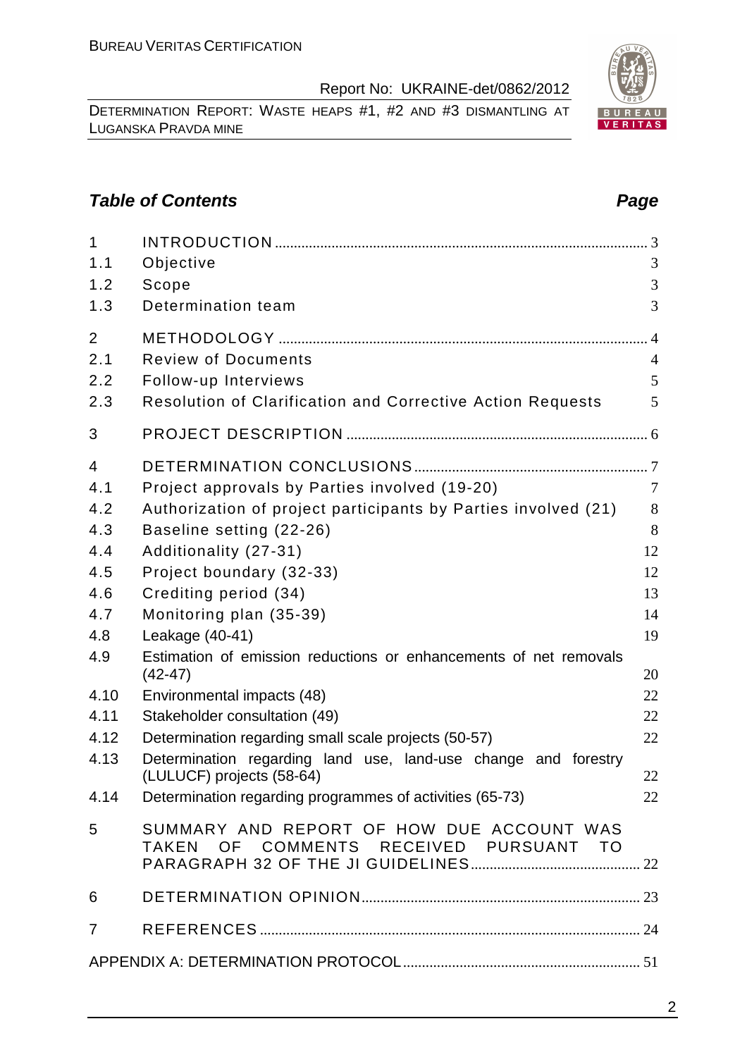## Table of Contents

| | | Page |
|---|---|---|
| 1 | INTRODUCTION | 3 |
| 1.1 | Objective | 3 |
| 1.2 | Scope | 3 |
| 1.3 | Determination team | 3 |
| 2 | METHODOLOGY | 4 |
| 2.1 | Review of Documents | 4 |
| 2.2 | Follow-up Interviews | 5 |
| 2.3 | Resolution of Clarification and Corrective Action Requests | 5 |
| 3 | PROJECT DESCRIPTION | 6 |
| 4 | DETERMINATION CONCLUSIONS | 7 |
| 4.1 | Project approvals by Parties involved (19-20) | 7 |
| 4.2 | Authorization of project participants by Parties involved (21) | 8 |
| 4.3 | Baseline setting (22-26) | 8 |
| 4.4 | Additionality (27-31) | 12 |
| 4.5 | Project boundary (32-33) | 12 |
| 4.6 | Crediting period (34) | 13 |
| 4.7 | Monitoring plan (35-39) | 14 |
| 4.8 | Leakage (40-41) | 19 |
| 4.9 | Estimation of emission reductions or enhancements of net removals (42-47) | 20 |
| 4.10 | Environmental impacts (48) | 22 |
| 4.11 | Stakeholder consultation (49) | 22 |
| 4.12 | Determination regarding small scale projects (50-57) | 22 |
| 4.13 | Determination regarding land use, land-use change and forestry (LULUCF) projects (58-64) | 22 |
| 4.14 | Determination regarding programmes of activities (65-73) | 22 |
| 5 | SUMMARY AND REPORT OF HOW DUE ACCOUNT WAS TAKEN OF COMMENTS RECEIVED PURSUANT TO PARAGRAPH 32 OF THE JI GUIDELINES | 22 |
| 6 | DETERMINATION OPINION | 23 |
| 7 | REFERENCES | 24 |
| | APPENDIX A: DETERMINATION PROTOCOL | 51 |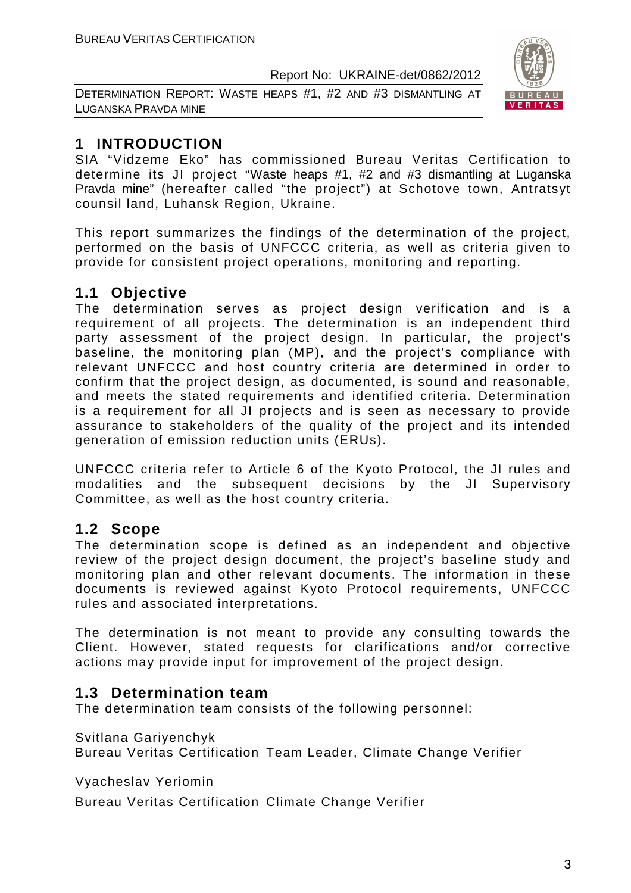# 1 INTRODUCTION

SIA "Vidzeme Eko" has commissioned Bureau Veritas Certification to determine its JI project "Waste heaps #1, #2 and #3 dismantling at Luganska Pravda mine" (hereafter called "the project") at Schotove town, Antratsyt counsil land, Luhansk Region, Ukraine.

This report summarizes the findings of the determination of the project, performed on the basis of UNFCCC criteria, as well as criteria given to provide for consistent project operations, monitoring and reporting.

## 1.1 Objective

The determination serves as project design verification and is a requirement of all projects. The determination is an independent third party assessment of the project design. In particular, the project's baseline, the monitoring plan (MP), and the project's compliance with relevant UNFCCC and host country criteria are determined in order to confirm that the project design, as documented, is sound and reasonable, and meets the stated requirements and identified criteria. Determination is a requirement for all JI projects and is seen as necessary to provide assurance to stakeholders of the quality of the project and its intended generation of emission reduction units (ERUs).

UNFCCC criteria refer to Article 6 of the Kyoto Protocol, the JI rules and modalities and the subsequent decisions by the JI Supervisory Committee, as well as the host country criteria.

## 1.2 Scope

The determination scope is defined as an independent and objective review of the project design document, the project's baseline study and monitoring plan and other relevant documents. The information in these documents is reviewed against Kyoto Protocol requirements, UNFCCC rules and associated interpretations.

The determination is not meant to provide any consulting towards the Client. However, stated requests for clarifications and/or corrective actions may provide input for improvement of the project design.

## 1.3 Determination team

The determination team consists of the following personnel:

Svitlana Gariyenchyk
Bureau Veritas Certification Team Leader, Climate Change Verifier

Vyacheslav Yeriomin

Bureau Veritas Certification Climate Change Verifier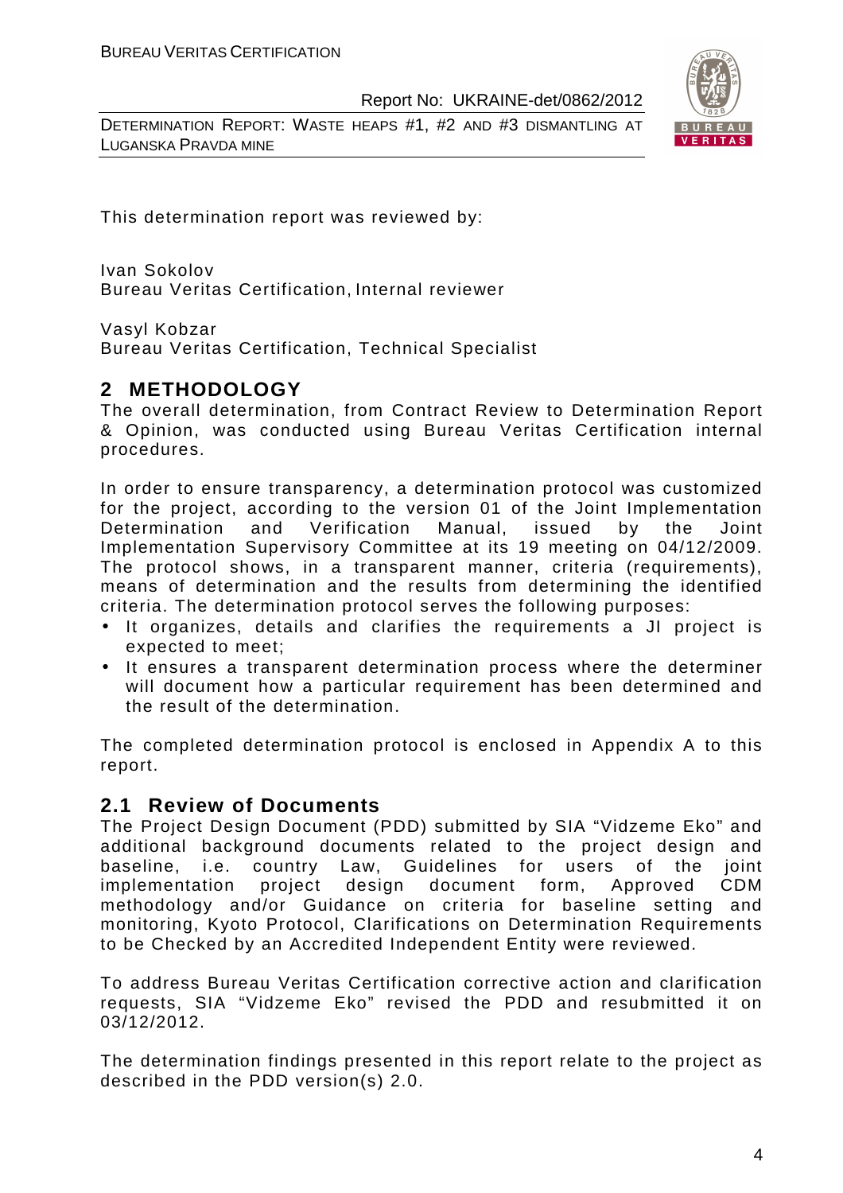This determination report was reviewed by:

Ivan Sokolov
Bureau Veritas Certification, Internal reviewer

Vasyl Kobzar
Bureau Veritas Certification, Technical Specialist

## 2 METHODOLOGY

The overall determination, from Contract Review to Determination Report & Opinion, was conducted using Bureau Veritas Certification internal procedures.

In order to ensure transparency, a determination protocol was customized for the project, according to the version 01 of the Joint Implementation Determination and Verification Manual, issued by the Joint Implementation Supervisory Committee at its 19 meeting on 04/12/2009. The protocol shows, in a transparent manner, criteria (requirements), means of determination and the results from determining the identified criteria. The determination protocol serves the following purposes:

- It organizes, details and clarifies the requirements a JI project is expected to meet;
- It ensures a transparent determination process where the determiner will document how a particular requirement has been determined and the result of the determination.

The completed determination protocol is enclosed in Appendix A to this report.

### 2.1 Review of Documents

The Project Design Document (PDD) submitted by SIA "Vidzeme Eko" and additional background documents related to the project design and baseline, i.e. country Law, Guidelines for users of the joint implementation project design document form, Approved CDM methodology and/or Guidance on criteria for baseline setting and monitoring, Kyoto Protocol, Clarifications on Determination Requirements to be Checked by an Accredited Independent Entity were reviewed.

To address Bureau Veritas Certification corrective action and clarification requests, SIA "Vidzeme Eko" revised the PDD and resubmitted it on 03/12/2012.

The determination findings presented in this report relate to the project as described in the PDD version(s) 2.0.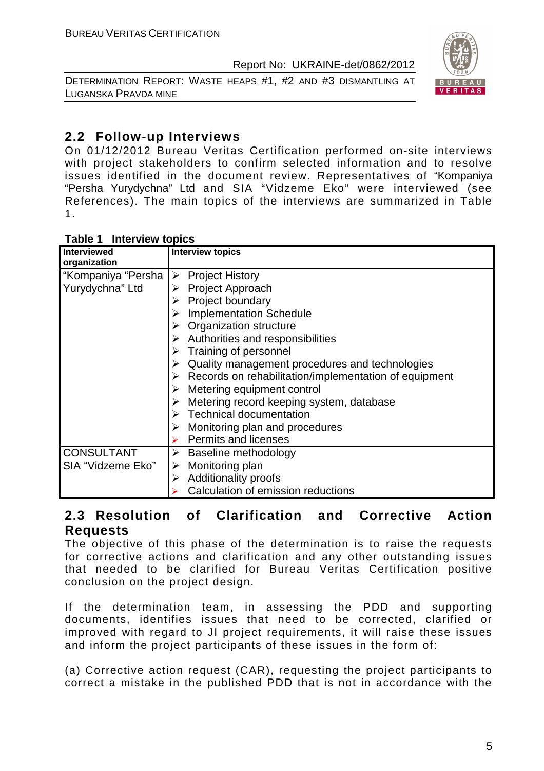## 2.2 Follow-up Interviews

On 01/12/2012 Bureau Veritas Certification performed on-site interviews with project stakeholders to confirm selected information and to resolve issues identified in the document review. Representatives of "Kompaniya "Persha Yurydychna" Ltd and SIA "Vidzeme Eko" were interviewed (see References). The main topics of the interviews are summarized in Table 1.

**Table 1 Interview topics**

| Interviewed organization | Interview topics |
|---|---|
| "Kompaniya "Persha Yurydychna" Ltd | ➢ Project History<br>➢ Project Approach<br>➢ Project boundary<br>➢ Implementation Schedule<br>➢ Organization structure<br>➢ Authorities and responsibilities<br>➢ Training of personnel<br>➢ Quality management procedures and technologies<br>➢ Records on rehabilitation/implementation of equipment<br>➢ Metering equipment control<br>➢ Metering record keeping system, database<br>➢ Technical documentation<br>➢ Monitoring plan and procedures<br>➢ Permits and licenses |
| CONSULTANT SIA "Vidzeme Eko" | ➢ Baseline methodology<br>➢ Monitoring plan<br>➢ Additionality proofs<br>➢ Calculation of emission reductions |

## 2.3 Resolution of Clarification and Corrective Action Requests

The objective of this phase of the determination is to raise the requests for corrective actions and clarification and any other outstanding issues that needed to be clarified for Bureau Veritas Certification positive conclusion on the project design.

If the determination team, in assessing the PDD and supporting documents, identifies issues that need to be corrected, clarified or improved with regard to JI project requirements, it will raise these issues and inform the project participants of these issues in the form of:

(a) Corrective action request (CAR), requesting the project participants to correct a mistake in the published PDD that is not in accordance with the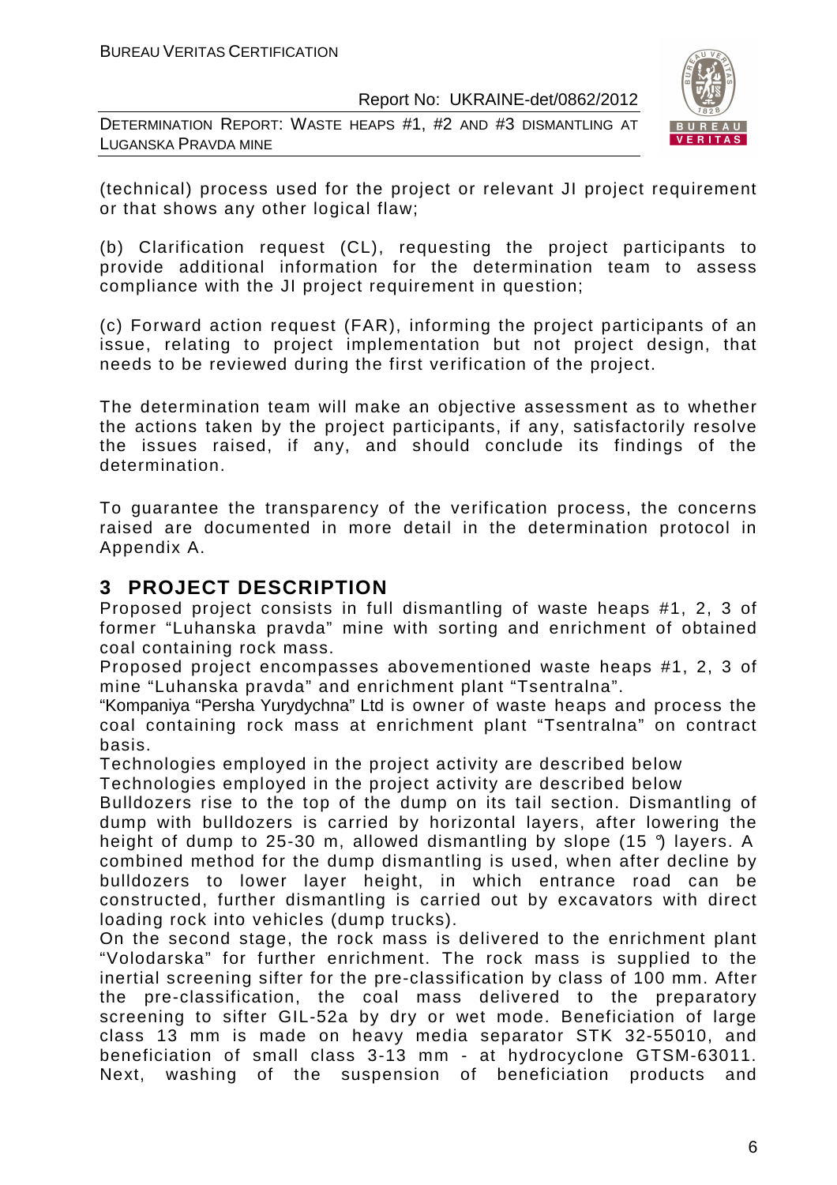(technical) process used for the project or relevant JI project requirement or that shows any other logical flaw;

(b) Clarification request (CL), requesting the project participants to provide additional information for the determination team to assess compliance with the JI project requirement in question;

(c) Forward action request (FAR), informing the project participants of an issue, relating to project implementation but not project design, that needs to be reviewed during the first verification of the project.

The determination team will make an objective assessment as to whether the actions taken by the project participants, if any, satisfactorily resolve the issues raised, if any, and should conclude its findings of the determination.

To guarantee the transparency of the verification process, the concerns raised are documented in more detail in the determination protocol in Appendix A.

# 3 PROJECT DESCRIPTION

Proposed project consists in full dismantling of waste heaps #1, 2, 3 of former "Luhanska pravda" mine with sorting and enrichment of obtained coal containing rock mass.

Proposed project encompasses abovementioned waste heaps #1, 2, 3 of mine "Luhanska pravda" and enrichment plant "Tsentralna".

"Kompaniya "Persha Yurydychna" Ltd is owner of waste heaps and process the coal containing rock mass at enrichment plant "Tsentralna" on contract basis.

Technologies employed in the project activity are described below

Technologies employed in the project activity are described below

Bulldozers rise to the top of the dump on its tail section. Dismantling of dump with bulldozers is carried by horizontal layers, after lowering the height of dump to 25-30 m, allowed dismantling by slope (15 °) layers. A combined method for the dump dismantling is used, when after decline by bulldozers to lower layer height, in which entrance road can be constructed, further dismantling is carried out by excavators with direct loading rock into vehicles (dump trucks).

On the second stage, the rock mass is delivered to the enrichment plant "Volodarska" for further enrichment. The rock mass is supplied to the inertial screening sifter for the pre-classification by class of 100 mm. After the pre-classification, the coal mass delivered to the preparatory screening to sifter GIL-52a by dry or wet mode. Beneficiation of large class 13 mm is made on heavy media separator STK 32-55010, and beneficiation of small class 3-13 mm - at hydrocyclone GTSM-63011. Next, washing of the suspension of beneficiation products and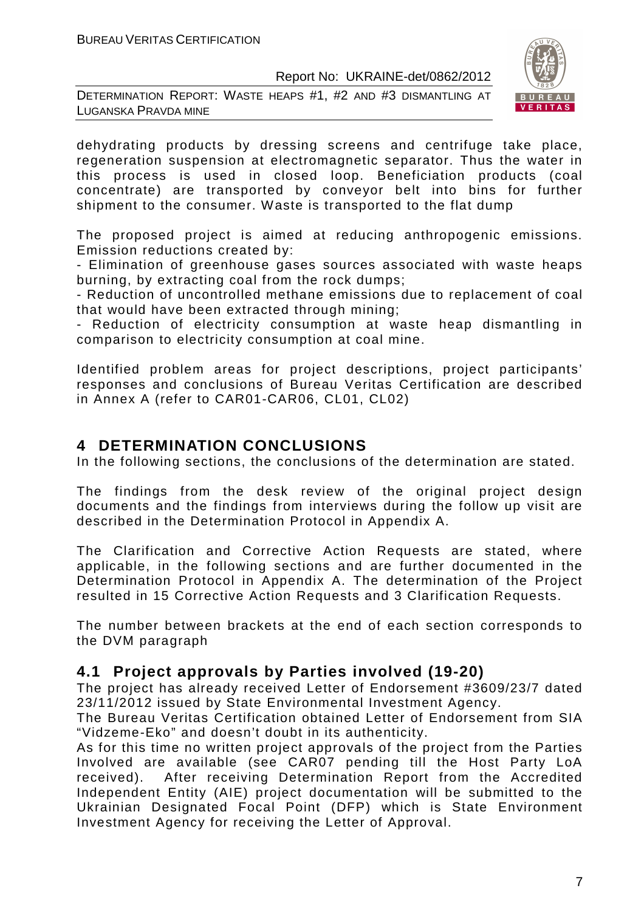dehydrating products by dressing screens and centrifuge take place, regeneration suspension at electromagnetic separator. Thus the water in this process is used in closed loop. Beneficiation products (coal concentrate) are transported by conveyor belt into bins for further shipment to the consumer. Waste is transported to the flat dump

The proposed project is aimed at reducing anthropogenic emissions. Emission reductions created by:

- Elimination of greenhouse gases sources associated with waste heaps burning, by extracting coal from the rock dumps;
- Reduction of uncontrolled methane emissions due to replacement of coal that would have been extracted through mining;
- Reduction of electricity consumption at waste heap dismantling in comparison to electricity consumption at coal mine.

Identified problem areas for project descriptions, project participants' responses and conclusions of Bureau Veritas Certification are described in Annex A (refer to CAR01-CAR06, CL01, CL02)

# 4 DETERMINATION CONCLUSIONS

In the following sections, the conclusions of the determination are stated.

The findings from the desk review of the original project design documents and the findings from interviews during the follow up visit are described in the Determination Protocol in Appendix A.

The Clarification and Corrective Action Requests are stated, where applicable, in the following sections and are further documented in the Determination Protocol in Appendix A. The determination of the Project resulted in 15 Corrective Action Requests and 3 Clarification Requests.

The number between brackets at the end of each section corresponds to the DVM paragraph

## 4.1 Project approvals by Parties involved (19-20)

The project has already received Letter of Endorsement #3609/23/7 dated 23/11/2012 issued by State Environmental Investment Agency.

The Bureau Veritas Certification obtained Letter of Endorsement from SIA "Vidzeme-Eko" and doesn't doubt in its authenticity.

As for this time no written project approvals of the project from the Parties Involved are available (see CAR07 pending till the Host Party LoA received). After receiving Determination Report from the Accredited Independent Entity (AIE) project documentation will be submitted to the Ukrainian Designated Focal Point (DFP) which is State Environment Investment Agency for receiving the Letter of Approval.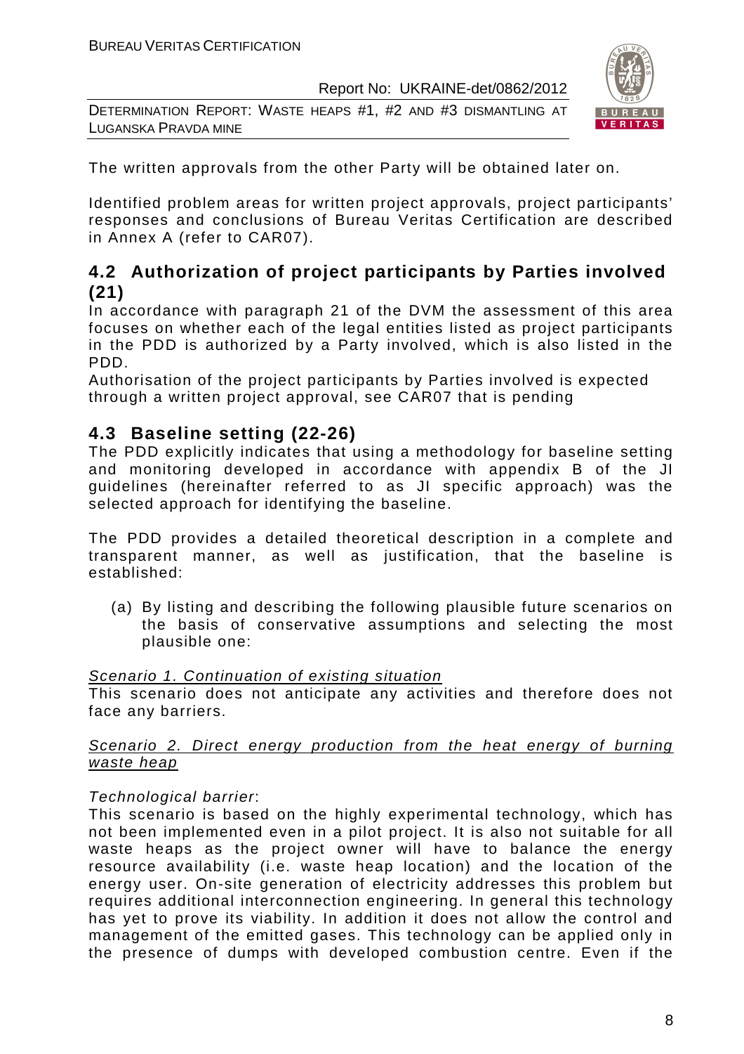The written approvals from the other Party will be obtained later on.

Identified problem areas for written project approvals, project participants' responses and conclusions of Bureau Veritas Certification are described in Annex A (refer to CAR07).

## 4.2 Authorization of project participants by Parties involved (21)

In accordance with paragraph 21 of the DVM the assessment of this area focuses on whether each of the legal entities listed as project participants in the PDD is authorized by a Party involved, which is also listed in the PDD.

Authorisation of the project participants by Parties involved is expected through a written project approval, see CAR07 that is pending

## 4.3 Baseline setting (22-26)

The PDD explicitly indicates that using a methodology for baseline setting and monitoring developed in accordance with appendix B of the JI guidelines (hereinafter referred to as JI specific approach) was the selected approach for identifying the baseline.

The PDD provides a detailed theoretical description in a complete and transparent manner, as well as justification, that the baseline is established:

(a) By listing and describing the following plausible future scenarios on the basis of conservative assumptions and selecting the most plausible one:

Scenario 1. Continuation of existing situation

This scenario does not anticipate any activities and therefore does not face any barriers.

Scenario 2. Direct energy production from the heat energy of burning waste heap

*Technological barrier*:

This scenario is based on the highly experimental technology, which has not been implemented even in a pilot project. It is also not suitable for all waste heaps as the project owner will have to balance the energy resource availability (i.e. waste heap location) and the location of the energy user. On-site generation of electricity addresses this problem but requires additional interconnection engineering. In general this technology has yet to prove its viability. In addition it does not allow the control and management of the emitted gases. This technology can be applied only in the presence of dumps with developed combustion centre. Even if the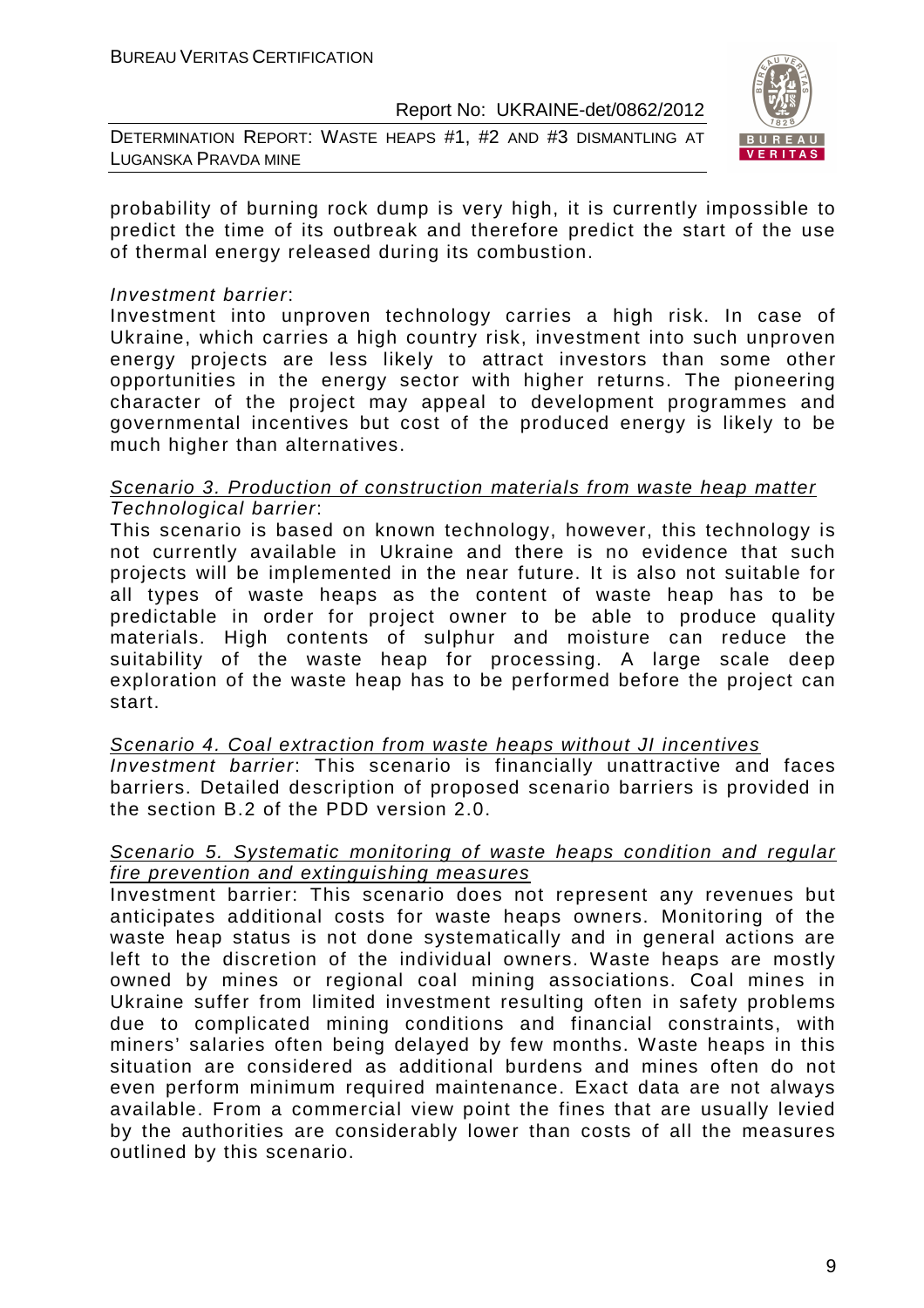probability of burning rock dump is very high, it is currently impossible to predict the time of its outbreak and therefore predict the start of the use of thermal energy released during its combustion.

*Investment barrier*:
Investment into unproven technology carries a high risk. In case of Ukraine, which carries a high country risk, investment into such unproven energy projects are less likely to attract investors than some other opportunities in the energy sector with higher returns. The pioneering character of the project may appeal to development programmes and governmental incentives but cost of the produced energy is likely to be much higher than alternatives.

<u>Scenario 3. Production of construction materials from waste heap matter</u>
*Technological barrier*:
This scenario is based on known technology, however, this technology is not currently available in Ukraine and there is no evidence that such projects will be implemented in the near future. It is also not suitable for all types of waste heaps as the content of waste heap has to be predictable in order for project owner to be able to produce quality materials. High contents of sulphur and moisture can reduce the suitability of the waste heap for processing. A large scale deep exploration of the waste heap has to be performed before the project can start.

<u>Scenario 4. Coal extraction from waste heaps without JI incentives</u>
*Investment barrier*: This scenario is financially unattractive and faces barriers. Detailed description of proposed scenario barriers is provided in the section B.2 of the PDD version 2.0.

<u>Scenario 5. Systematic monitoring of waste heaps condition and regular fire prevention and extinguishing measures</u>
Investment barrier: This scenario does not represent any revenues but anticipates additional costs for waste heaps owners. Monitoring of the waste heap status is not done systematically and in general actions are left to the discretion of the individual owners. Waste heaps are mostly owned by mines or regional coal mining associations. Coal mines in Ukraine suffer from limited investment resulting often in safety problems due to complicated mining conditions and financial constraints, with miners' salaries often being delayed by few months. Waste heaps in this situation are considered as additional burdens and mines often do not even perform minimum required maintenance. Exact data are not always available. From a commercial view point the fines that are usually levied by the authorities are considerably lower than costs of all the measures outlined by this scenario.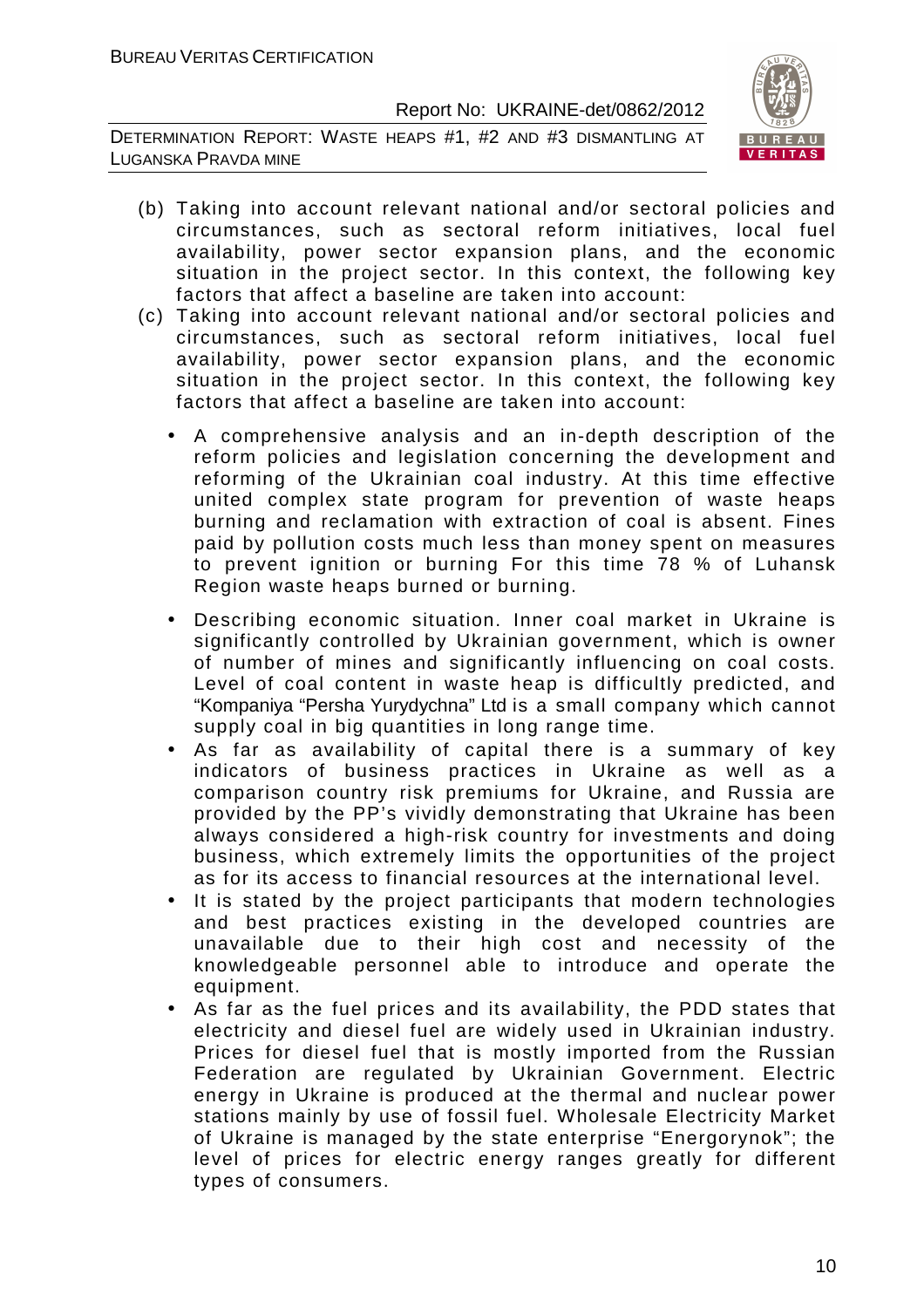(b) Taking into account relevant national and/or sectoral policies and circumstances, such as sectoral reform initiatives, local fuel availability, power sector expansion plans, and the economic situation in the project sector. In this context, the following key factors that affect a baseline are taken into account:

(c) Taking into account relevant national and/or sectoral policies and circumstances, such as sectoral reform initiatives, local fuel availability, power sector expansion plans, and the economic situation in the project sector. In this context, the following key factors that affect a baseline are taken into account:

- A comprehensive analysis and an in-depth description of the reform policies and legislation concerning the development and reforming of the Ukrainian coal industry. At this time effective united complex state program for prevention of waste heaps burning and reclamation with extraction of coal is absent. Fines paid by pollution costs much less than money spent on measures to prevent ignition or burning For this time 78 % of Luhansk Region waste heaps burned or burning.
- Describing economic situation. Inner coal market in Ukraine is significantly controlled by Ukrainian government, which is owner of number of mines and significantly influencing on coal costs. Level of coal content in waste heap is difficultly predicted, and "Kompaniya "Persha Yurydychna" Ltd is a small company which cannot supply coal in big quantities in long range time.
- As far as availability of capital there is a summary of key indicators of business practices in Ukraine as well as a comparison country risk premiums for Ukraine, and Russia are provided by the PP's vividly demonstrating that Ukraine has been always considered a high-risk country for investments and doing business, which extremely limits the opportunities of the project as for its access to financial resources at the international level.
- It is stated by the project participants that modern technologies and best practices existing in the developed countries are unavailable due to their high cost and necessity of the knowledgeable personnel able to introduce and operate the equipment.
- As far as the fuel prices and its availability, the PDD states that electricity and diesel fuel are widely used in Ukrainian industry. Prices for diesel fuel that is mostly imported from the Russian Federation are regulated by Ukrainian Government. Electric energy in Ukraine is produced at the thermal and nuclear power stations mainly by use of fossil fuel. Wholesale Electricity Market of Ukraine is managed by the state enterprise "Energorynok"; the level of prices for electric energy ranges greatly for different types of consumers.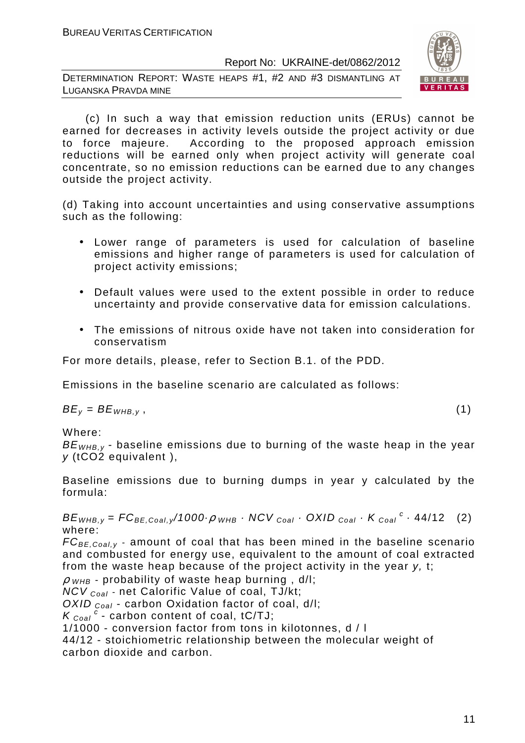(c) In such a way that emission reduction units (ERUs) cannot be earned for decreases in activity levels outside the project activity or due to force majeure. According to the proposed approach emission reductions will be earned only when project activity will generate coal concentrate, so no emission reductions can be earned due to any changes outside the project activity.

(d) Taking into account uncertainties and using conservative assumptions such as the following:

- Lower range of parameters is used for calculation of baseline emissions and higher range of parameters is used for calculation of project activity emissions;
- Default values were used to the extent possible in order to reduce uncertainty and provide conservative data for emission calculations.
- The emissions of nitrous oxide have not taken into consideration for conservatism

For more details, please, refer to Section B.1. of the PDD.

Emissions in the baseline scenario are calculated as follows:

$$BE_y = BE_{WHB,y}\,, \qquad (1)$$

Where:

$BE_{WHB,y}$ - baseline emissions due to burning of the waste heap in the year $y$ (tCO2 equivalent ),

Baseline emissions due to burning dumps in year y calculated by the formula:

$$BE_{WHB,y} = FC_{BE,Coal,y}/1000 \cdot \rho_{WHB} \cdot NCV_{Coal} \cdot OXID_{Coal} \cdot K_{Coal}^{c} \cdot 44/12 \qquad (2)$$

where:

$FC_{BE,Coal,y}$ - amount of coal that has been mined in the baseline scenario and combusted for energy use, equivalent to the amount of coal extracted from the waste heap because of the project activity in the year $y$, t;

$\rho_{WHB}$ - probability of waste heap burning , d/l;

$NCV_{Coal}$ - net Calorific Value of coal, TJ/kt;

$OXID_{Coal}$ - carbon Oxidation factor of coal, d/l;

$K_{Coal}^{c}$ - carbon content of coal, tC/TJ;

1/1000 - conversion factor from tons in kilotonnes, d / l

44/12 - stoichiometric relationship between the molecular weight of carbon dioxide and carbon.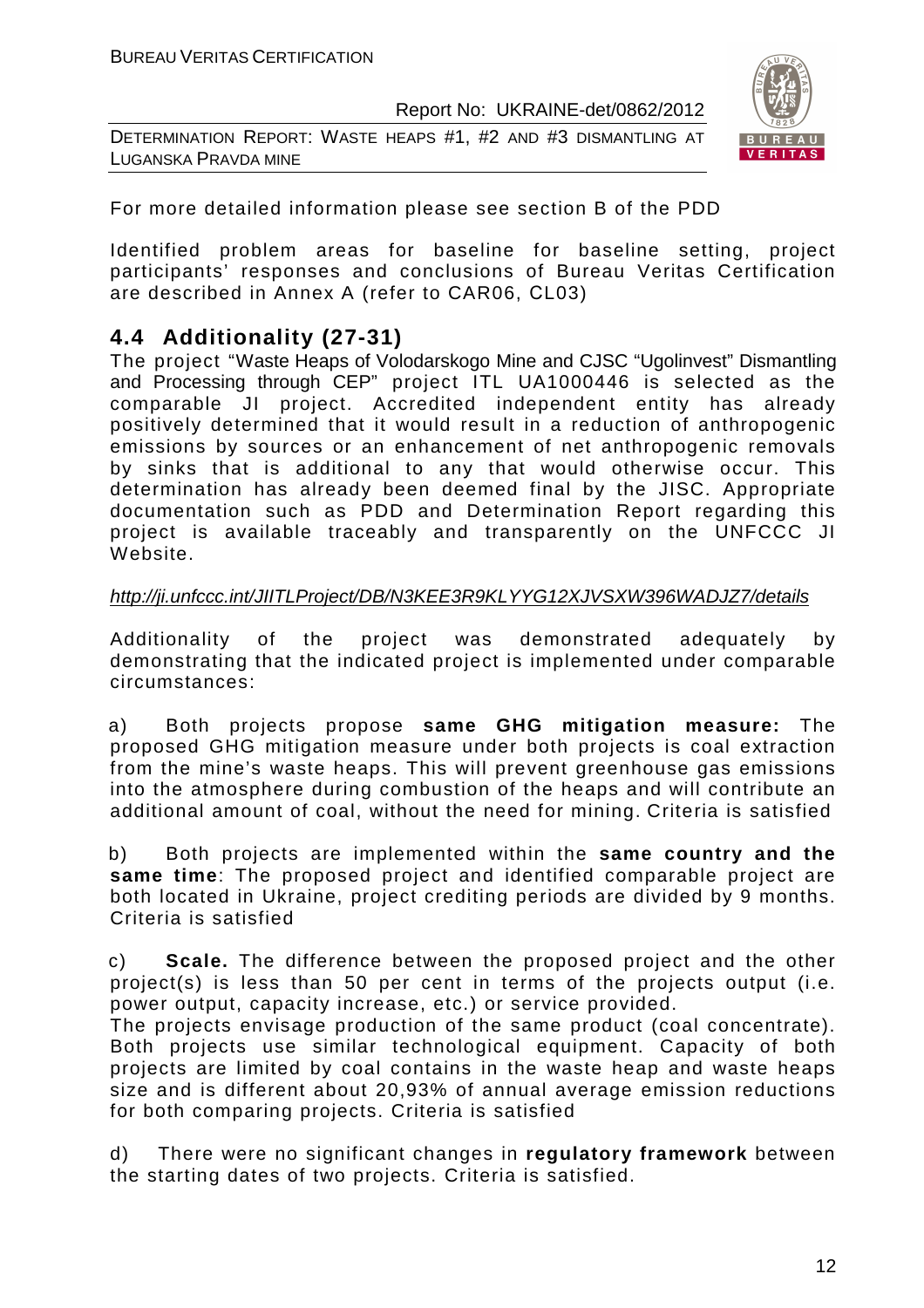For more detailed information please see section B of the PDD

Identified problem areas for baseline for baseline setting, project participants' responses and conclusions of Bureau Veritas Certification are described in Annex A (refer to CAR06, CL03)

## 4.4 Additionality (27-31)

The project "Waste Heaps of Volodarskogo Mine and CJSC "Ugolinvest" Dismantling and Processing through CEP" project ITL UA1000446 is selected as the comparable JI project. Accredited independent entity has already positively determined that it would result in a reduction of anthropogenic emissions by sources or an enhancement of net anthropogenic removals by sinks that is additional to any that would otherwise occur. This determination has already been deemed final by the JISC. Appropriate documentation such as PDD and Determination Report regarding this project is available traceably and transparently on the UNFCCC JI Website.

*http://ji.unfccc.int/JIITLProject/DB/N3KEE3R9KLYYG12XJVSXW396WADJZ7/details*

Additionality of the project was demonstrated adequately by demonstrating that the indicated project is implemented under comparable circumstances:

a) Both projects propose **same GHG mitigation measure:** The proposed GHG mitigation measure under both projects is coal extraction from the mine's waste heaps. This will prevent greenhouse gas emissions into the atmosphere during combustion of the heaps and will contribute an additional amount of coal, without the need for mining. Criteria is satisfied

b) Both projects are implemented within the **same country and the same time**: The proposed project and identified comparable project are both located in Ukraine, project crediting periods are divided by 9 months. Criteria is satisfied

c) **Scale.** The difference between the proposed project and the other project(s) is less than 50 per cent in terms of the projects output (i.e. power output, capacity increase, etc.) or service provided.
The projects envisage production of the same product (coal concentrate). Both projects use similar technological equipment. Capacity of both projects are limited by coal contains in the waste heap and waste heaps size and is different about 20,93% of annual average emission reductions for both comparing projects. Criteria is satisfied

d) There were no significant changes in **regulatory framework** between the starting dates of two projects. Criteria is satisfied.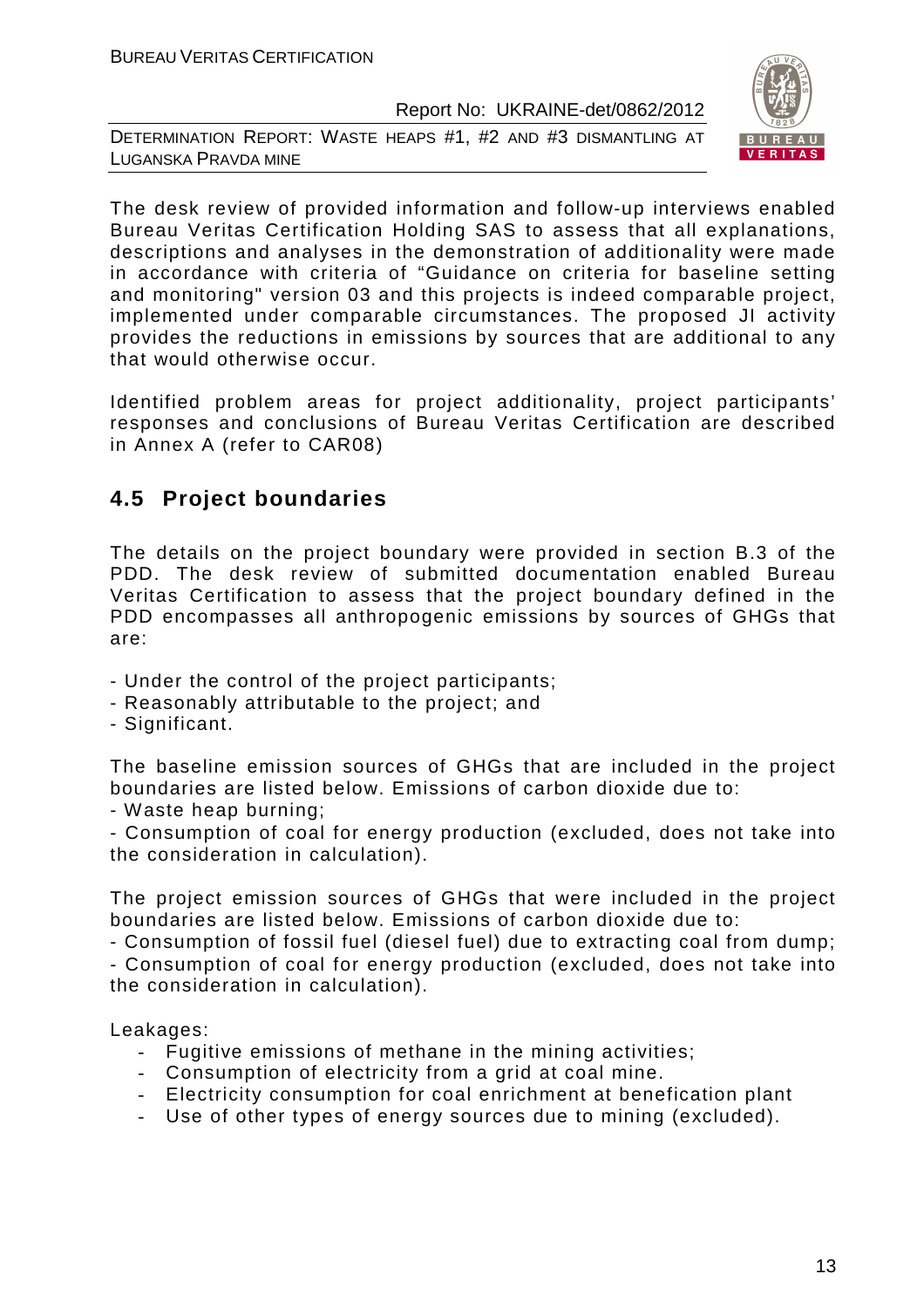The desk review of provided information and follow-up interviews enabled Bureau Veritas Certification Holding SAS to assess that all explanations, descriptions and analyses in the demonstration of additionality were made in accordance with criteria of "Guidance on criteria for baseline setting and monitoring" version 03 and this projects is indeed comparable project, implemented under comparable circumstances. The proposed JI activity provides the reductions in emissions by sources that are additional to any that would otherwise occur.

Identified problem areas for project additionality, project participants' responses and conclusions of Bureau Veritas Certification are described in Annex A (refer to CAR08)

## 4.5 Project boundaries

The details on the project boundary were provided in section B.3 of the PDD. The desk review of submitted documentation enabled Bureau Veritas Certification to assess that the project boundary defined in the PDD encompasses all anthropogenic emissions by sources of GHGs that are:

- Under the control of the project participants;
- Reasonably attributable to the project; and
- Significant.

The baseline emission sources of GHGs that are included in the project boundaries are listed below. Emissions of carbon dioxide due to:

- Waste heap burning;
- Consumption of coal for energy production (excluded, does not take into the consideration in calculation).

The project emission sources of GHGs that were included in the project boundaries are listed below. Emissions of carbon dioxide due to:

- Consumption of fossil fuel (diesel fuel) due to extracting coal from dump;
- Consumption of coal for energy production (excluded, does not take into the consideration in calculation).

Leakages:

- Fugitive emissions of methane in the mining activities;
- Consumption of electricity from a grid at coal mine.
- Electricity consumption for coal enrichment at benefication plant
- Use of other types of energy sources due to mining (excluded).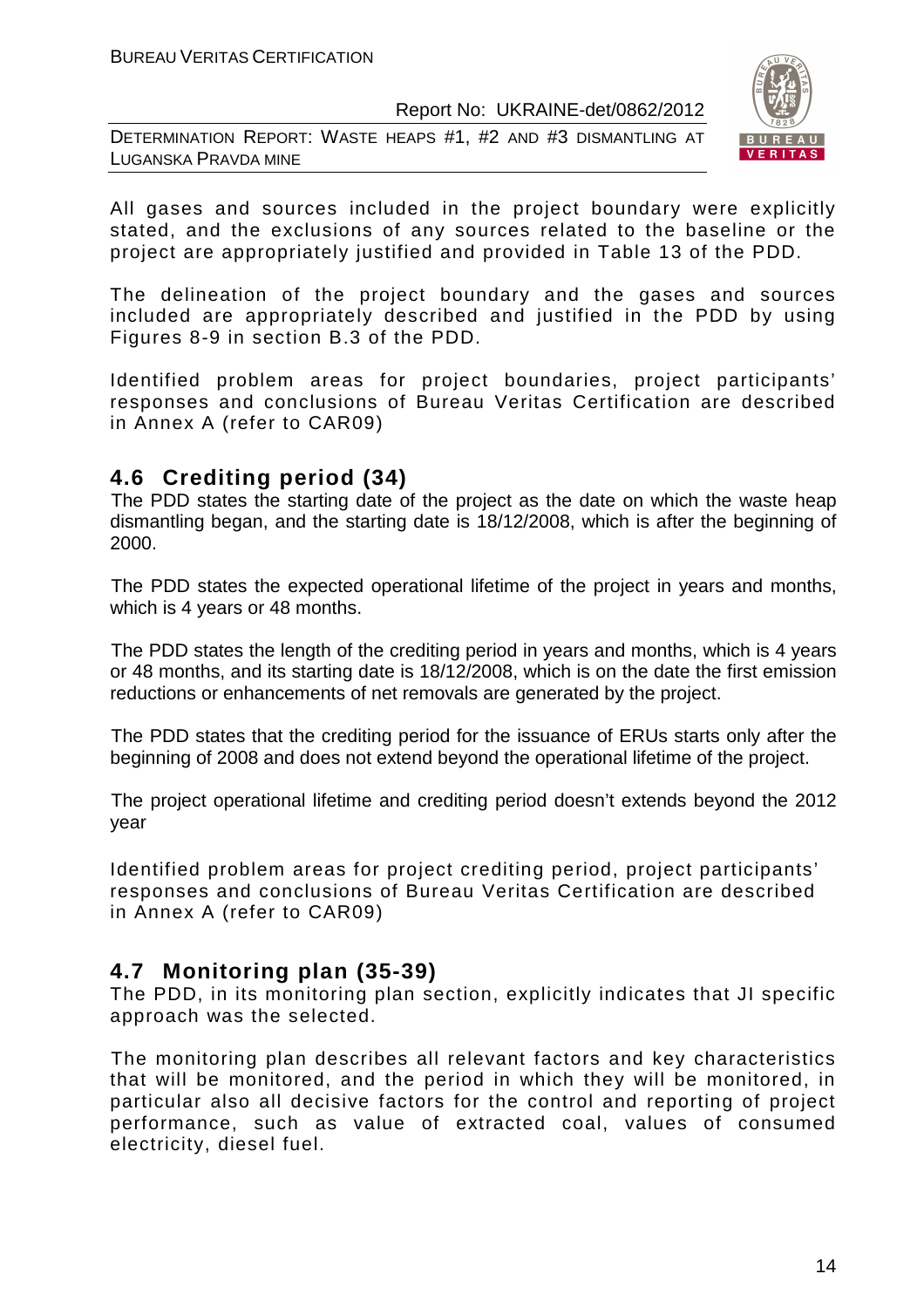All gases and sources included in the project boundary were explicitly stated, and the exclusions of any sources related to the baseline or the project are appropriately justified and provided in Table 13 of the PDD.

The delineation of the project boundary and the gases and sources included are appropriately described and justified in the PDD by using Figures 8-9 in section B.3 of the PDD.

Identified problem areas for project boundaries, project participants' responses and conclusions of Bureau Veritas Certification are described in Annex A (refer to CAR09)

## 4.6 Crediting period (34)

The PDD states the starting date of the project as the date on which the waste heap dismantling began, and the starting date is 18/12/2008, which is after the beginning of 2000.

The PDD states the expected operational lifetime of the project in years and months, which is 4 years or 48 months.

The PDD states the length of the crediting period in years and months, which is 4 years or 48 months, and its starting date is 18/12/2008, which is on the date the first emission reductions or enhancements of net removals are generated by the project.

The PDD states that the crediting period for the issuance of ERUs starts only after the beginning of 2008 and does not extend beyond the operational lifetime of the project.

The project operational lifetime and crediting period doesn't extends beyond the 2012 year

Identified problem areas for project crediting period, project participants' responses and conclusions of Bureau Veritas Certification are described in Annex A (refer to CAR09)

## 4.7 Monitoring plan (35-39)

The PDD, in its monitoring plan section, explicitly indicates that JI specific approach was the selected.

The monitoring plan describes all relevant factors and key characteristics that will be monitored, and the period in which they will be monitored, in particular also all decisive factors for the control and reporting of project performance, such as value of extracted coal, values of consumed electricity, diesel fuel.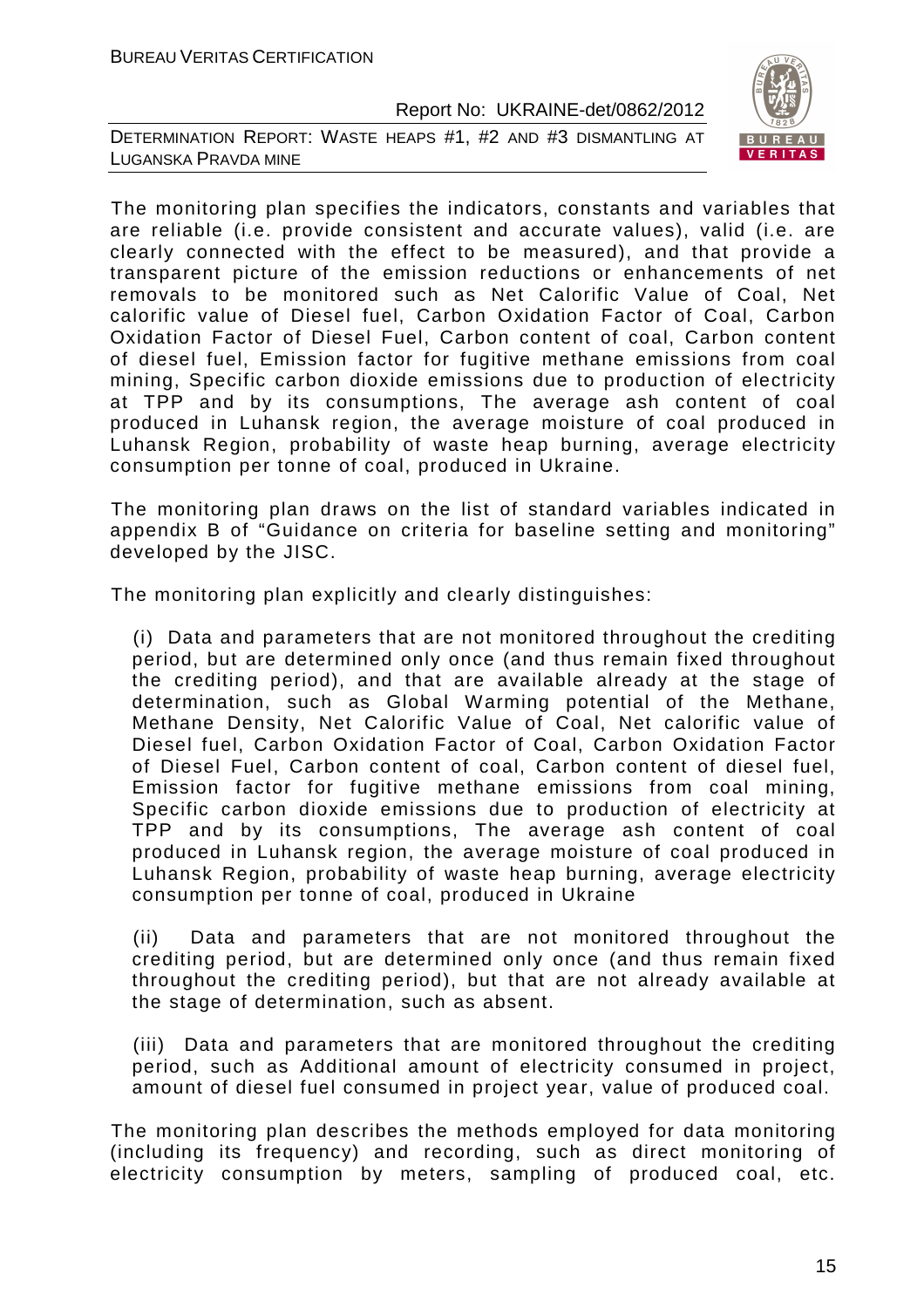The monitoring plan specifies the indicators, constants and variables that are reliable (i.e. provide consistent and accurate values), valid (i.e. are clearly connected with the effect to be measured), and that provide a transparent picture of the emission reductions or enhancements of net removals to be monitored such as Net Calorific Value of Coal, Net calorific value of Diesel fuel, Carbon Oxidation Factor of Coal, Carbon Oxidation Factor of Diesel Fuel, Carbon content of coal, Carbon content of diesel fuel, Emission factor for fugitive methane emissions from coal mining, Specific carbon dioxide emissions due to production of electricity at TPP and by its consumptions, The average ash content of coal produced in Luhansk region, the average moisture of coal produced in Luhansk Region, probability of waste heap burning, average electricity consumption per tonne of coal, produced in Ukraine.

The monitoring plan draws on the list of standard variables indicated in appendix B of "Guidance on criteria for baseline setting and monitoring" developed by the JISC.

The monitoring plan explicitly and clearly distinguishes:

(i) Data and parameters that are not monitored throughout the crediting period, but are determined only once (and thus remain fixed throughout the crediting period), and that are available already at the stage of determination, such as Global Warming potential of the Methane, Methane Density, Net Calorific Value of Coal, Net calorific value of Diesel fuel, Carbon Oxidation Factor of Coal, Carbon Oxidation Factor of Diesel Fuel, Carbon content of coal, Carbon content of diesel fuel, Emission factor for fugitive methane emissions from coal mining, Specific carbon dioxide emissions due to production of electricity at TPP and by its consumptions, The average ash content of coal produced in Luhansk region, the average moisture of coal produced in Luhansk Region, probability of waste heap burning, average electricity consumption per tonne of coal, produced in Ukraine

(ii) Data and parameters that are not monitored throughout the crediting period, but are determined only once (and thus remain fixed throughout the crediting period), but that are not already available at the stage of determination, such as absent.

(iii) Data and parameters that are monitored throughout the crediting period, such as Additional amount of electricity consumed in project, amount of diesel fuel consumed in project year, value of produced coal.

The monitoring plan describes the methods employed for data monitoring (including its frequency) and recording, such as direct monitoring of electricity consumption by meters, sampling of produced coal, etc.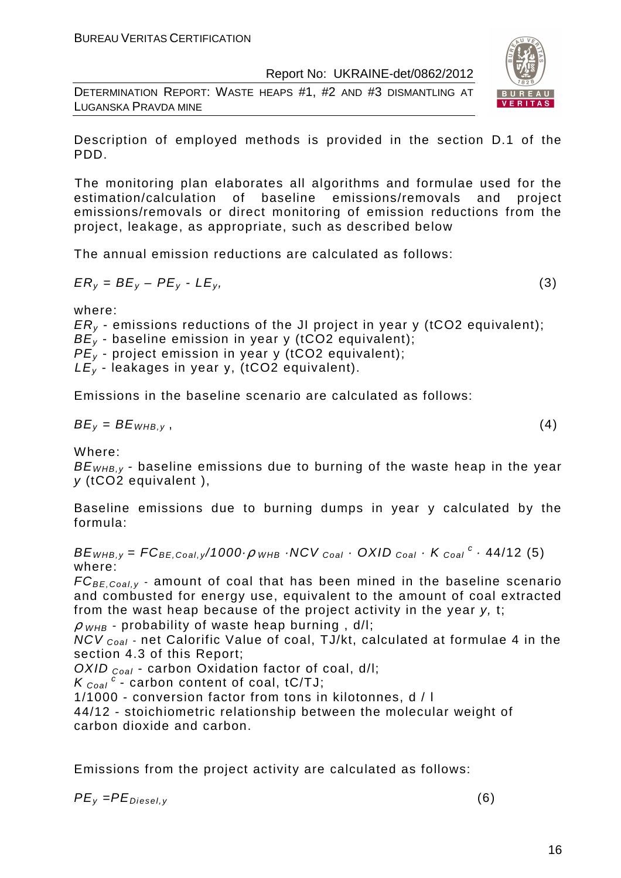Description of employed methods is provided in the section D.1 of the PDD.

The monitoring plan elaborates all algorithms and formulae used for the estimation/calculation of baseline emissions/removals and project emissions/removals or direct monitoring of emission reductions from the project, leakage, as appropriate, such as described below

The annual emission reductions are calculated as follows:

$$ER_y = BE_y - PE_y - LE_y, \quad (3)$$

where:

$ER_y$ - emissions reductions of the JI project in year y (tCO2 equivalent);
$BE_y$ - baseline emission in year y (tCO2 equivalent);
$PE_y$ - project emission in year y (tCO2 equivalent);
$LE_y$ - leakages in year y, (tCO2 equivalent).

Emissions in the baseline scenario are calculated as follows:

$$BE_y = BE_{WHB,y}, \quad (4)$$

Where:

$BE_{WHB,y}$ - baseline emissions due to burning of the waste heap in the year $y$ (tCO2 equivalent ),

Baseline emissions due to burning dumps in year y calculated by the formula:

$$BE_{WHB,y} = FC_{BE,Coal,y}/1000 \cdot \rho_{WHB} \cdot NCV_{Coal} \cdot OXID_{Coal} \cdot K_{Coal}^{c} \cdot 44/12 \quad (5)$$

where:

$FC_{BE,Coal,y}$ - amount of coal that has been mined in the baseline scenario and combusted for energy use, equivalent to the amount of coal extracted from the wast heap because of the project activity in the year $y$, t;
$\rho_{WHB}$ - probability of waste heap burning , d/l;
$NCV_{Coal}$ - net Calorific Value of coal, TJ/kt, calculated at formulae 4 in the section 4.3 of this Report;
$OXID_{Coal}$ - carbon Oxidation factor of coal, d/l;
$K_{Coal}^{c}$ - carbon content of coal, tC/TJ;
1/1000 - conversion factor from tons in kilotonnes, d / l
44/12 - stoichiometric relationship between the molecular weight of carbon dioxide and carbon.

Emissions from the project activity are calculated as follows:

$$PE_y = PE_{Diesel,y} \quad (6)$$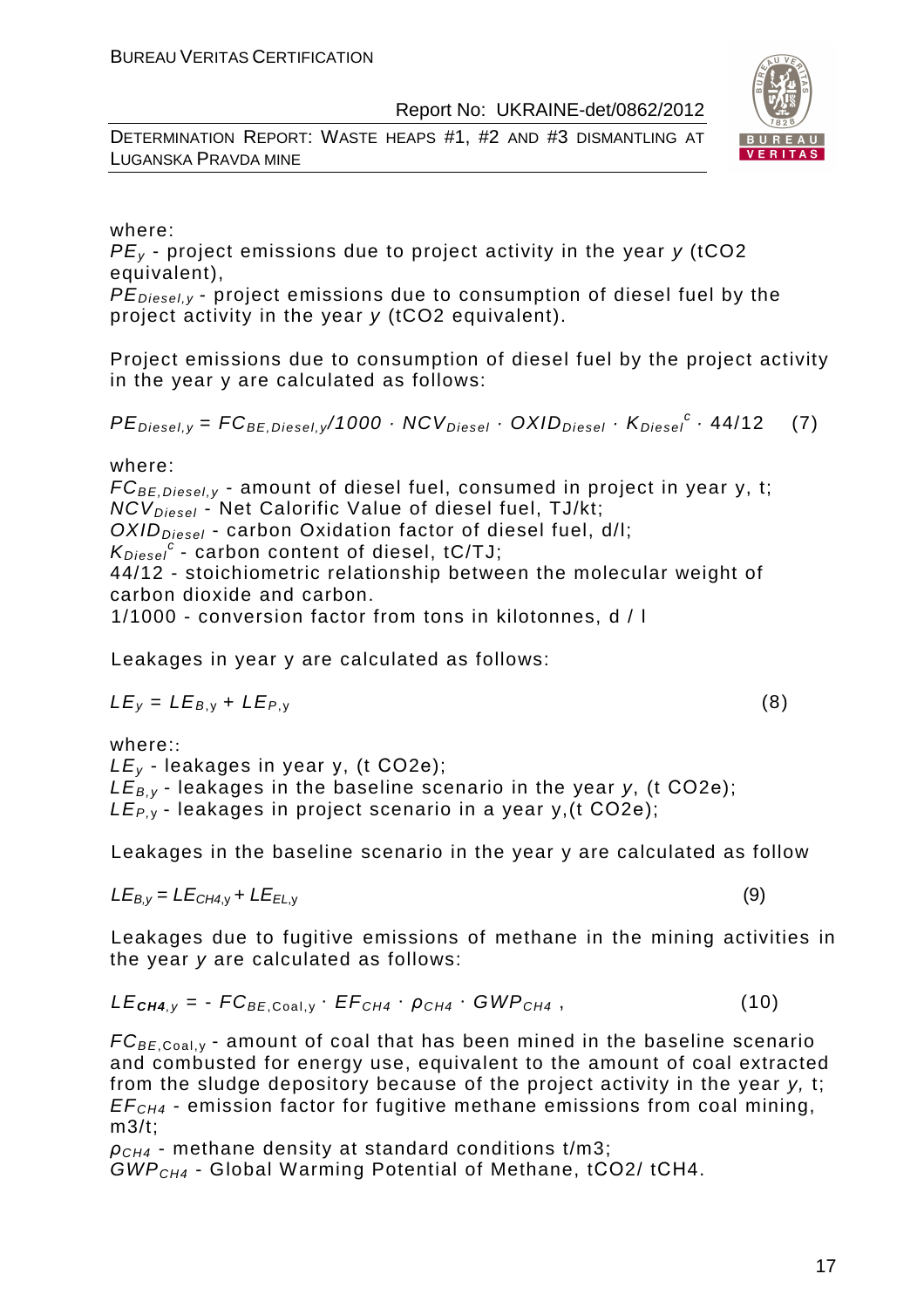where:

$PE_y$ - project emissions due to project activity in the year *y* (tCO2 equivalent),

$PE_{Diesel,y}$ - project emissions due to consumption of diesel fuel by the project activity in the year *y* (tCO2 equivalent).

Project emissions due to consumption of diesel fuel by the project activity in the year y are calculated as follows:

$$PE_{Diesel,y} = FC_{BE,Diesel,y}/1000 \cdot NCV_{Diesel} \cdot OXID_{Diesel} \cdot K_{Diesel}^{c} \cdot 44/12 \quad (7)$$

where:

$FC_{BE,Diesel,y}$ - amount of diesel fuel, consumed in project in year y, t;

$NCV_{Diesel}$ - Net Calorific Value of diesel fuel, TJ/kt;

$OXID_{Diesel}$ - carbon Oxidation factor of diesel fuel, d/l;

$K_{Diesel}^{c}$ - carbon content of diesel, tC/TJ;

44/12 - stoichiometric relationship between the molecular weight of carbon dioxide and carbon.

1/1000 - conversion factor from tons in kilotonnes, d / l

Leakages in year y are calculated as follows:

$$LE_y = LE_{B,y} + LE_{P,y} \quad (8)$$

where::

$LE_y$ - leakages in year y, (t CO2e);

$LE_{B,y}$ - leakages in the baseline scenario in the year *y*, (t CO2e);

$LE_{P,y}$ - leakages in project scenario in a year y,(t CO2e);

Leakages in the baseline scenario in the year y are calculated as follow

$$LE_{B,y} = LE_{CH4,y} + LE_{EL,y} \quad (9)$$

Leakages due to fugitive emissions of methane in the mining activities in the year *y* are calculated as follows:

$$LE_{CH4,y} = - FC_{BE,Coal,y} \cdot EF_{CH4} \cdot \rho_{CH4} \cdot GWP_{CH4} , \quad (10)$$

$FC_{BE,Coal,y}$ - amount of coal that has been mined in the baseline scenario and combusted for energy use, equivalent to the amount of coal extracted from the sludge depository because of the project activity in the year *y,* t;

$EF_{CH4}$ - emission factor for fugitive methane emissions from coal mining, m3/t;

$\rho_{CH4}$ - methane density at standard conditions t/m3;

$GWP_{CH4}$ - Global Warming Potential of Methane, tCO2/ tCH4.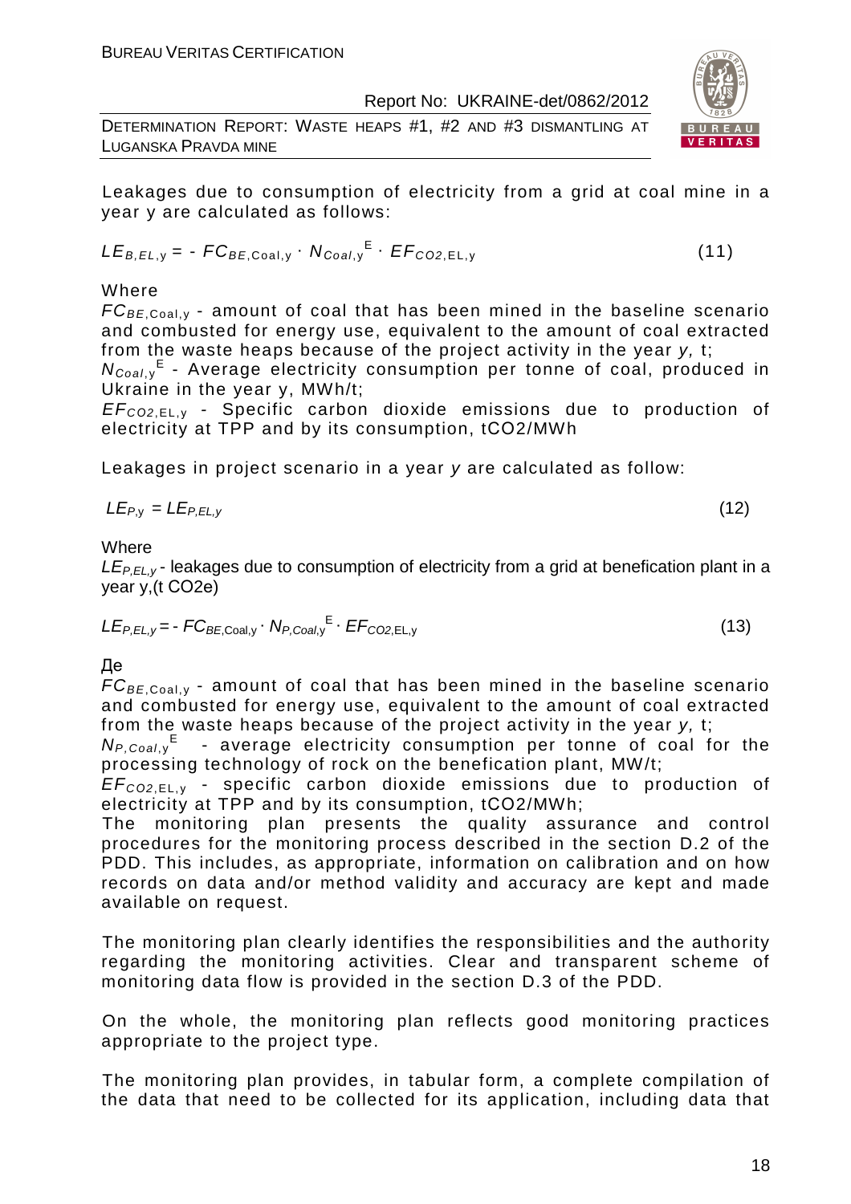Leakages due to consumption of electricity from a grid at coal mine in a year y are calculated as follows:

$$LE_{B,EL,y} = - FC_{BE,\text{Coal},y} \cdot N_{Coal,y}^{E} \cdot EF_{CO2,\text{EL},y} \quad (11)$$

Where

$FC_{BE,\text{Coal},y}$ - amount of coal that has been mined in the baseline scenario and combusted for energy use, equivalent to the amount of coal extracted from the waste heaps because of the project activity in the year *y,* t;

$N_{Coal,y}^{E}$ - Average electricity consumption per tonne of coal, produced in Ukraine in the year y, MWh/t;

$EF_{CO2,\text{EL},y}$ - Specific carbon dioxide emissions due to production of electricity at TPP and by its consumption, tCO2/MWh

Leakages in project scenario in a year *y* are calculated as follow:

$$LE_{P,y} = LE_{P,EL,y} \quad (12)$$

Where

$LE_{P,EL,y}$ - leakages due to consumption of electricity from a grid at benefication plant in a year y,(t CO2e)

$$LE_{P,EL,y} = - FC_{BE,\text{Coal},y} \cdot N_{P,Coal,y}^{E} \cdot EF_{CO2,\text{EL},y} \quad (13)$$

Де

$FC_{BE,\text{Coal},y}$ - amount of coal that has been mined in the baseline scenario and combusted for energy use, equivalent to the amount of coal extracted from the waste heaps because of the project activity in the year *y,* t;

$N_{P,Coal,y}^{E}$ - average electricity consumption per tonne of coal for the processing technology of rock on the benefication plant, MW/t;

$EF_{CO2,\text{EL},y}$ - specific carbon dioxide emissions due to production of electricity at TPP and by its consumption, tCO2/MWh;

The monitoring plan presents the quality assurance and control procedures for the monitoring process described in the section D.2 of the PDD. This includes, as appropriate, information on calibration and on how records on data and/or method validity and accuracy are kept and made available on request.

The monitoring plan clearly identifies the responsibilities and the authority regarding the monitoring activities. Clear and transparent scheme of monitoring data flow is provided in the section D.3 of the PDD.

On the whole, the monitoring plan reflects good monitoring practices appropriate to the project type.

The monitoring plan provides, in tabular form, a complete compilation of the data that need to be collected for its application, including data that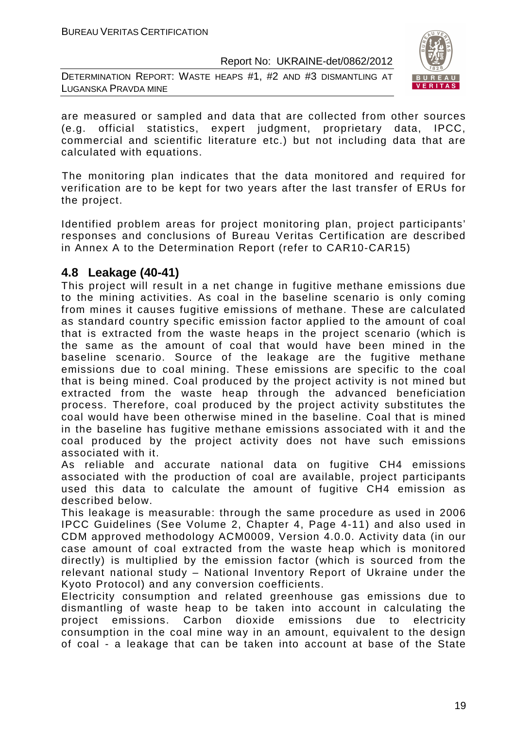are measured or sampled and data that are collected from other sources (e.g. official statistics, expert judgment, proprietary data, IPCC, commercial and scientific literature etc.) but not including data that are calculated with equations.

The monitoring plan indicates that the data monitored and required for verification are to be kept for two years after the last transfer of ERUs for the project.

Identified problem areas for project monitoring plan, project participants' responses and conclusions of Bureau Veritas Certification are described in Annex A to the Determination Report (refer to CAR10-CAR15)

## 4.8 Leakage (40-41)

This project will result in a net change in fugitive methane emissions due to the mining activities. As coal in the baseline scenario is only coming from mines it causes fugitive emissions of methane. These are calculated as standard country specific emission factor applied to the amount of coal that is extracted from the waste heaps in the project scenario (which is the same as the amount of coal that would have been mined in the baseline scenario. Source of the leakage are the fugitive methane emissions due to coal mining. These emissions are specific to the coal that is being mined. Coal produced by the project activity is not mined but extracted from the waste heap through the advanced beneficiation process. Therefore, coal produced by the project activity substitutes the coal would have been otherwise mined in the baseline. Coal that is mined in the baseline has fugitive methane emissions associated with it and the coal produced by the project activity does not have such emissions associated with it.

As reliable and accurate national data on fugitive $CH_4$ emissions associated with the production of coal are available, project participants used this data to calculate the amount of fugitive $CH_4$ emission as described below.

This leakage is measurable: through the same procedure as used in 2006 IPCC Guidelines (See Volume 2, Chapter 4, Page 4-11) and also used in CDM approved methodology ACM0009, Version 4.0.0. Activity data (in our case amount of coal extracted from the waste heap which is monitored directly) is multiplied by the emission factor (which is sourced from the relevant national study – National Inventory Report of Ukraine under the Kyoto Protocol) and any conversion coefficients.

Electricity consumption and related greenhouse gas emissions due to dismantling of waste heap to be taken into account in calculating the project emissions. Carbon dioxide emissions due to electricity consumption in the coal mine way in an amount, equivalent to the design of coal - a leakage that can be taken into account at base of the State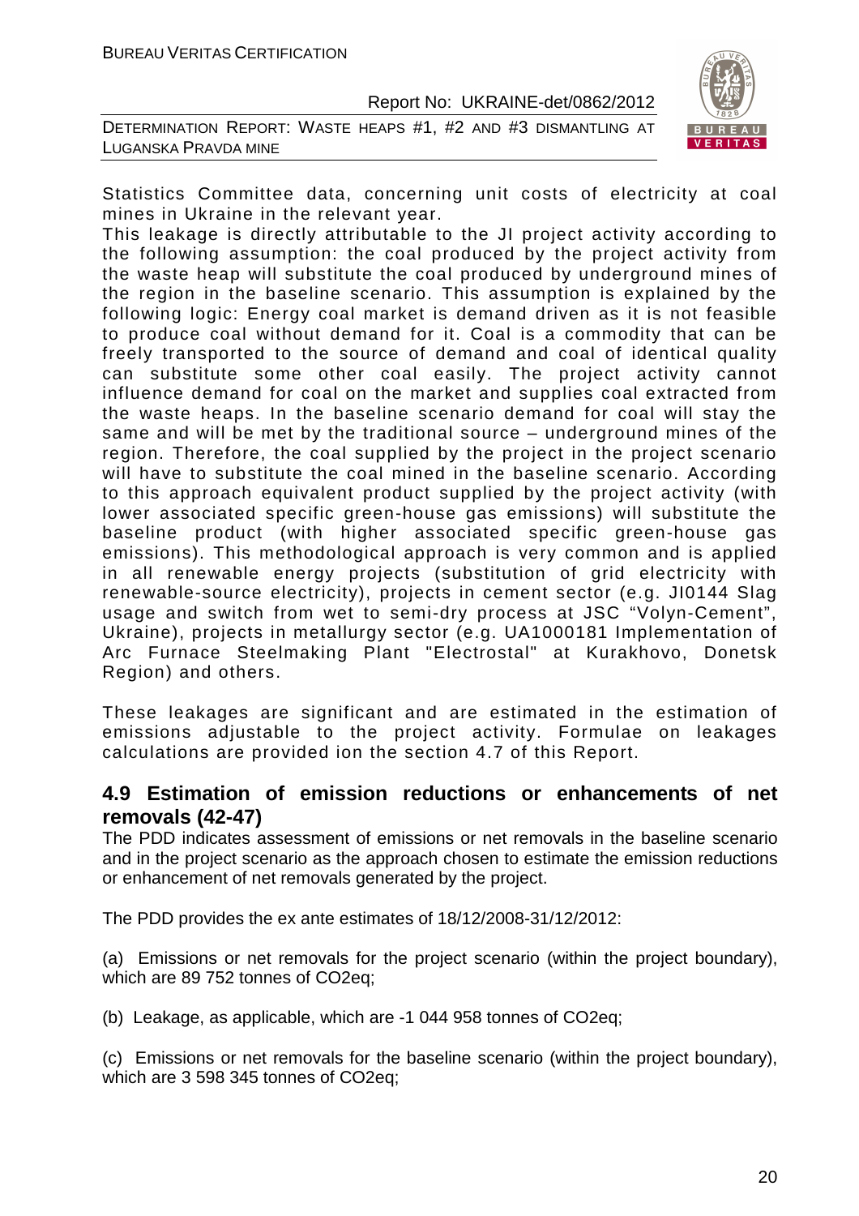Statistics Committee data, concerning unit costs of electricity at coal mines in Ukraine in the relevant year.

This leakage is directly attributable to the JI project activity according to the following assumption: the coal produced by the project activity from the waste heap will substitute the coal produced by underground mines of the region in the baseline scenario. This assumption is explained by the following logic: Energy coal market is demand driven as it is not feasible to produce coal without demand for it. Coal is a commodity that can be freely transported to the source of demand and coal of identical quality can substitute some other coal easily. The project activity cannot influence demand for coal on the market and supplies coal extracted from the waste heaps. In the baseline scenario demand for coal will stay the same and will be met by the traditional source – underground mines of the region. Therefore, the coal supplied by the project in the project scenario will have to substitute the coal mined in the baseline scenario. According to this approach equivalent product supplied by the project activity (with lower associated specific green-house gas emissions) will substitute the baseline product (with higher associated specific green-house gas emissions). This methodological approach is very common and is applied in all renewable energy projects (substitution of grid electricity with renewable-source electricity), projects in cement sector (e.g. JI0144 Slag usage and switch from wet to semi-dry process at JSC "Volyn-Cement", Ukraine), projects in metallurgy sector (e.g. UA1000181 Implementation of Arc Furnace Steelmaking Plant "Electrostal" at Kurakhovo, Donetsk Region) and others.

These leakages are significant and are estimated in the estimation of emissions adjustable to the project activity. Formulae on leakages calculations are provided ion the section 4.7 of this Report.

## 4.9 Estimation of emission reductions or enhancements of net removals (42-47)

The PDD indicates assessment of emissions or net removals in the baseline scenario and in the project scenario as the approach chosen to estimate the emission reductions or enhancement of net removals generated by the project.

The PDD provides the ex ante estimates of 18/12/2008-31/12/2012:

(a) Emissions or net removals for the project scenario (within the project boundary), which are 89 752 tonnes of CO2eq;

(b) Leakage, as applicable, which are -1 044 958 tonnes of CO2eq;

(c) Emissions or net removals for the baseline scenario (within the project boundary), which are 3 598 345 tonnes of CO2eq;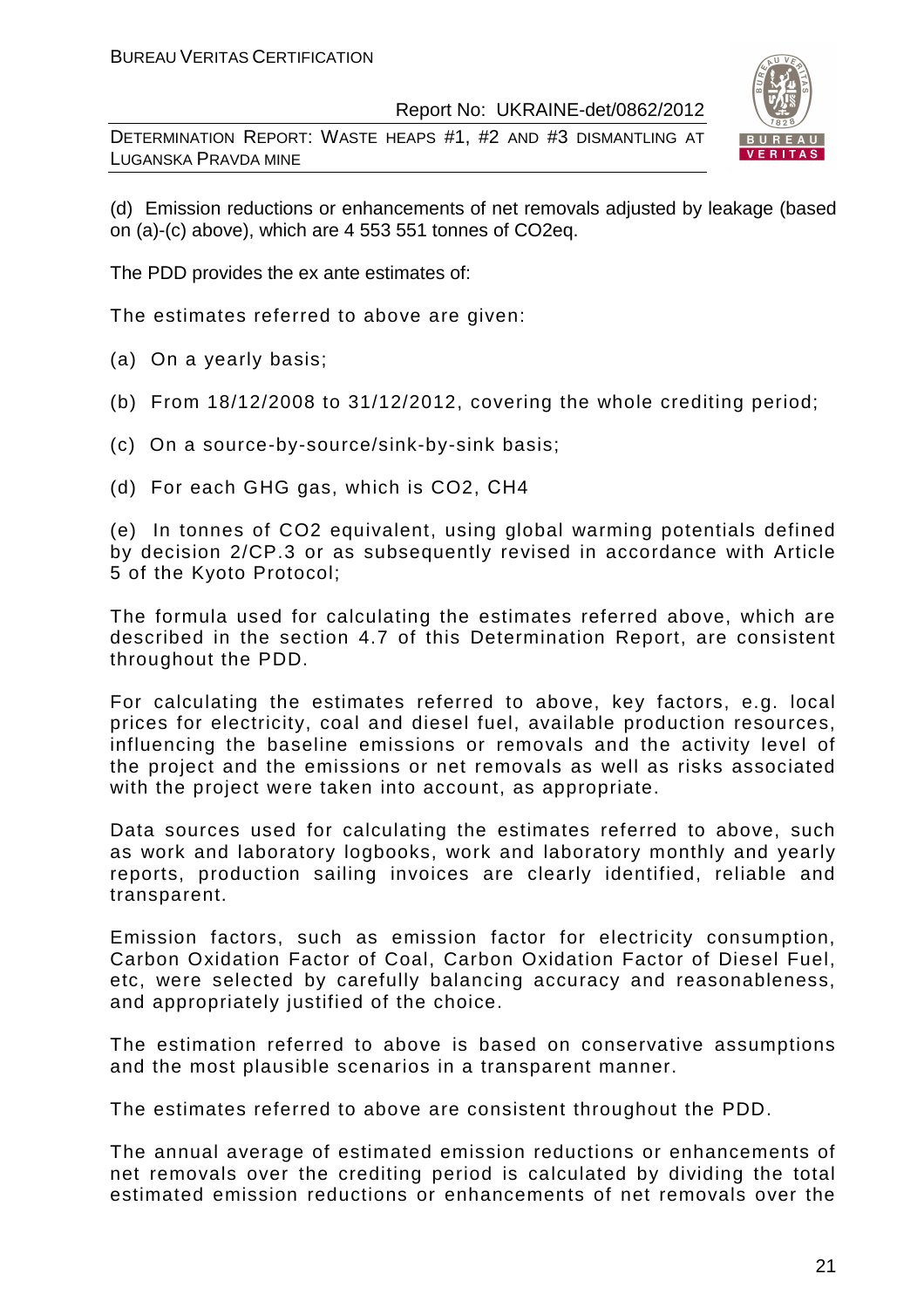(d) Emission reductions or enhancements of net removals adjusted by leakage (based on (a)-(c) above), which are 4 553 551 tonnes of CO2eq.

The PDD provides the ex ante estimates of:

The estimates referred to above are given:

(a) On a yearly basis;

(b) From 18/12/2008 to 31/12/2012, covering the whole crediting period;

(c) On a source-by-source/sink-by-sink basis;

(d) For each GHG gas, which is CO2, CH4

(e) In tonnes of CO2 equivalent, using global warming potentials defined by decision 2/CP.3 or as subsequently revised in accordance with Article 5 of the Kyoto Protocol;

The formula used for calculating the estimates referred above, which are described in the section 4.7 of this Determination Report, are consistent throughout the PDD.

For calculating the estimates referred to above, key factors, e.g. local prices for electricity, coal and diesel fuel, available production resources, influencing the baseline emissions or removals and the activity level of the project and the emissions or net removals as well as risks associated with the project were taken into account, as appropriate.

Data sources used for calculating the estimates referred to above, such as work and laboratory logbooks, work and laboratory monthly and yearly reports, production sailing invoices are clearly identified, reliable and transparent.

Emission factors, such as emission factor for electricity consumption, Carbon Oxidation Factor of Coal, Carbon Oxidation Factor of Diesel Fuel, etc, were selected by carefully balancing accuracy and reasonableness, and appropriately justified of the choice.

The estimation referred to above is based on conservative assumptions and the most plausible scenarios in a transparent manner.

The estimates referred to above are consistent throughout the PDD.

The annual average of estimated emission reductions or enhancements of net removals over the crediting period is calculated by dividing the total estimated emission reductions or enhancements of net removals over the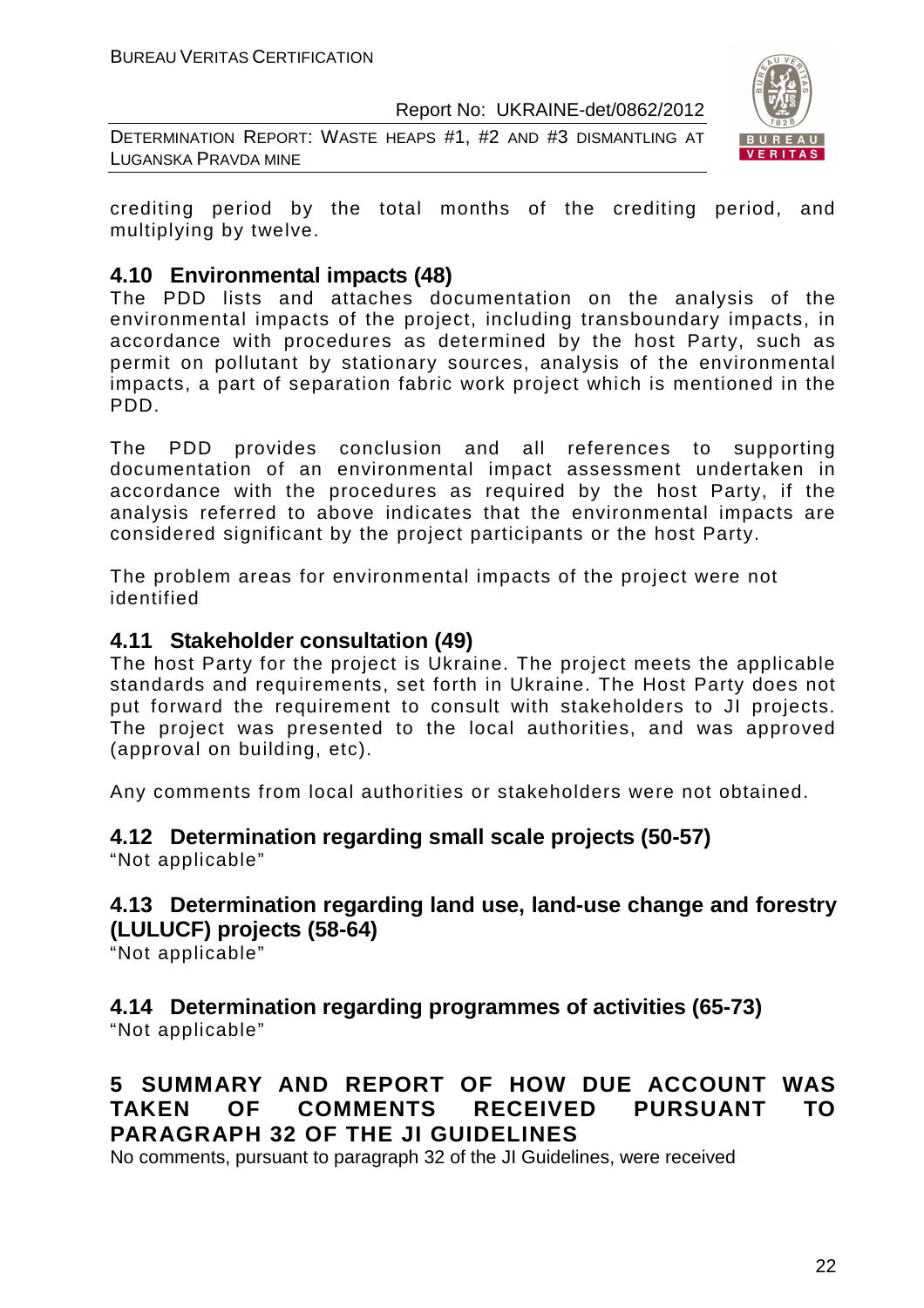crediting period by the total months of the crediting period, and multiplying by twelve.

## 4.10 Environmental impacts (48)

The PDD lists and attaches documentation on the analysis of the environmental impacts of the project, including transboundary impacts, in accordance with procedures as determined by the host Party, such as permit on pollutant by stationary sources, analysis of the environmental impacts, a part of separation fabric work project which is mentioned in the PDD.

The PDD provides conclusion and all references to supporting documentation of an environmental impact assessment undertaken in accordance with the procedures as required by the host Party, if the analysis referred to above indicates that the environmental impacts are considered significant by the project participants or the host Party.

The problem areas for environmental impacts of the project were not identified

## 4.11 Stakeholder consultation (49)

The host Party for the project is Ukraine. The project meets the applicable standards and requirements, set forth in Ukraine. The Host Party does not put forward the requirement to consult with stakeholders to JI projects. The project was presented to the local authorities, and was approved (approval on building, etc).

Any comments from local authorities or stakeholders were not obtained.

## 4.12 Determination regarding small scale projects (50-57)

"Not applicable"

## 4.13 Determination regarding land use, land-use change and forestry (LULUCF) projects (58-64)

"Not applicable"

## 4.14 Determination regarding programmes of activities (65-73)

"Not applicable"

# 5 SUMMARY AND REPORT OF HOW DUE ACCOUNT WAS TAKEN OF COMMENTS RECEIVED PURSUANT TO PARAGRAPH 32 OF THE JI GUIDELINES

No comments, pursuant to paragraph 32 of the JI Guidelines, were received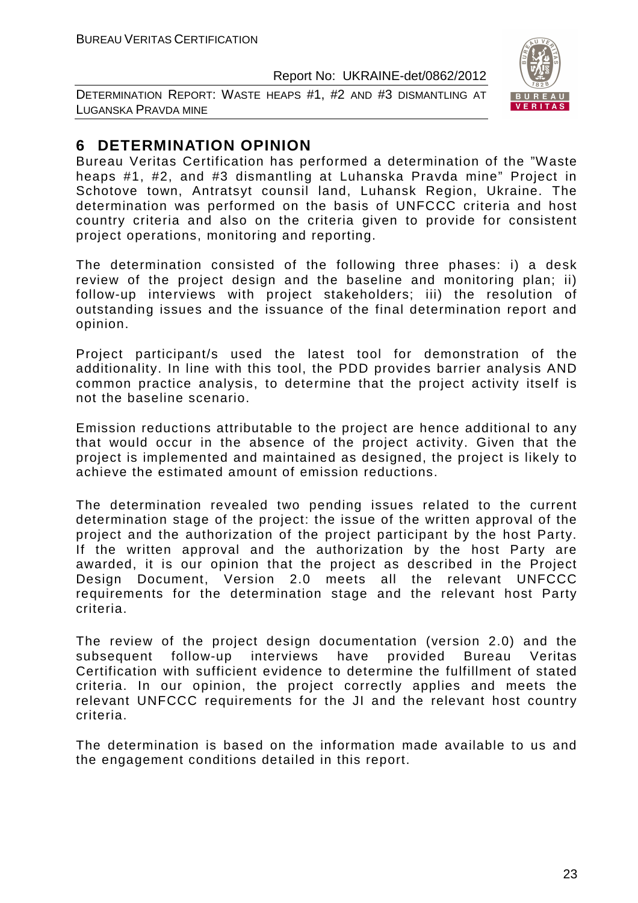## 6 DETERMINATION OPINION

Bureau Veritas Certification has performed a determination of the "Waste heaps #1, #2, and #3 dismantling at Luhanska Pravda mine" Project in Schotove town, Antratsyt counsil land, Luhansk Region, Ukraine. The determination was performed on the basis of UNFCCC criteria and host country criteria and also on the criteria given to provide for consistent project operations, monitoring and reporting.

The determination consisted of the following three phases: i) a desk review of the project design and the baseline and monitoring plan; ii) follow-up interviews with project stakeholders; iii) the resolution of outstanding issues and the issuance of the final determination report and opinion.

Project participant/s used the latest tool for demonstration of the additionality. In line with this tool, the PDD provides barrier analysis AND common practice analysis, to determine that the project activity itself is not the baseline scenario.

Emission reductions attributable to the project are hence additional to any that would occur in the absence of the project activity. Given that the project is implemented and maintained as designed, the project is likely to achieve the estimated amount of emission reductions.

The determination revealed two pending issues related to the current determination stage of the project: the issue of the written approval of the project and the authorization of the project participant by the host Party. If the written approval and the authorization by the host Party are awarded, it is our opinion that the project as described in the Project Design Document, Version 2.0 meets all the relevant UNFCCC requirements for the determination stage and the relevant host Party criteria.

The review of the project design documentation (version 2.0) and the subsequent follow-up interviews have provided Bureau Veritas Certification with sufficient evidence to determine the fulfillment of stated criteria. In our opinion, the project correctly applies and meets the relevant UNFCCC requirements for the JI and the relevant host country criteria.

The determination is based on the information made available to us and the engagement conditions detailed in this report.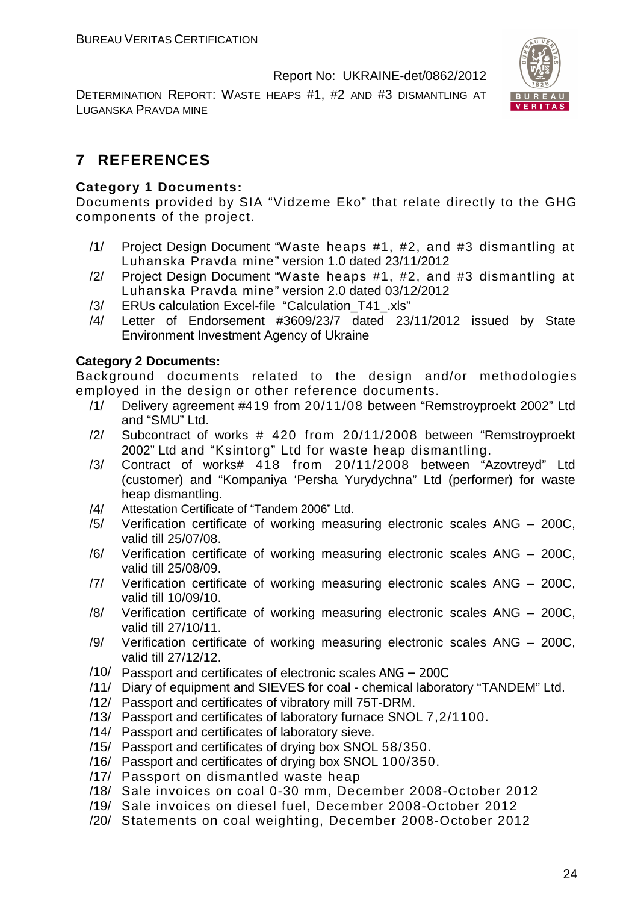# 7 REFERENCES

**Category 1 Documents:**

Documents provided by SIA "Vidzeme Eko" that relate directly to the GHG components of the project.

/1/ Project Design Document "Waste heaps #1, #2, and #3 dismantling at Luhanska Pravda mine" version 1.0 dated 23/11/2012

/2/ Project Design Document "Waste heaps #1, #2, and #3 dismantling at Luhanska Pravda mine" version 2.0 dated 03/12/2012

/3/ ERUs calculation Excel-file "Calculation_T41_.xls"

/4/ Letter of Endorsement #3609/23/7 dated 23/11/2012 issued by State Environment Investment Agency of Ukraine

**Category 2 Documents:**

Background documents related to the design and/or methodologies employed in the design or other reference documents.

/1/ Delivery agreement #419 from 20/11/08 between "Remstroyproekt 2002" Ltd and "SMU" Ltd.

/2/ Subcontract of works # 420 from 20/11/2008 between "Remstroyproekt 2002" Ltd and "Ksintorg" Ltd for waste heap dismantling.

/3/ Contract of works# 418 from 20/11/2008 between "Azovtreyd" Ltd (customer) and "Kompaniya 'Persha Yurydychna" Ltd (performer) for waste heap dismantling.

/4/ Attestation Certificate of "Tandem 2006" Ltd.

/5/ Verification certificate of working measuring electronic scales ANG – 200C, valid till 25/07/08.

/6/ Verification certificate of working measuring electronic scales ANG – 200C, valid till 25/08/09.

/7/ Verification certificate of working measuring electronic scales ANG – 200C, valid till 10/09/10.

/8/ Verification certificate of working measuring electronic scales ANG – 200C, valid till 27/10/11.

/9/ Verification certificate of working measuring electronic scales ANG – 200C, valid till 27/12/12.

/10/ Passport and certificates of electronic scales ANG – 200C

/11/ Diary of equipment and SIEVES for coal - chemical laboratory "TANDEM" Ltd.

/12/ Passport and certificates of vibratory mill 75T-DRM.

/13/ Passport and certificates of laboratory furnace SNOL 7,2/1100.

/14/ Passport and certificates of laboratory sieve.

/15/ Passport and certificates of drying box SNOL 58/350.

/16/ Passport and certificates of drying box SNOL 100/350.

/17/ Passport on dismantled waste heap

/18/ Sale invoices on coal 0-30 mm, December 2008-October 2012

/19/ Sale invoices on diesel fuel, December 2008-October 2012

/20/ Statements on coal weighting, December 2008-October 2012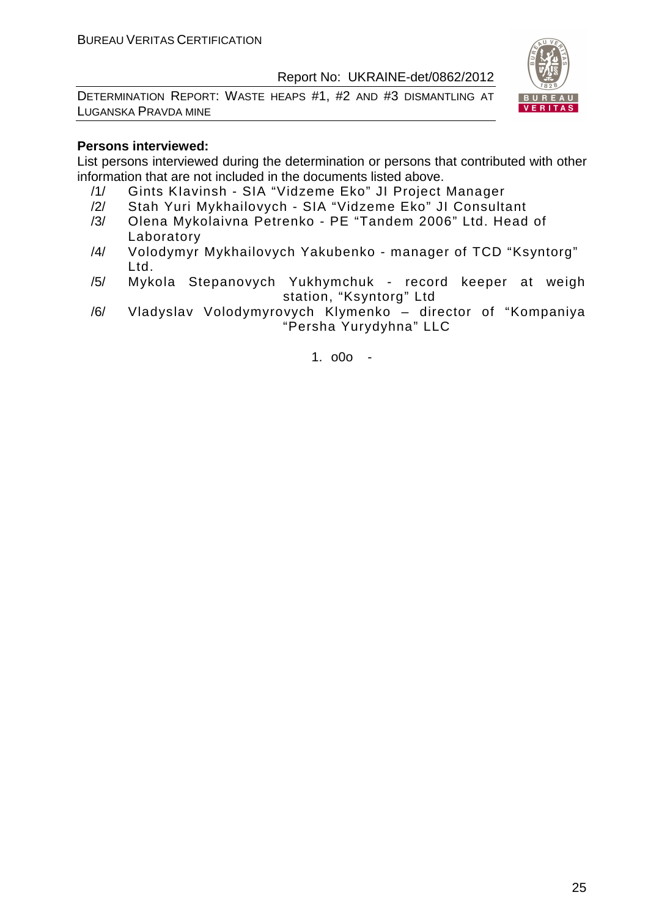**Persons interviewed:**

List persons interviewed during the determination or persons that contributed with other information that are not included in the documents listed above.

/1/ Gints Klavinsh - SIA "Vidzeme Eko" JI Project Manager

/2/ Stah Yuri Mykhailovych - SIA "Vidzeme Eko" JI Consultant

/3/ Olena Mykolaivna Petrenko - PE "Tandem 2006" Ltd. Head of Laboratory

/4/ Volodymyr Mykhailovych Yakubenko - manager of TCD "Ksyntorg" Ltd.

/5/ Mykola Stepanovych Yukhymchuk - record keeper at weigh station, "Ksyntorg" Ltd

/6/ Vladyslav Volodymyrovych Klymenko – director of "Kompaniya "Persha Yurydyhna" LLC

1. o0o -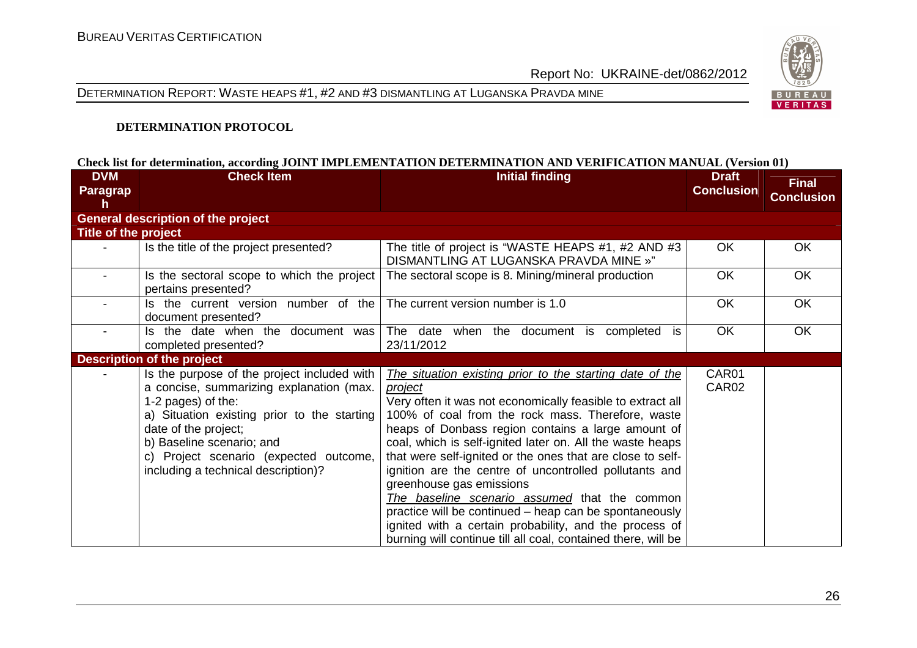**DETERMINATION PROTOCOL**

**Check list for determination, according JOINT IMPLEMENTATION DETERMINATION AND VERIFICATION MANUAL (Version 01)**

| DVM Paragraph | Check Item | Initial finding | Draft Conclusion | Final Conclusion |
|---|---|---|---|---|
| **General description of the project** | | | | |
| **Title of the project** | | | | |
| - | Is the title of the project presented? | The title of project is "WASTE HEAPS #1, #2 AND #3 DISMANTLING AT LUGANSKA PRAVDA MINE »" | OK | OK |
| - | Is the sectoral scope to which the project pertains presented? | The sectoral scope is 8. Mining/mineral production | OK | OK |
| - | Is the current version number of the document presented? | The current version number is 1.0 | OK | OK |
| - | Is the date when the document was completed presented? | The date when the document is completed is 23/11/2012 | OK | OK |
| **Description of the project** | | | | |
| - | Is the purpose of the project included with a concise, summarizing explanation (max. 1-2 pages) of the:<br>a) Situation existing prior to the starting date of the project;<br>b) Baseline scenario; and<br>c) Project scenario (expected outcome, including a technical description)? | _The situation existing prior to the starting date of the project_<br>Very often it was not economically feasible to extract all 100% of coal from the rock mass. Therefore, waste heaps of Donbass region contains a large amount of coal, which is self-ignited later on. All the waste heaps that were self-ignited or the ones that are close to self-ignition are the centre of uncontrolled pollutants and greenhouse gas emissions<br>_The baseline scenario assumed_ that the common practice will be continued – heap can be spontaneously ignited with a certain probability, and the process of burning will continue till all coal, contained there, will be | CAR01<br>CAR02 | |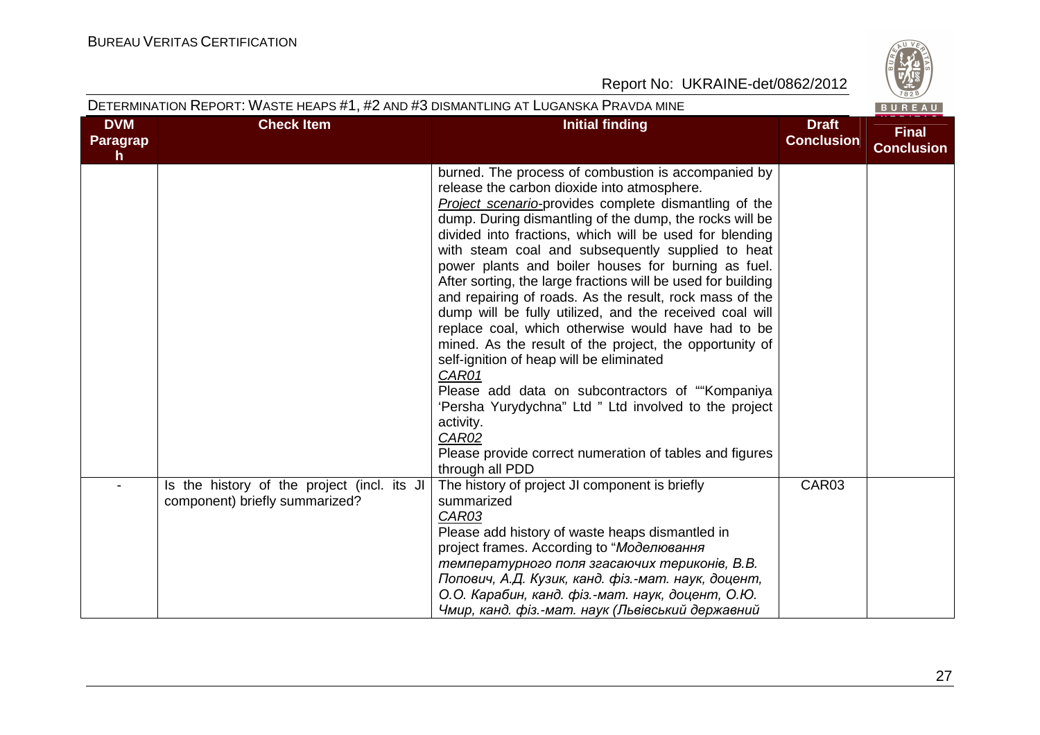| DVM Paragraph | Check Item | Initial finding | Draft Conclusion | Final Conclusion |
|---|---|---|---|---|
| | | burned. The process of combustion is accompanied by release the carbon dioxide into atmosphere.<br>*Project scenario*-provides complete dismantling of the dump. During dismantling of the dump, the rocks will be divided into fractions, which will be used for blending with steam coal and subsequently supplied to heat power plants and boiler houses for burning as fuel. After sorting, the large fractions will be used for building and repairing of roads. As the result, rock mass of the dump will be fully utilized, and the received coal will replace coal, which otherwise would have had to be mined. As the result of the project, the opportunity of self-ignition of heap will be eliminated<br>*CAR01*<br>Please add data on subcontractors of ""Kompaniya 'Persha Yurydychna" Ltd " Ltd involved to the project activity.<br>*CAR02*<br>Please provide correct numeration of tables and figures through all PDD | | |
| - | Is the history of the project (incl. its JI component) briefly summarized? | The history of project JI component is briefly summarized<br>*CAR03*<br>Please add history of waste heaps dismantled in project frames. According to "*Моделювання температурного поля згасаючих териконів, В.В. Попович, А.Д. Кузик, канд. фіз.-мат. наук, доцент, О.О. Карабин, канд. фіз.-мат. наук, доцент, О.Ю. Чмир, канд. фіз.-мат. наук (Львівський державний* | CAR03 | |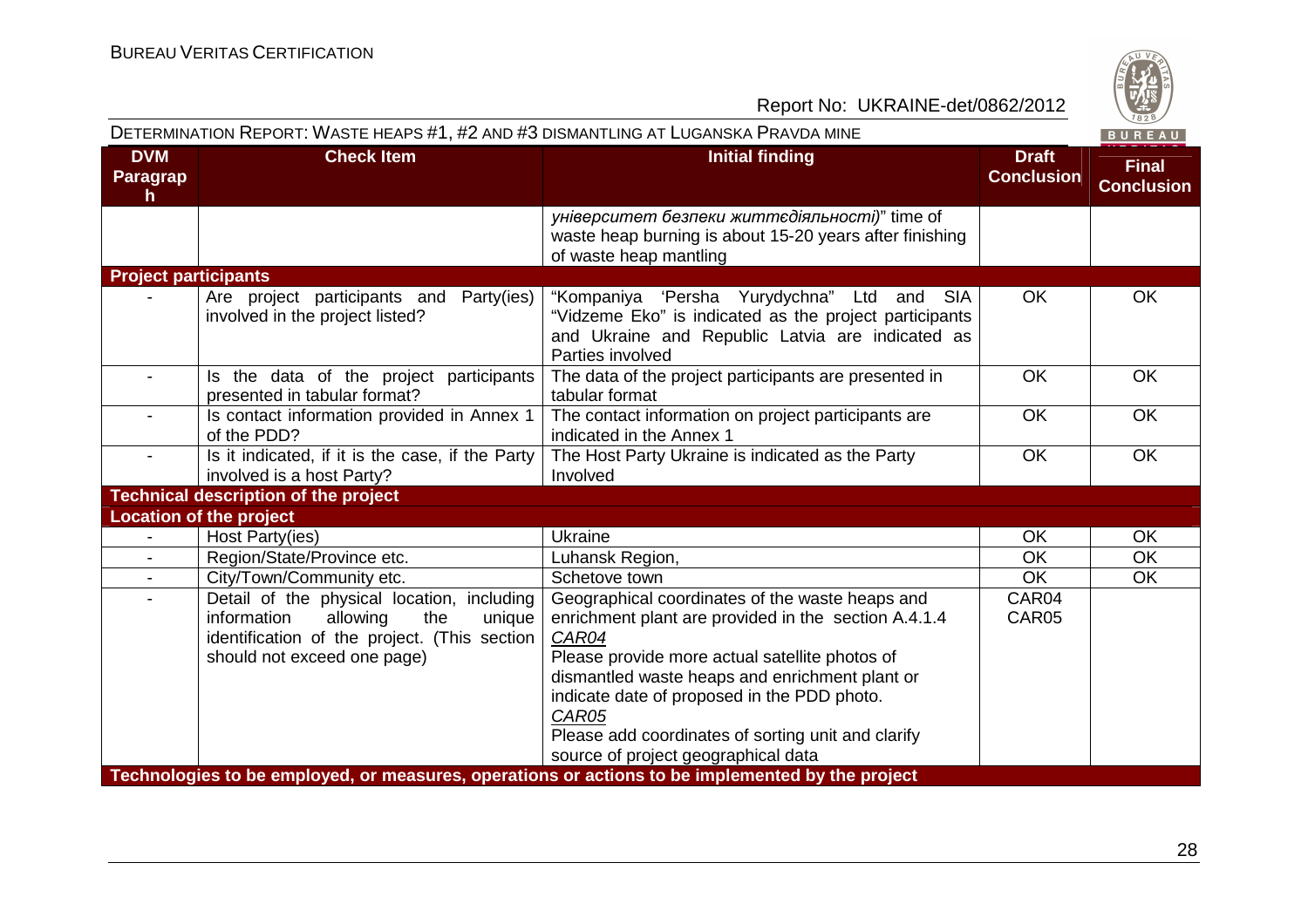| DVM Paragraph | Check Item | Initial finding | Draft Conclusion | Final Conclusion |
|---|---|---|---|---|
| | | *університет безпеки життєдіяльності)*" time of waste heap burning is about 15-20 years after finishing of waste heap mantling | | |
| **Project participants** | | | | |
| - | Are project participants and Party(ies) involved in the project listed? | "Kompaniya 'Persha Yurydychna" Ltd and SIA "Vidzeme Eko" is indicated as the project participants and Ukraine and Republic Latvia are indicated as Parties involved | OK | OK |
| - | Is the data of the project participants presented in tabular format? | The data of the project participants are presented in tabular format | OK | OK |
| - | Is contact information provided in Annex 1 of the PDD? | The contact information on project participants are indicated in the Annex 1 | OK | OK |
| - | Is it indicated, if it is the case, if the Party involved is a host Party? | The Host Party Ukraine is indicated as the Party Involved | OK | OK |
| **Technical description of the project** | | | | |
| **Location of the project** | | | | |
| - | Host Party(ies) | Ukraine | OK | OK |
| - | Region/State/Province etc. | Luhansk Region, | OK | OK |
| - | City/Town/Community etc. | Schetove town | OK | OK |
| - | Detail of the physical location, including information allowing the unique identification of the project. (This section should not exceed one page) | Geographical coordinates of the waste heaps and enrichment plant are provided in the section A.4.1.4<br>*CAR04*<br>Please provide more actual satellite photos of dismantled waste heaps and enrichment plant or indicate date of proposed in the PDD photo.<br>*CAR05*<br>Please add coordinates of sorting unit and clarify source of project geographical data | CAR04<br>CAR05 | |
| **Technologies to be employed, or measures, operations or actions to be implemented by the project** | | | | |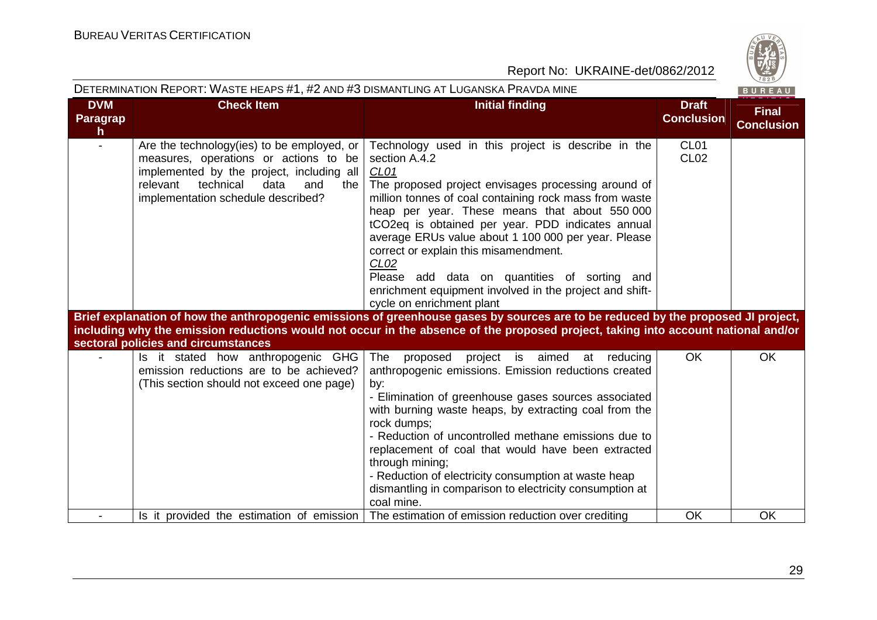| DVM Paragraph | Check Item | Initial finding | Draft Conclusion | Final Conclusion |
|---|---|---|---|---|
| - | Are the technology(ies) to be employed, or measures, operations or actions to be implemented by the project, including all relevant technical data and the implementation schedule described? | Technology used in this project is describe in the section A.4.2<br>*CL01*<br>The proposed project envisages processing around of million tonnes of coal containing rock mass from waste heap per year. These means that about 550 000 tCO2eq is obtained per year. PDD indicates annual average ERUs value about 1 100 000 per year. Please correct or explain this misamendment.<br>*CL02*<br>Please add data on quantities of sorting and enrichment equipment involved in the project and shift-cycle on enrichment plant | CL01<br>CL02 | |
| **Brief explanation of how the anthropogenic emissions of greenhouse gases by sources are to be reduced by the proposed JI project, including why the emission reductions would not occur in the absence of the proposed project, taking into account national and/or sectoral policies and circumstances** | | | | |
| - | Is it stated how anthropogenic GHG emission reductions are to be achieved? (This section should not exceed one page) | The proposed project is aimed at reducing anthropogenic emissions. Emission reductions created by:<br>- Elimination of greenhouse gases sources associated with burning waste heaps, by extracting coal from the rock dumps;<br>- Reduction of uncontrolled methane emissions due to replacement of coal that would have been extracted through mining;<br>- Reduction of electricity consumption at waste heap dismantling in comparison to electricity consumption at coal mine. | OK | OK |
| - | Is it provided the estimation of emission | The estimation of emission reduction over crediting | OK | OK |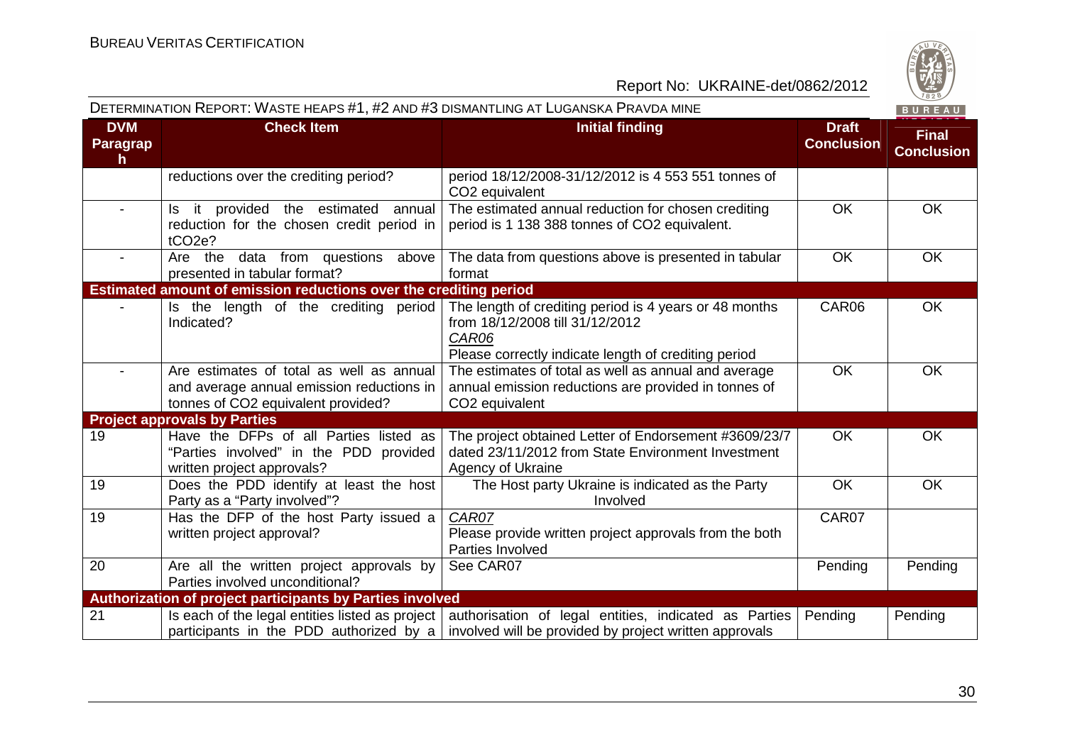| DVM Paragraph | Check Item | Initial finding | Draft Conclusion | Final Conclusion |
|---|---|---|---|---|
| | reductions over the crediting period? | period 18/12/2008-31/12/2012 is 4 553 551 tonnes of $CO_2$ equivalent | | |
| - | Is it provided the estimated annual reduction for the chosen credit period in $tCO_2e$? | The estimated annual reduction for chosen crediting period is 1 138 388 tonnes of $CO_2$ equivalent. | OK | OK |
| - | Are the data from questions above presented in tabular format? | The data from questions above is presented in tabular format | OK | OK |
| **Estimated amount of emission reductions over the crediting period** | | | | |
| - | Is the length of the crediting period Indicated? | The length of crediting period is 4 years or 48 months from 18/12/2008 till 31/12/2012<br>*CAR06*<br>Please correctly indicate length of crediting period | CAR06 | OK |
| - | Are estimates of total as well as annual and average annual emission reductions in tonnes of $CO_2$ equivalent provided? | The estimates of total as well as annual and average annual emission reductions are provided in tonnes of $CO_2$ equivalent | OK | OK |
| **Project approvals by Parties** | | | | |
| 19 | Have the DFPs of all Parties listed as "Parties involved" in the PDD provided written project approvals? | The project obtained Letter of Endorsement #3609/23/7 dated 23/11/2012 from State Environment Investment Agency of Ukraine | OK | OK |
| 19 | Does the PDD identify at least the host Party as a "Party involved"? | The Host party Ukraine is indicated as the Party Involved | OK | OK |
| 19 | Has the DFP of the host Party issued a written project approval? | *CAR07*<br>Please provide written project approvals from the both Parties Involved | CAR07 | |
| 20 | Are all the written project approvals by Parties involved unconditional? | See CAR07 | Pending | Pending |
| **Authorization of project participants by Parties involved** | | | | |
| 21 | Is each of the legal entities listed as project participants in the PDD authorized by a | authorisation of legal entities, indicated as Parties involved will be provided by project written approvals | Pending | Pending |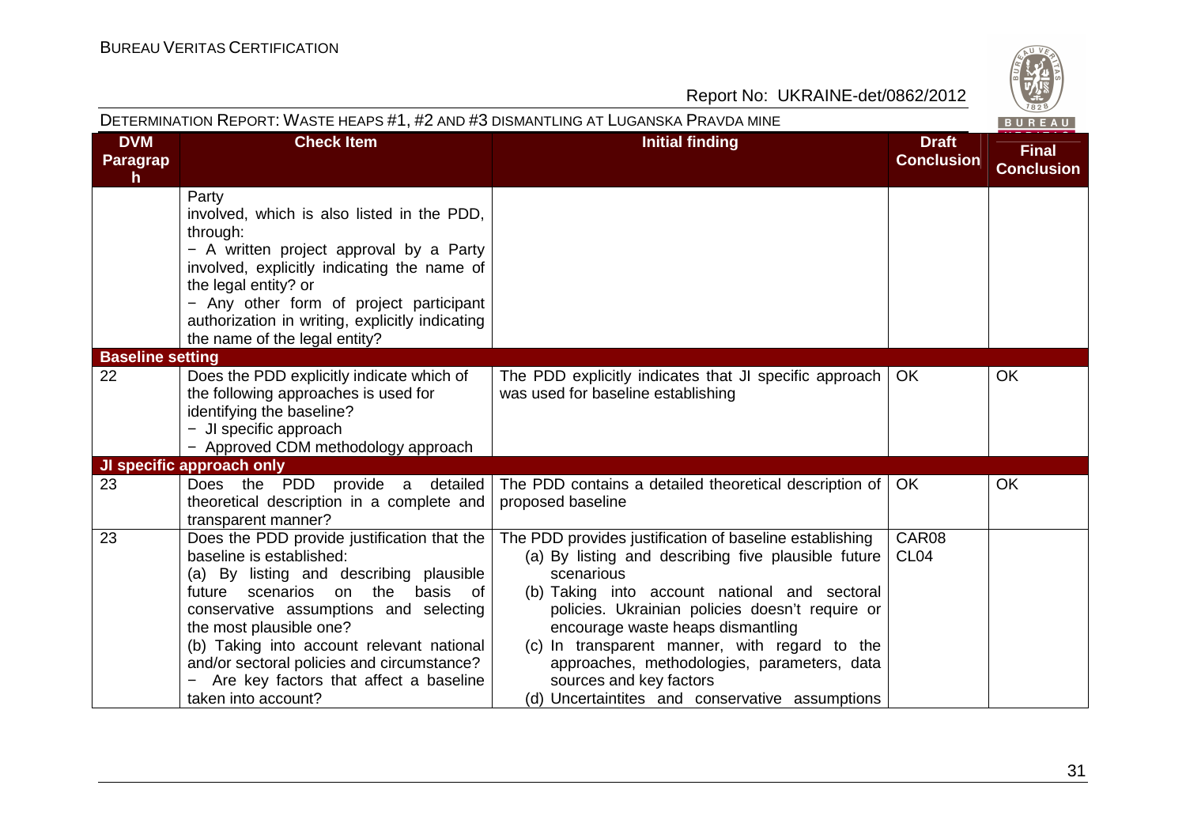| DVM Paragraph | Check Item | Initial finding | Draft Conclusion | Final Conclusion |
|---|---|---|---|---|
| | Party involved, which is also listed in the PDD, through:<br>− A written project approval by a Party involved, explicitly indicating the name of the legal entity? or<br>− Any other form of project participant authorization in writing, explicitly indicating the name of the legal entity? | | | |
| **Baseline setting** | | | | |
| 22 | Does the PDD explicitly indicate which of the following approaches is used for identifying the baseline?<br>− JI specific approach<br>− Approved CDM methodology approach | The PDD explicitly indicates that JI specific approach was used for baseline establishing | OK | OK |
| **JI specific approach only** | | | | |
| 23 | Does the PDD provide a detailed theoretical description in a complete and transparent manner? | The PDD contains a detailed theoretical description of proposed baseline | OK | OK |
| 23 | Does the PDD provide justification that the baseline is established:<br>(a) By listing and describing plausible future scenarios on the basis of conservative assumptions and selecting the most plausible one?<br>(b) Taking into account relevant national and/or sectoral policies and circumstance?<br>− Are key factors that affect a baseline taken into account? | The PDD provides justification of baseline establishing<br>(a) By listing and describing five plausible future scenarious<br>(b) Taking into account national and sectoral policies. Ukrainian policies doesn't require or encourage waste heaps dismantling<br>(c) In transparent manner, with regard to the approaches, methodologies, parameters, data sources and key factors<br>(d) Uncertaintites and conservative assumptions | CAR08<br>CL04 | |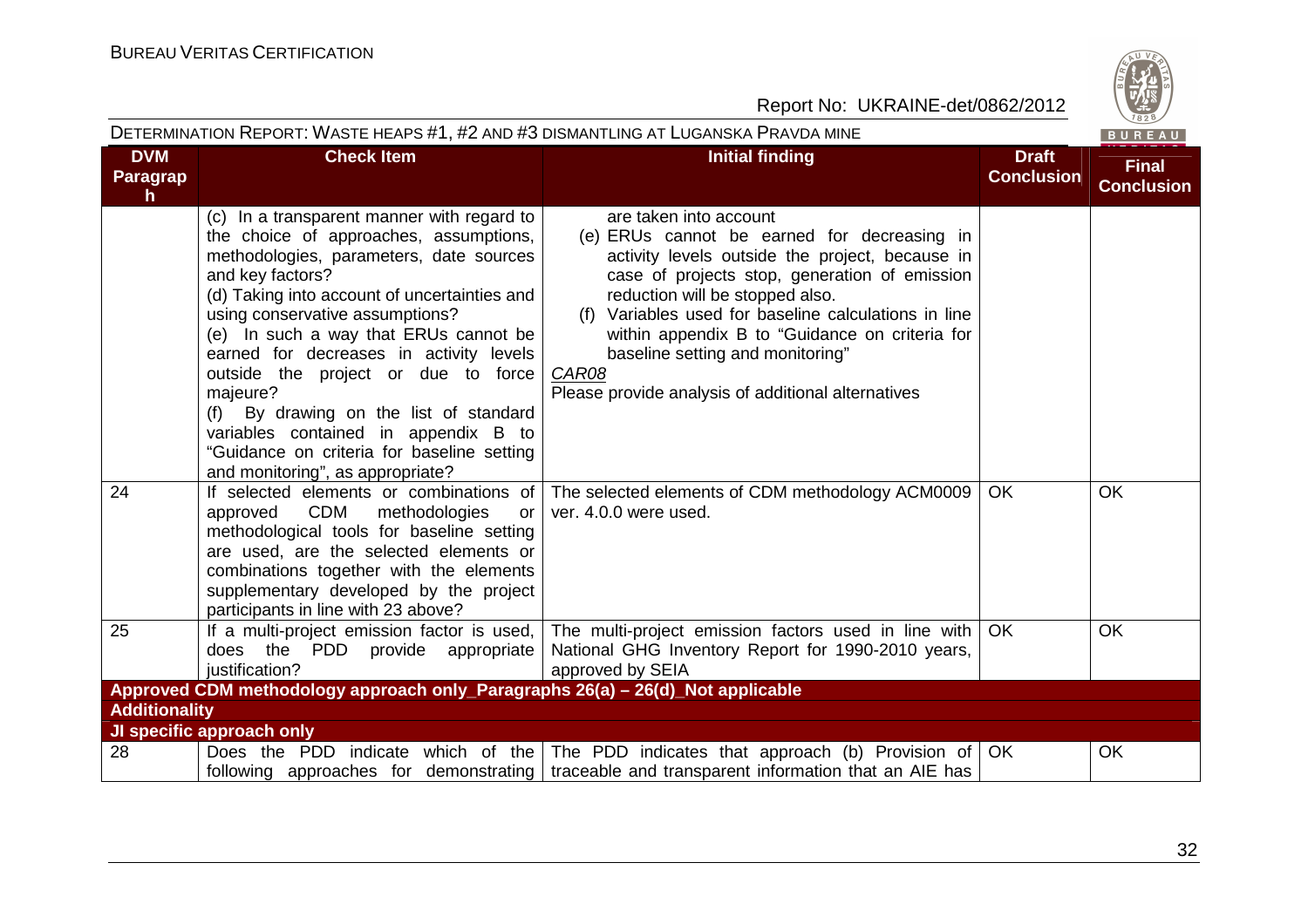| DVM Paragraph | Check Item | Initial finding | Draft Conclusion | Final Conclusion |
|---|---|---|---|---|
| | (c) In a transparent manner with regard to the choice of approaches, assumptions, methodologies, parameters, date sources and key factors?<br>(d) Taking into account of uncertainties and using conservative assumptions?<br>(e) In such a way that ERUs cannot be earned for decreases in activity levels outside the project or due to force majeure?<br>(f) By drawing on the list of standard variables contained in appendix B to "Guidance on criteria for baseline setting and monitoring", as appropriate? | are taken into account<br>(e) ERUs cannot be earned for decreasing in activity levels outside the project, because in case of projects stop, generation of emission reduction will be stopped also.<br>(f) Variables used for baseline calculations in line within appendix B to "Guidance on criteria for baseline setting and monitoring"<br>*CAR08*<br>Please provide analysis of additional alternatives | | |
| 24 | If selected elements or combinations of approved CDM methodologies or methodological tools for baseline setting are used, are the selected elements or combinations together with the elements supplementary developed by the project participants in line with 23 above? | The selected elements of CDM methodology ACM0009 ver. 4.0.0 were used. | OK | OK |
| 25 | If a multi-project emission factor is used, does the PDD provide appropriate justification? | The multi-project emission factors used in line with National GHG Inventory Report for 1990-2010 years, approved by SEIA | OK | OK |
| **Approved CDM methodology approach only_Paragraphs 26(a) – 26(d)_Not applicable** | | | | |
| **Additionality** | | | | |
| **JI specific approach only** | | | | |
| 28 | Does the PDD indicate which of the following approaches for demonstrating | The PDD indicates that approach (b) Provision of traceable and transparent information that an AIE has | OK | OK |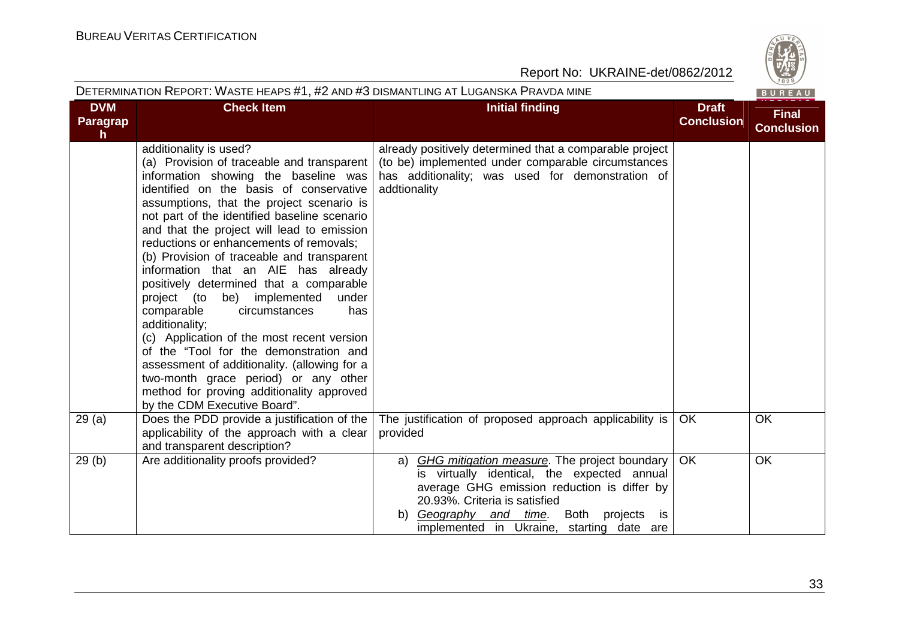| DVM Paragraph | Check Item | Initial finding | Draft Conclusion | Final Conclusion |
|---|---|---|---|---|
| | additionality is used?<br>(a) Provision of traceable and transparent information showing the baseline was identified on the basis of conservative assumptions, that the project scenario is not part of the identified baseline scenario and that the project will lead to emission reductions or enhancements of removals;<br>(b) Provision of traceable and transparent information that an AIE has already positively determined that a comparable project (to be) implemented under comparable circumstances has additionality;<br>(c) Application of the most recent version of the "Tool for the demonstration and assessment of additionality. (allowing for a two-month grace period) or any other method for proving additionality approved by the CDM Executive Board". | already positively determined that a comparable project (to be) implemented under comparable circumstances has additionality; was used for demonstration of addtionality | | |
| 29 (a) | Does the PDD provide a justification of the applicability of the approach with a clear and transparent description? | The justification of proposed approach applicability is provided | OK | OK |
| 29 (b) | Are additionality proofs provided? | a) _GHG mitigation measure_. The project boundary is virtually identical, the expected annual average GHG emission reduction is differ by 20.93%. Criteria is satisfied<br>b) _Geography and time_. Both projects is implemented in Ukraine, starting date are | OK | OK |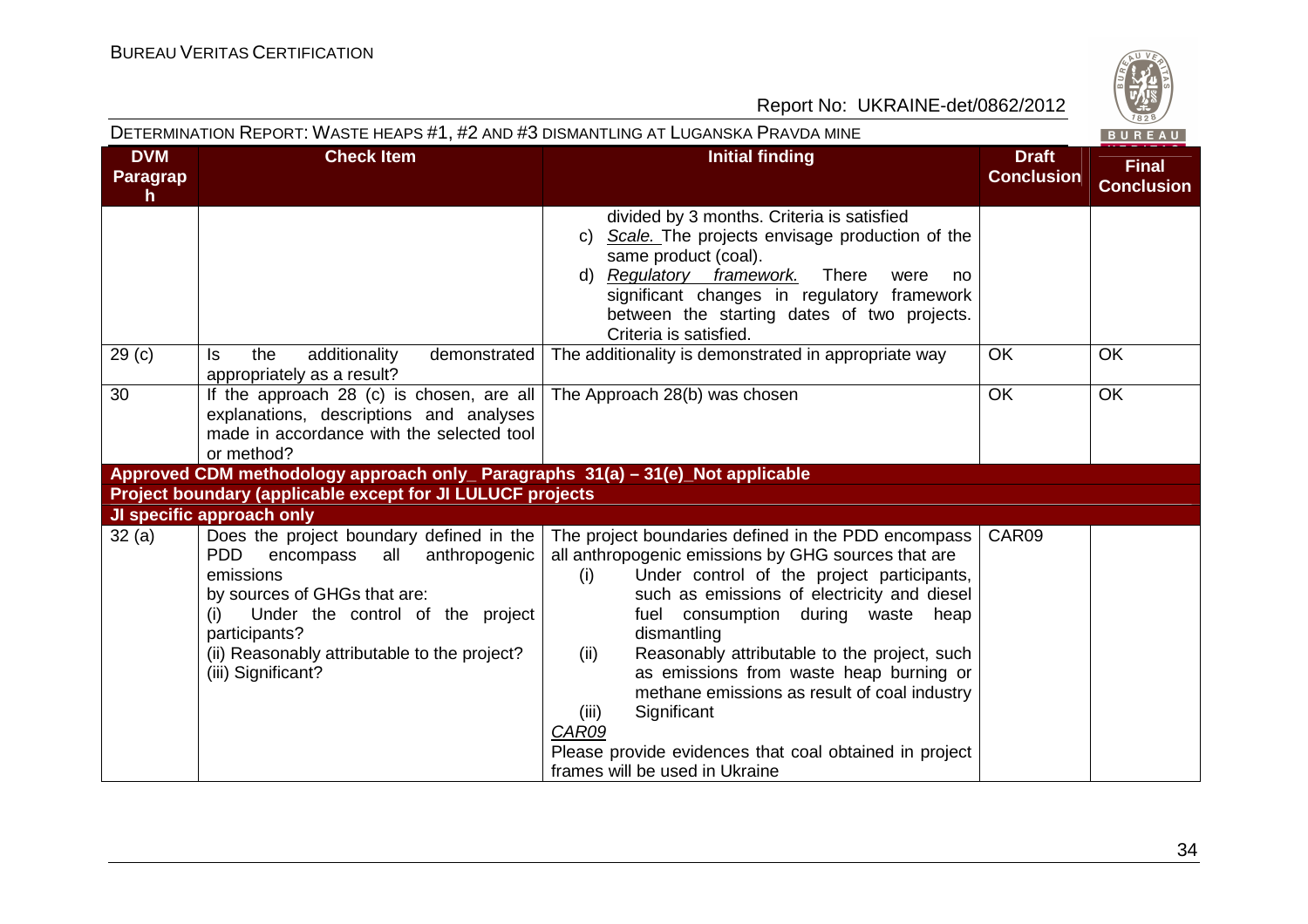| DVM Paragraph | Check Item | Initial finding | Draft Conclusion | Final Conclusion |
|---|---|---|---|---|
| | | divided by 3 months. Criteria is satisfied<br>c) *Scale.* The projects envisage production of the same product (coal).<br>d) *Regulatory framework.* There were no significant changes in regulatory framework between the starting dates of two projects. Criteria is satisfied. | | |
| 29 (c) | Is the additionality demonstrated appropriately as a result? | The additionality is demonstrated in appropriate way | OK | OK |
| 30 | If the approach 28 (c) is chosen, are all explanations, descriptions and analyses made in accordance with the selected tool or method? | The Approach 28(b) was chosen | OK | OK |
| **Approved CDM methodology approach only_ Paragraphs 31(a) – 31(e)_Not applicable** | | | | |
| **Project boundary (applicable except for JI LULUCF projects** | | | | |
| **JI specific approach only** | | | | |
| 32 (a) | Does the project boundary defined in the PDD encompass all anthropogenic emissions by sources of GHGs that are:<br>(i) Under the control of the project participants?<br>(ii) Reasonably attributable to the project?<br>(iii) Significant? | The project boundaries defined in the PDD encompass all anthropogenic emissions by GHG sources that are<br>(i) Under control of the project participants, such as emissions of electricity and diesel fuel consumption during waste heap dismantling<br>(ii) Reasonably attributable to the project, such as emissions from waste heap burning or methane emissions as result of coal industry<br>(iii) Significant<br>*CAR09*<br>Please provide evidences that coal obtained in project frames will be used in Ukraine | CAR09 | |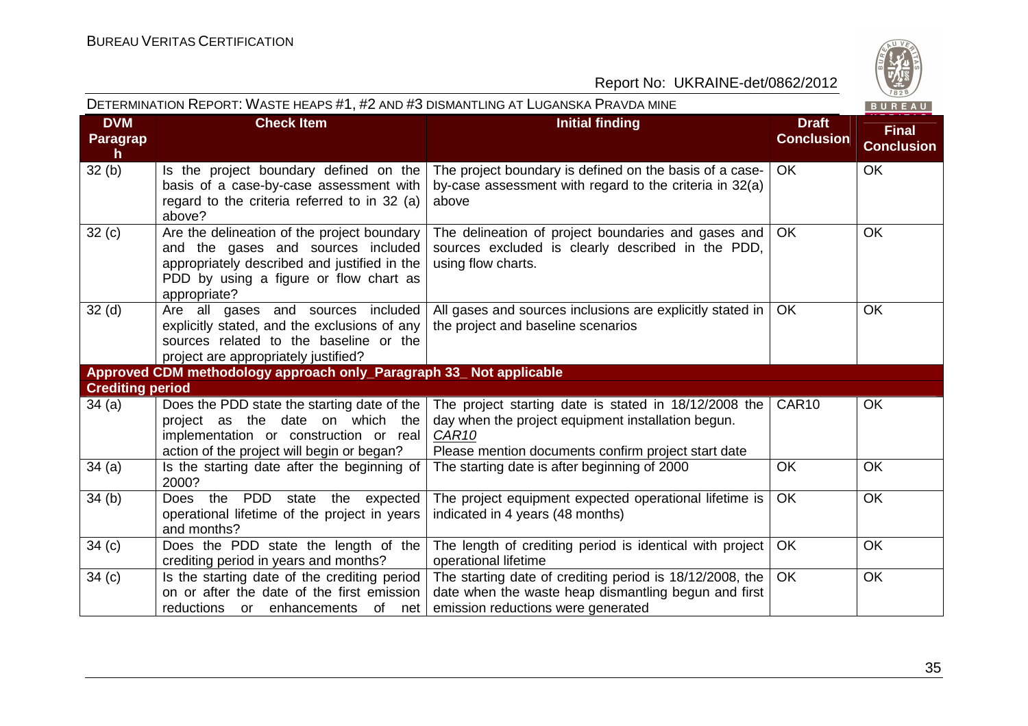| DVM Paragraph | Check Item | Initial finding | Draft Conclusion | Final Conclusion |
|---|---|---|---|---|
| 32 (b) | Is the project boundary defined on the basis of a case-by-case assessment with regard to the criteria referred to in 32 (a) above? | The project boundary is defined on the basis of a case-by-case assessment with regard to the criteria in 32(a) above | OK | OK |
| 32 (c) | Are the delineation of the project boundary and the gases and sources included appropriately described and justified in the PDD by using a figure or flow chart as appropriate? | The delineation of project boundaries and gases and sources excluded is clearly described in the PDD, using flow charts. | OK | OK |
| 32 (d) | Are all gases and sources included explicitly stated, and the exclusions of any sources related to the baseline or the project are appropriately justified? | All gases and sources inclusions are explicitly stated in the project and baseline scenarios | OK | OK |
| **Approved CDM methodology approach only_Paragraph 33_ Not applicable** | | | | |
| **Crediting period** | | | | |
| 34 (a) | Does the PDD state the starting date of the project as the date on which the implementation or construction or real action of the project will begin or began? | The project starting date is stated in 18/12/2008 the day when the project equipment installation begun.<br>*CAR10*<br>Please mention documents confirm project start date | CAR10 | OK |
| 34 (a) | Is the starting date after the beginning of 2000? | The starting date is after beginning of 2000 | OK | OK |
| 34 (b) | Does the PDD state the expected operational lifetime of the project in years and months? | The project equipment expected operational lifetime is indicated in 4 years (48 months) | OK | OK |
| 34 (c) | Does the PDD state the length of the crediting period in years and months? | The length of crediting period is identical with project operational lifetime | OK | OK |
| 34 (c) | Is the starting date of the crediting period on or after the date of the first emission reductions or enhancements of net | The starting date of crediting period is 18/12/2008, the date when the waste heap dismantling begun and first emission reductions were generated | OK | OK |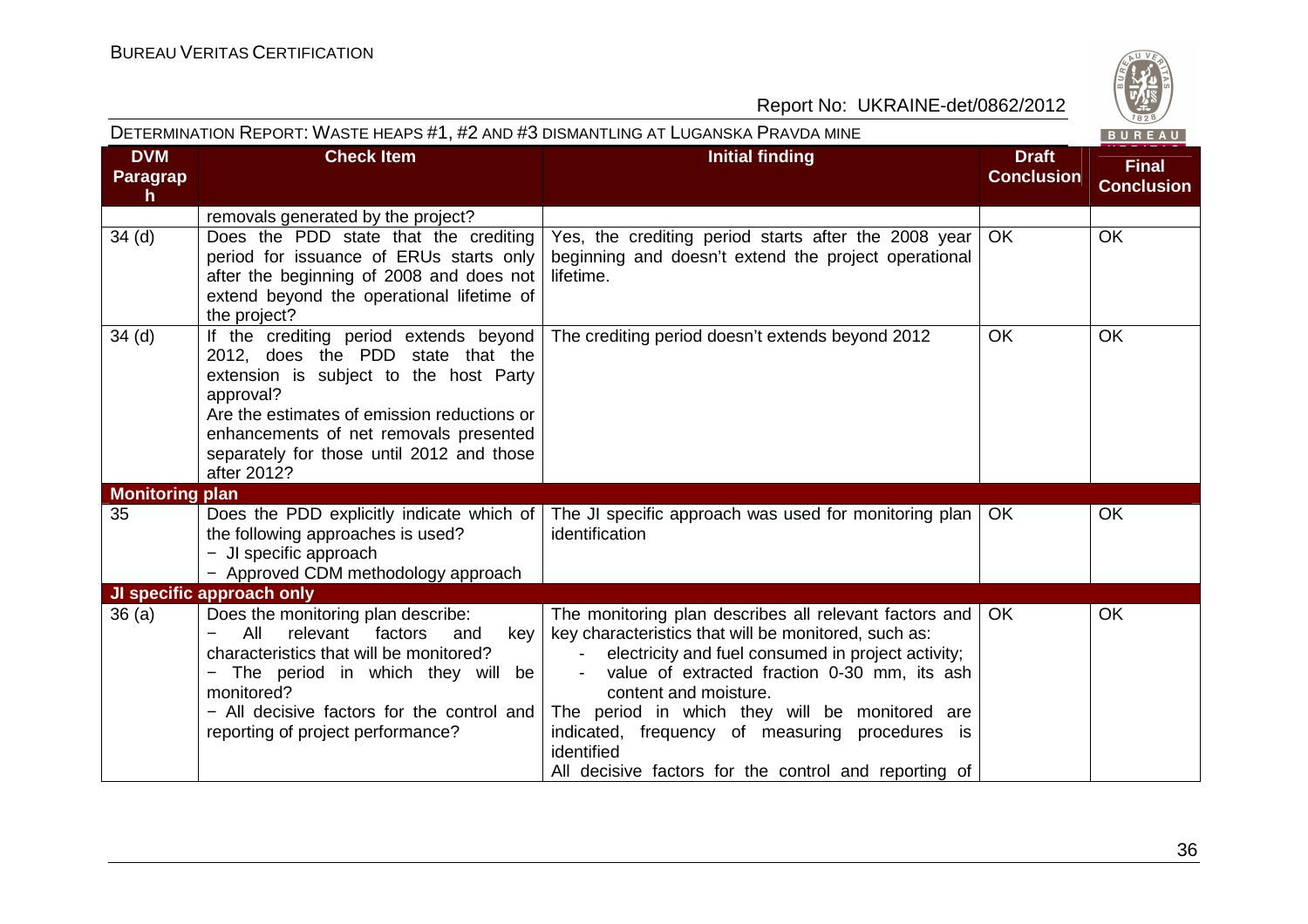| DVM Paragraph | Check Item | Initial finding | Draft Conclusion | Final Conclusion |
|---|---|---|---|---|
| | removals generated by the project? | | | |
| 34 (d) | Does the PDD state that the crediting period for issuance of ERUs starts only after the beginning of 2008 and does not extend beyond the operational lifetime of the project? | Yes, the crediting period starts after the 2008 year beginning and doesn't extend the project operational lifetime. | OK | OK |
| 34 (d) | If the crediting period extends beyond 2012, does the PDD state that the extension is subject to the host Party approval?<br>Are the estimates of emission reductions or enhancements of net removals presented separately for those until 2012 and those after 2012? | The crediting period doesn't extends beyond 2012 | OK | OK |
| **Monitoring plan** | | | | |
| 35 | Does the PDD explicitly indicate which of the following approaches is used?<br>− JI specific approach<br>− Approved CDM methodology approach | The JI specific approach was used for monitoring plan identification | OK | OK |
| **JI specific approach only** | | | | |
| 36 (a) | Does the monitoring plan describe:<br>− All relevant factors and key characteristics that will be monitored?<br>− The period in which they will be monitored?<br>− All decisive factors for the control and reporting of project performance? | The monitoring plan describes all relevant factors and key characteristics that will be monitored, such as:<br>- electricity and fuel consumed in project activity;<br>- value of extracted fraction 0-30 mm, its ash content and moisture.<br>The period in which they will be monitored are indicated, frequency of measuring procedures is identified<br>All decisive factors for the control and reporting of | OK | OK |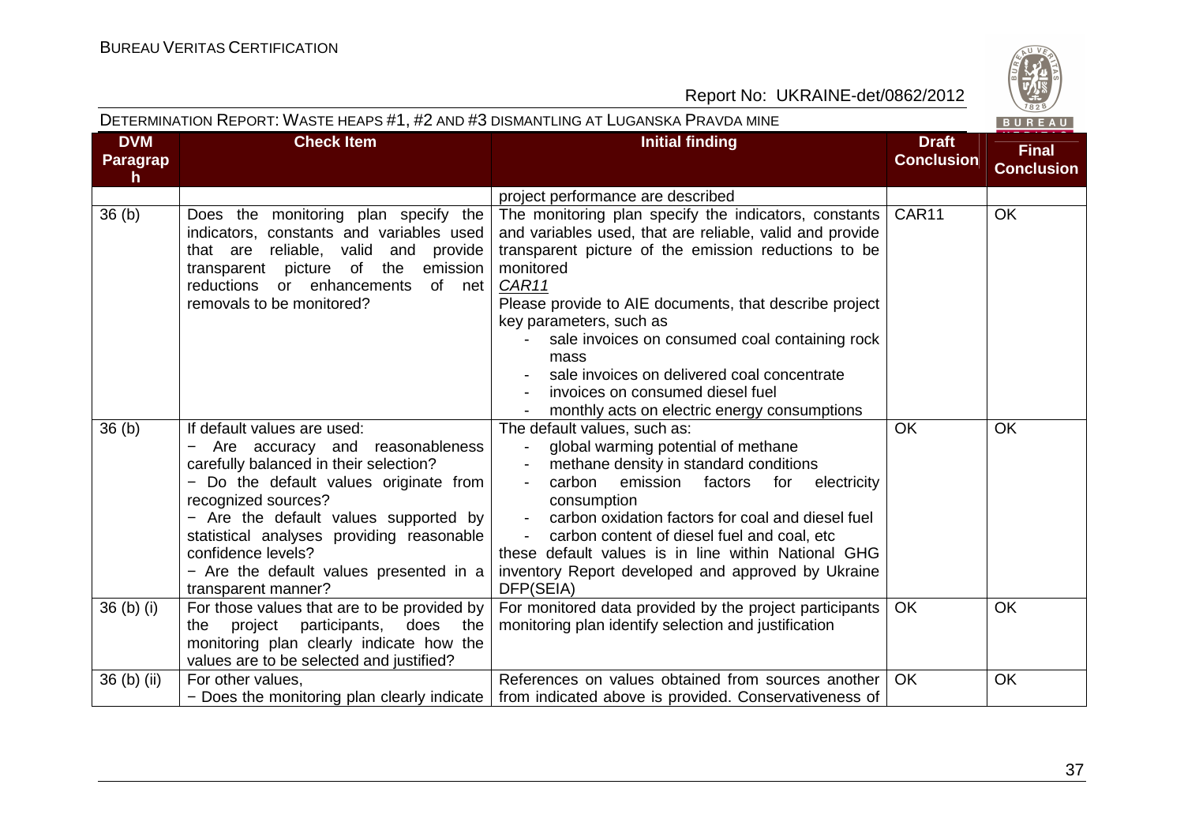DETERMINATION REPORT: WASTE HEAPS #1, #2 AND #3 DISMANTLING AT LUGANSKA PRAVDA MINE

| DVM Paragraph | Check Item | Initial finding | Draft Conclusion | Final Conclusion |
|---|---|---|---|---|
| | | project performance are described | | |
| 36 (b) | Does the monitoring plan specify the indicators, constants and variables used that are reliable, valid and provide transparent picture of the emission reductions or enhancements of net removals to be monitored? | The monitoring plan specify the indicators, constants and variables used, that are reliable, valid and provide transparent picture of the emission reductions to be monitored<br>_CAR11_<br>Please provide to AIE documents, that describe project key parameters, such as<br>- sale invoices on consumed coal containing rock mass<br>- sale invoices on delivered coal concentrate<br>- invoices on consumed diesel fuel<br>- monthly acts on electric energy consumptions | CAR11 | OK |
| 36 (b) | If default values are used:<br>− Are accuracy and reasonableness carefully balanced in their selection?<br>− Do the default values originate from recognized sources?<br>− Are the default values supported by statistical analyses providing reasonable confidence levels?<br>− Are the default values presented in a transparent manner? | The default values, such as:<br>- global warming potential of methane<br>- methane density in standard conditions<br>- carbon emission factors for electricity consumption<br>- carbon oxidation factors for coal and diesel fuel<br>- carbon content of diesel fuel and coal, etc<br>these default values is in line within National GHG inventory Report developed and approved by Ukraine DFP(SEIA) | OK | OK |
| 36 (b) (i) | For those values that are to be provided by the project participants, does the monitoring plan clearly indicate how the values are to be selected and justified? | For monitored data provided by the project participants monitoring plan identify selection and justification | OK | OK |
| 36 (b) (ii) | For other values,<br>− Does the monitoring plan clearly indicate | References on values obtained from sources another from indicated above is provided. Conservativeness of | OK | OK |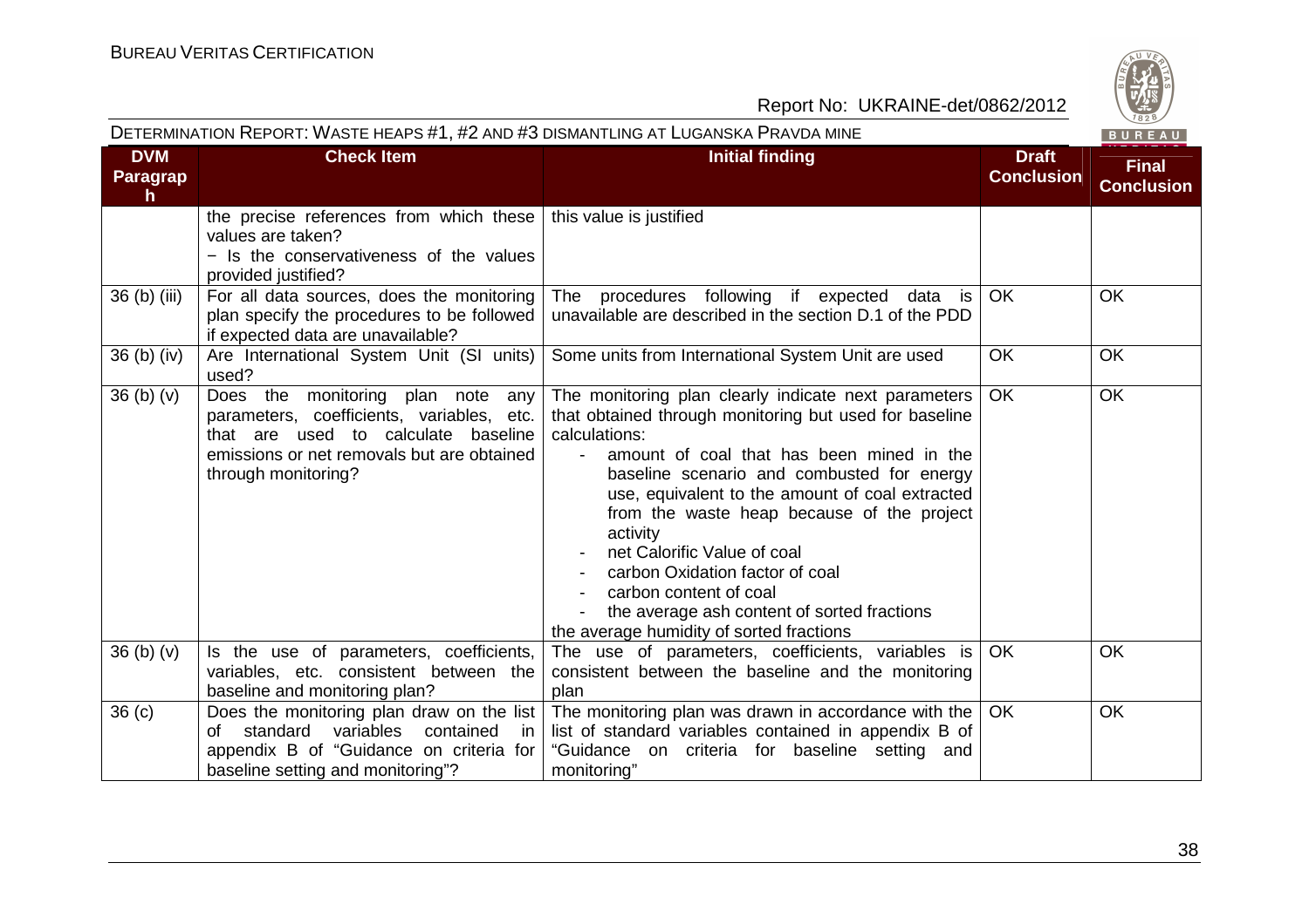| DVM Paragraph | Check Item | Initial finding | Draft Conclusion | Final Conclusion |
|---|---|---|---|---|
| | the precise references from which these values are taken?<br>− Is the conservativeness of the values provided justified? | this value is justified | | |
| 36 (b) (iii) | For all data sources, does the monitoring plan specify the procedures to be followed if expected data are unavailable? | The procedures following if expected data is unavailable are described in the section D.1 of the PDD | OK | OK |
| 36 (b) (iv) | Are International System Unit (SI units) used? | Some units from International System Unit are used | OK | OK |
| 36 (b) (v) | Does the monitoring plan note any parameters, coefficients, variables, etc. that are used to calculate baseline emissions or net removals but are obtained through monitoring? | The monitoring plan clearly indicate next parameters that obtained through monitoring but used for baseline calculations:<br>- amount of coal that has been mined in the baseline scenario and combusted for energy use, equivalent to the amount of coal extracted from the waste heap because of the project activity<br>- net Calorific Value of coal<br>- carbon Oxidation factor of coal<br>- carbon content of coal<br>- the average ash content of sorted fractions<br>the average humidity of sorted fractions | OK | OK |
| 36 (b) (v) | Is the use of parameters, coefficients, variables, etc. consistent between the baseline and monitoring plan? | The use of parameters, coefficients, variables is consistent between the baseline and the monitoring plan | OK | OK |
| 36 (c) | Does the monitoring plan draw on the list of standard variables contained in appendix B of "Guidance on criteria for baseline setting and monitoring"? | The monitoring plan was drawn in accordance with the list of standard variables contained in appendix B of "Guidance on criteria for baseline setting and monitoring" | OK | OK |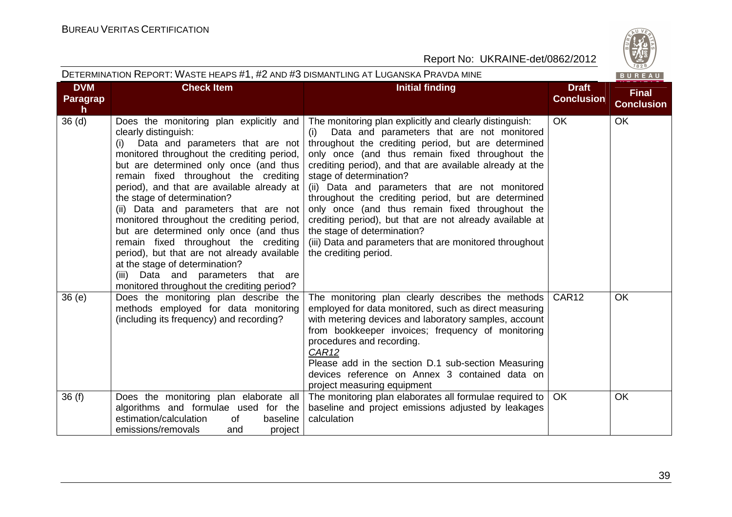| DVM Paragraph | Check Item | Initial finding | Draft Conclusion | Final Conclusion |
|---|---|---|---|---|
| 36 (d) | Does the monitoring plan explicitly and clearly distinguish:<br>(i) Data and parameters that are not monitored throughout the crediting period, but are determined only once (and thus remain fixed throughout the crediting period), and that are available already at the stage of determination?<br>(ii) Data and parameters that are not monitored throughout the crediting period, but are determined only once (and thus remain fixed throughout the crediting period), but that are not already available at the stage of determination?<br>(iii) Data and parameters that are monitored throughout the crediting period? | The monitoring plan explicitly and clearly distinguish:<br>(i) Data and parameters that are not monitored throughout the crediting period, but are determined only once (and thus remain fixed throughout the crediting period), and that are available already at the stage of determination?<br>(ii) Data and parameters that are not monitored throughout the crediting period, but are determined only once (and thus remain fixed throughout the crediting period), but that are not already available at the stage of determination?<br>(iii) Data and parameters that are monitored throughout the crediting period. | OK | OK |
| 36 (e) | Does the monitoring plan describe the methods employed for data monitoring (including its frequency) and recording? | The monitoring plan clearly describes the methods employed for data monitored, such as direct measuring with metering devices and laboratory samples, account from bookkeeper invoices; frequency of monitoring procedures and recording.<br>*CAR12*<br>Please add in the section D.1 sub-section Measuring devices reference on Annex 3 contained data on project measuring equipment | CAR12 | OK |
| 36 (f) | Does the monitoring plan elaborate all algorithms and formulae used for the estimation/calculation of baseline emissions/removals and project | The monitoring plan elaborates all formulae required to baseline and project emissions adjusted by leakages calculation | OK | OK |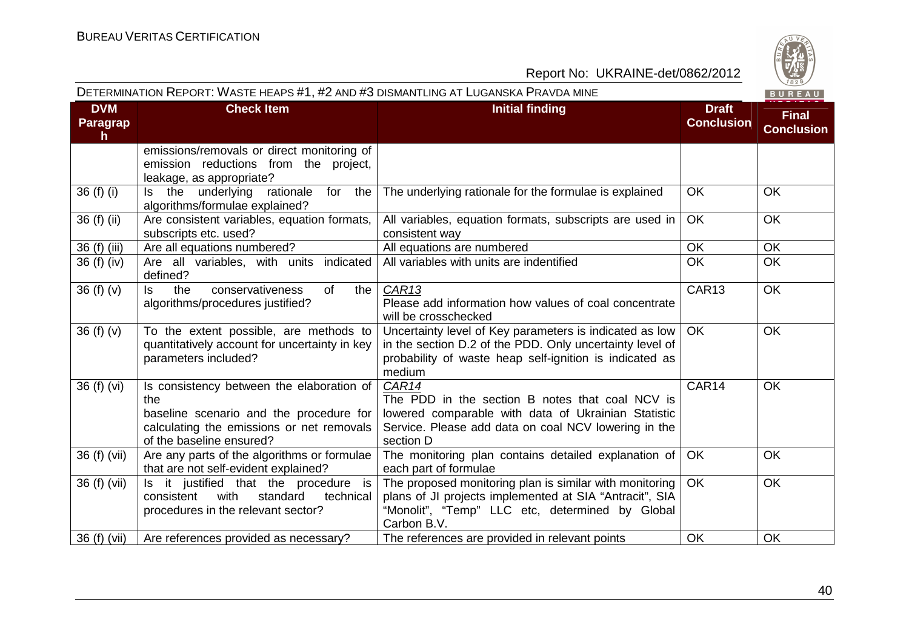| DVM Paragraph | Check Item | Initial finding | Draft Conclusion | Final Conclusion |
|---|---|---|---|---|
| | emissions/removals or direct monitoring of emission reductions from the project, leakage, as appropriate? | | | |
| 36 (f) (i) | Is the underlying rationale for the algorithms/formulae explained? | The underlying rationale for the formulae is explained | OK | OK |
| 36 (f) (ii) | Are consistent variables, equation formats, subscripts etc. used? | All variables, equation formats, subscripts are used in consistent way | OK | OK |
| 36 (f) (iii) | Are all equations numbered? | All equations are numbered | OK | OK |
| 36 (f) (iv) | Are all variables, with units indicated defined? | All variables with units are indentified | OK | OK |
| 36 (f) (v) | Is the conservativeness of the algorithms/procedures justified? | *CAR13* Please add information how values of coal concentrate will be crosschecked | CAR13 | OK |
| 36 (f) (v) | To the extent possible, are methods to quantitatively account for uncertainty in key parameters included? | Uncertainty level of Key parameters is indicated as low in the section D.2 of the PDD. Only uncertainty level of probability of waste heap self-ignition is indicated as medium | OK | OK |
| 36 (f) (vi) | Is consistency between the elaboration of the baseline scenario and the procedure for calculating the emissions or net removals of the baseline ensured? | *CAR14* The PDD in the section B notes that coal NCV is lowered comparable with data of Ukrainian Statistic Service. Please add data on coal NCV lowering in the section D | CAR14 | OK |
| 36 (f) (vii) | Are any parts of the algorithms or formulae that are not self-evident explained? | The monitoring plan contains detailed explanation of each part of formulae | OK | OK |
| 36 (f) (vii) | Is it justified that the procedure is consistent with standard technical procedures in the relevant sector? | The proposed monitoring plan is similar with monitoring plans of JI projects implemented at SIA "Antracit", SIA "Monolit", "Temp" LLC etc, determined by Global Carbon B.V. | OK | OK |
| 36 (f) (vii) | Are references provided as necessary? | The references are provided in relevant points | OK | OK |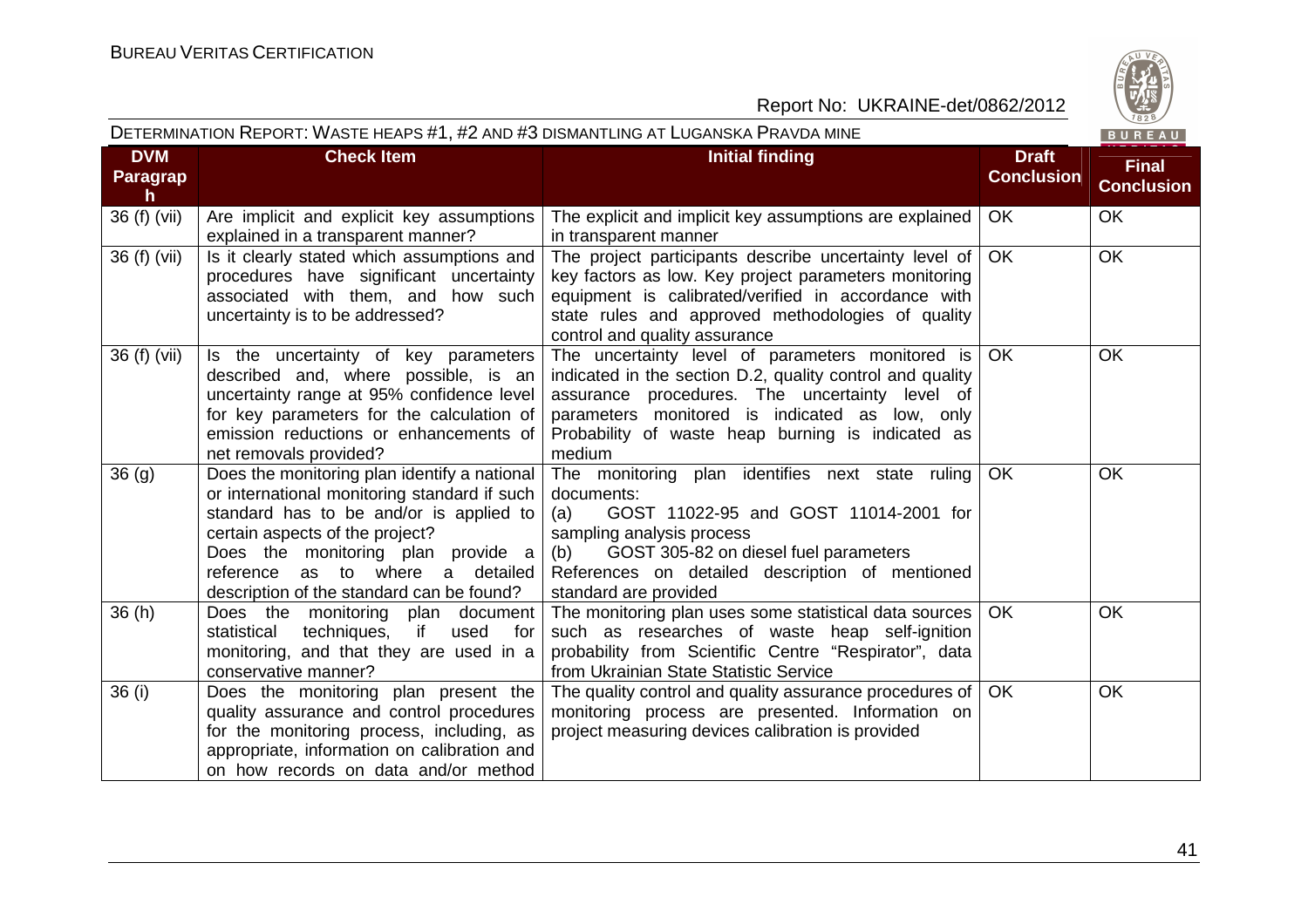| DVM Paragraph | Check Item | Initial finding | Draft Conclusion | Final Conclusion |
|---|---|---|---|---|
| 36 (f) (vii) | Are implicit and explicit key assumptions explained in a transparent manner? | The explicit and implicit key assumptions are explained in transparent manner | OK | OK |
| 36 (f) (vii) | Is it clearly stated which assumptions and procedures have significant uncertainty associated with them, and how such uncertainty is to be addressed? | The project participants describe uncertainty level of key factors as low. Key project parameters monitoring equipment is calibrated/verified in accordance with state rules and approved methodologies of quality control and quality assurance | OK | OK |
| 36 (f) (vii) | Is the uncertainty of key parameters described and, where possible, is an uncertainty range at 95% confidence level for key parameters for the calculation of emission reductions or enhancements of net removals provided? | The uncertainty level of parameters monitored is indicated in the section D.2, quality control and quality assurance procedures. The uncertainty level of parameters monitored is indicated as low, only Probability of waste heap burning is indicated as medium | OK | OK |
| 36 (g) | Does the monitoring plan identify a national or international monitoring standard if such standard has to be and/or is applied to certain aspects of the project? Does the monitoring plan provide a reference as to where a detailed description of the standard can be found? | The monitoring plan identifies next state ruling documents:<br>(a) GOST 11022-95 and GOST 11014-2001 for sampling analysis process<br>(b) GOST 305-82 on diesel fuel parameters<br>References on detailed description of mentioned standard are provided | OK | OK |
| 36 (h) | Does the monitoring plan document statistical techniques, if used for monitoring, and that they are used in a conservative manner? | The monitoring plan uses some statistical data sources such as researches of waste heap self-ignition probability from Scientific Centre "Respirator", data from Ukrainian State Statistic Service | OK | OK |
| 36 (i) | Does the monitoring plan present the quality assurance and control procedures for the monitoring process, including, as appropriate, information on calibration and on how records on data and/or method | The quality control and quality assurance procedures of monitoring process are presented. Information on project measuring devices calibration is provided | OK | OK |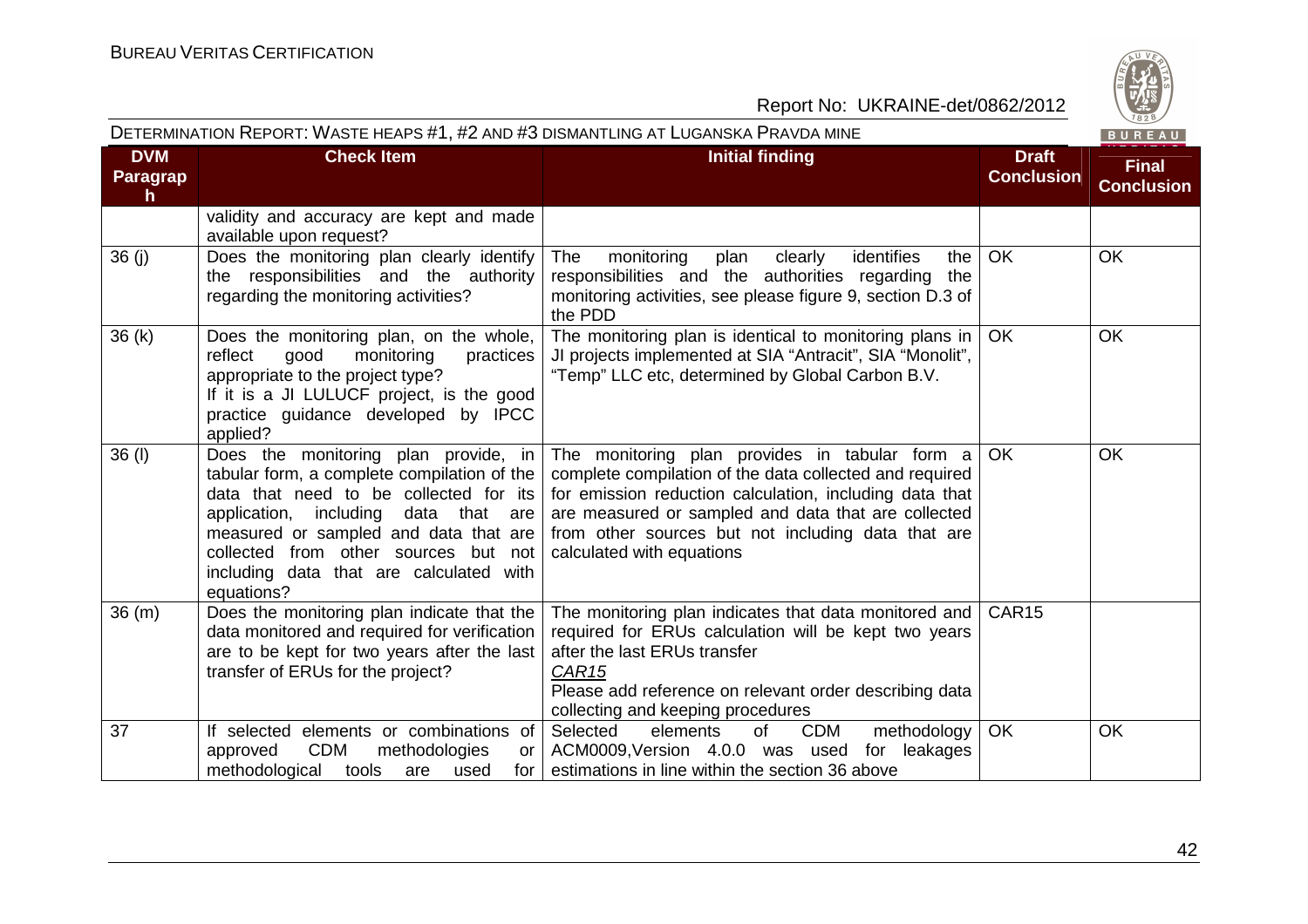| DVM Paragraph | Check Item | Initial finding | Draft Conclusion | Final Conclusion |
|---|---|---|---|---|
| | validity and accuracy are kept and made available upon request? | | | |
| 36 (j) | Does the monitoring plan clearly identify the responsibilities and the authority regarding the monitoring activities? | The monitoring plan clearly identifies the responsibilities and the authorities regarding the monitoring activities, see please figure 9, section D.3 of the PDD | OK | OK |
| 36 (k) | Does the monitoring plan, on the whole, reflect good monitoring practices appropriate to the project type?<br>If it is a JI LULUCF project, is the good practice guidance developed by IPCC applied? | The monitoring plan is identical to monitoring plans in JI projects implemented at SIA "Antracit", SIA "Monolit", "Temp" LLC etc, determined by Global Carbon B.V. | OK | OK |
| 36 (l) | Does the monitoring plan provide, in tabular form, a complete compilation of the data that need to be collected for its application, including data that are measured or sampled and data that are collected from other sources but not including data that are calculated with equations? | The monitoring plan provides in tabular form a complete compilation of the data collected and required for emission reduction calculation, including data that are measured or sampled and data that are collected from other sources but not including data that are calculated with equations | OK | OK |
| 36 (m) | Does the monitoring plan indicate that the data monitored and required for verification are to be kept for two years after the last transfer of ERUs for the project? | The monitoring plan indicates that data monitored and required for ERUs calculation will be kept two years after the last ERUs transfer<br>*CAR15*<br>Please add reference on relevant order describing data collecting and keeping procedures | CAR15 | |
| 37 | If selected elements or combinations of approved CDM methodologies or methodological tools are used for | Selected elements of CDM methodology ACM0009,Version 4.0.0 was used for leakages estimations in line within the section 36 above | OK | OK |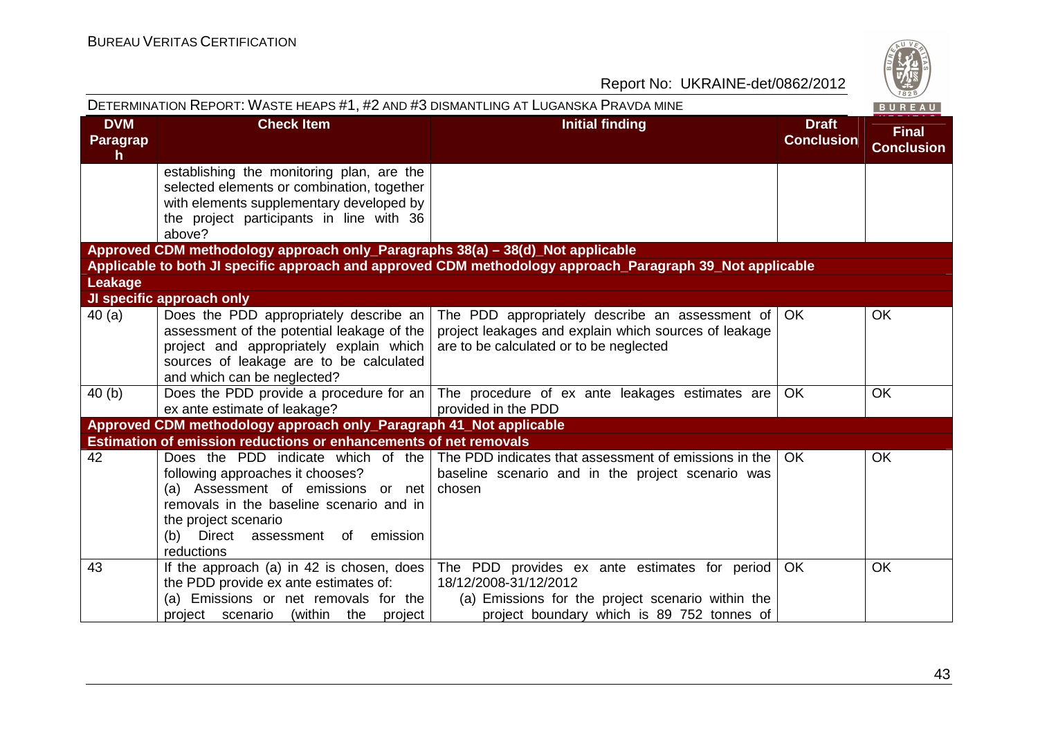| DVM Paragraph | Check Item | Initial finding | Draft Conclusion | Final Conclusion |
|---|---|---|---|---|
| | establishing the monitoring plan, are the selected elements or combination, together with elements supplementary developed by the project participants in line with 36 above? | | | |
| **Approved CDM methodology approach only_Paragraphs 38(a) – 38(d)_Not applicable** | | | | |
| **Applicable to both JI specific approach and approved CDM methodology approach_Paragraph 39_Not applicable** | | | | |
| **Leakage** | | | | |
| **JI specific approach only** | | | | |
| 40 (a) | Does the PDD appropriately describe an assessment of the potential leakage of the project and appropriately explain which sources of leakage are to be calculated and which can be neglected? | The PDD appropriately describe an assessment of project leakages and explain which sources of leakage are to be calculated or to be neglected | OK | OK |
| 40 (b) | Does the PDD provide a procedure for an ex ante estimate of leakage? | The procedure of ex ante leakages estimates are provided in the PDD | OK | OK |
| **Approved CDM methodology approach only_Paragraph 41_Not applicable** | | | | |
| **Estimation of emission reductions or enhancements of net removals** | | | | |
| 42 | Does the PDD indicate which of the following approaches it chooses?<br>(a) Assessment of emissions or net removals in the baseline scenario and in the project scenario<br>(b) Direct assessment of emission reductions | The PDD indicates that assessment of emissions in the baseline scenario and in the project scenario was chosen | OK | OK |
| 43 | If the approach (a) in 42 is chosen, does the PDD provide ex ante estimates of:<br>(a) Emissions or net removals for the project scenario (within the project | The PDD provides ex ante estimates for period 18/12/2008-31/12/2012<br>(a) Emissions for the project scenario within the project boundary which is 89 752 tonnes of | OK | OK |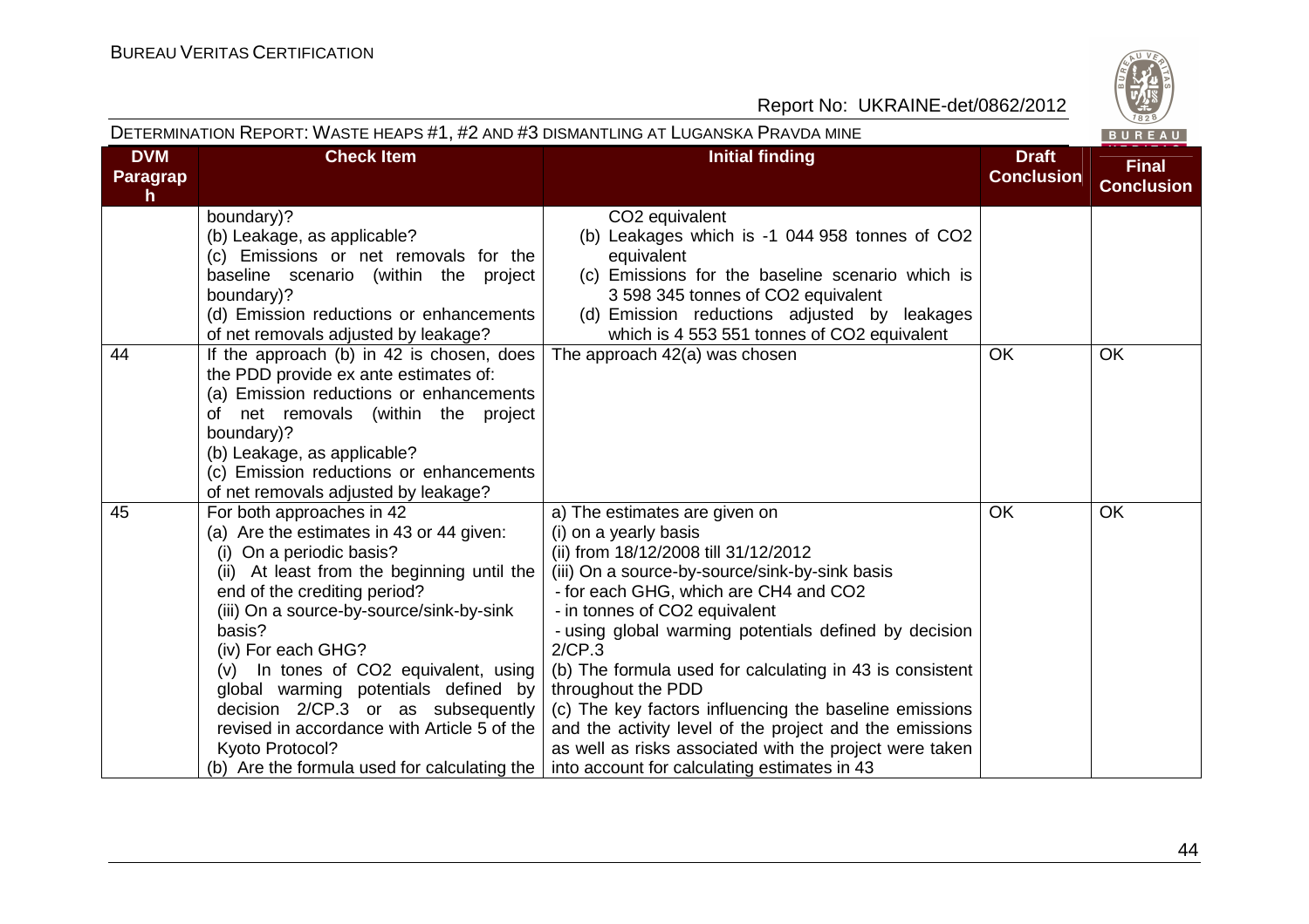| DVM Paragraph | Check Item | Initial finding | Draft Conclusion | Final Conclusion |
|---|---|---|---|---|
| | boundary)?<br>(b) Leakage, as applicable?<br>(c) Emissions or net removals for the baseline scenario (within the project boundary)?<br>(d) Emission reductions or enhancements of net removals adjusted by leakage? | $CO_2$ equivalent<br>(b) Leakages which is -1 044 958 tonnes of $CO_2$ equivalent<br>(c) Emissions for the baseline scenario which is 3 598 345 tonnes of $CO_2$ equivalent<br>(d) Emission reductions adjusted by leakages which is 4 553 551 tonnes of $CO_2$ equivalent | | |
| 44 | If the approach (b) in 42 is chosen, does the PDD provide ex ante estimates of:<br>(a) Emission reductions or enhancements of net removals (within the project boundary)?<br>(b) Leakage, as applicable?<br>(c) Emission reductions or enhancements of net removals adjusted by leakage? | The approach 42(a) was chosen | OK | OK |
| 45 | For both approaches in 42<br>(a) Are the estimates in 43 or 44 given:<br>(i) On a periodic basis?<br>(ii) At least from the beginning until the end of the crediting period?<br>(iii) On a source-by-source/sink-by-sink basis?<br>(iv) For each GHG?<br>(v) In tones of $CO_2$ equivalent, using global warming potentials defined by decision 2/CP.3 or as subsequently revised in accordance with Article 5 of the Kyoto Protocol?<br>(b) Are the formula used for calculating the | a) The estimates are given on<br>(i) on a yearly basis<br>(ii) from 18/12/2008 till 31/12/2012<br>(iii) On a source-by-source/sink-by-sink basis<br>- for each GHG, which are $CH_4$ and $CO_2$<br>- in tonnes of $CO_2$ equivalent<br>- using global warming potentials defined by decision 2/CP.3<br>(b) The formula used for calculating in 43 is consistent throughout the PDD<br>(c) The key factors influencing the baseline emissions and the activity level of the project and the emissions as well as risks associated with the project were taken into account for calculating estimates in 43 | OK | OK |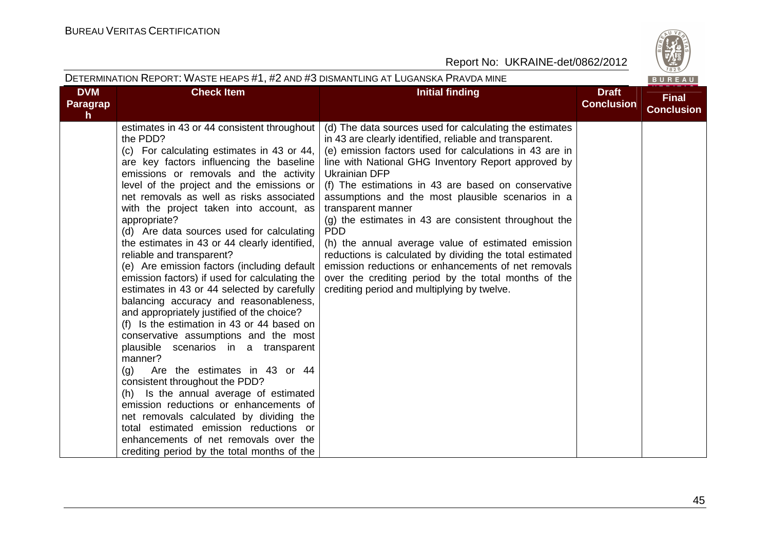| DVM Paragraph | Check Item | Initial finding | Draft Conclusion | Final Conclusion |
|---|---|---|---|---|
| | estimates in 43 or 44 consistent throughout the PDD?<br>(c) For calculating estimates in 43 or 44, are key factors influencing the baseline emissions or removals and the activity level of the project and the emissions or net removals as well as risks associated with the project taken into account, as appropriate?<br>(d) Are data sources used for calculating the estimates in 43 or 44 clearly identified, reliable and transparent?<br>(e) Are emission factors (including default emission factors) if used for calculating the estimates in 43 or 44 selected by carefully balancing accuracy and reasonableness, and appropriately justified of the choice?<br>(f) Is the estimation in 43 or 44 based on conservative assumptions and the most plausible scenarios in a transparent manner?<br>(g) Are the estimates in 43 or 44 consistent throughout the PDD?<br>(h) Is the annual average of estimated emission reductions or enhancements of net removals calculated by dividing the total estimated emission reductions or enhancements of net removals over the crediting period by the total months of the | (d) The data sources used for calculating the estimates in 43 are clearly identified, reliable and transparent.<br>(e) emission factors used for calculations in 43 are in line with National GHG Inventory Report approved by Ukrainian DFP<br>(f) The estimations in 43 are based on conservative assumptions and the most plausible scenarios in a transparent manner<br>(g) the estimates in 43 are consistent throughout the PDD<br>(h) the annual average value of estimated emission reductions is calculated by dividing the total estimated emission reductions or enhancements of net removals over the crediting period by the total months of the crediting period and multiplying by twelve. | | |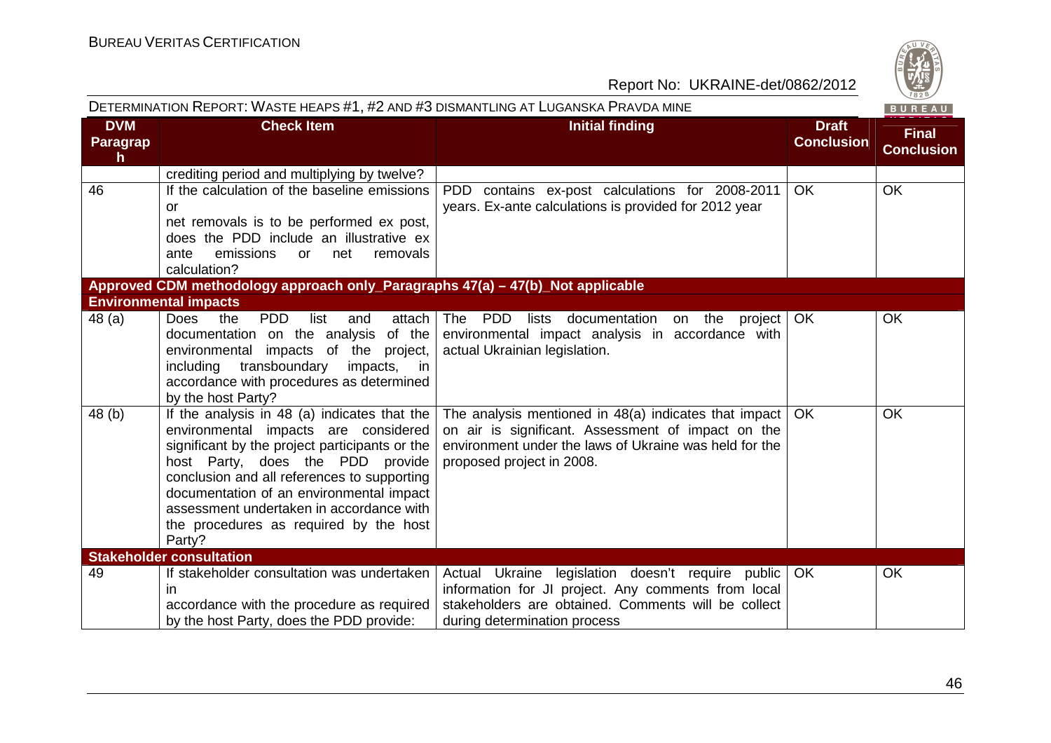| DVM Paragraph | Check Item | Initial finding | Draft Conclusion | Final Conclusion |
|---|---|---|---|---|
| | crediting period and multiplying by twelve? | | | |
| 46 | If the calculation of the baseline emissions or net removals is to be performed ex post, does the PDD include an illustrative ex ante emissions or net removals calculation? | PDD contains ex-post calculations for 2008-2011 years. Ex-ante calculations is provided for 2012 year | OK | OK |
| **Approved CDM methodology approach only_Paragraphs 47(a) – 47(b)_Not applicable** | | | | |
| **Environmental impacts** | | | | |
| 48 (a) | Does the PDD list and attach documentation on the analysis of the environmental impacts of the project, including transboundary impacts, in accordance with procedures as determined by the host Party? | The PDD lists documentation on the project environmental impact analysis in accordance with actual Ukrainian legislation. | OK | OK |
| 48 (b) | If the analysis in 48 (a) indicates that the environmental impacts are considered significant by the project participants or the host Party, does the PDD provide conclusion and all references to supporting documentation of an environmental impact assessment undertaken in accordance with the procedures as required by the host Party? | The analysis mentioned in 48(a) indicates that impact on air is significant. Assessment of impact on the environment under the laws of Ukraine was held for the proposed project in 2008. | OK | OK |
| **Stakeholder consultation** | | | | |
| 49 | If stakeholder consultation was undertaken in accordance with the procedure as required by the host Party, does the PDD provide: | Actual Ukraine legislation doesn't require public information for JI project. Any comments from local stakeholders are obtained. Comments will be collect during determination process | OK | OK |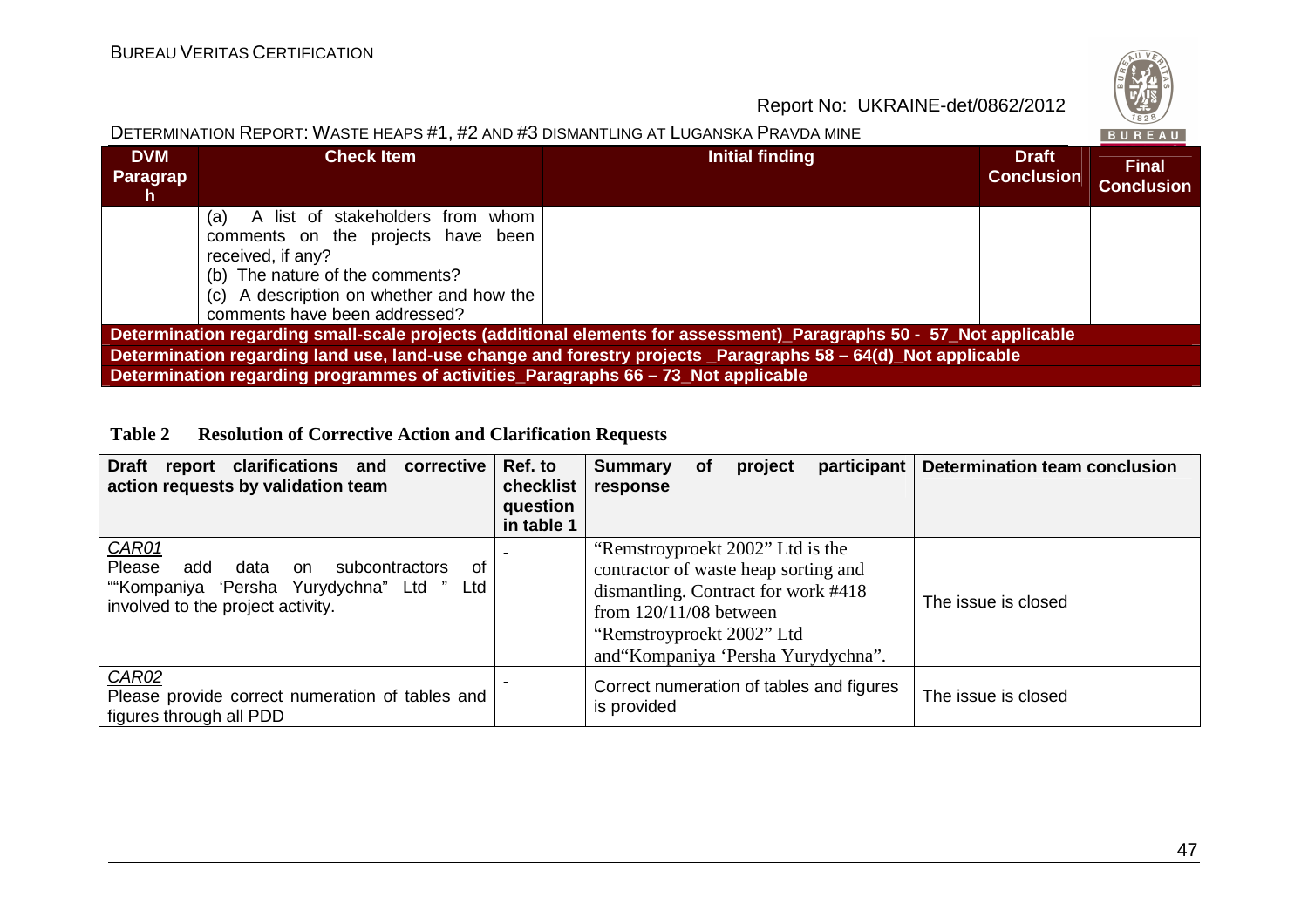| DVM Paragraph | Check Item | Initial finding | Draft Conclusion | Final Conclusion |
|---|---|---|---|---|
| | (a) A list of stakeholders from whom comments on the projects have been received, if any?<br>(b) The nature of the comments?<br>(c) A description on whether and how the comments have been addressed? | | | |
| **Determination regarding small-scale projects (additional elements for assessment)_Paragraphs 50 - 57_Not applicable** | | | | |
| **Determination regarding land use, land-use change and forestry projects _Paragraphs 58 – 64(d)_Not applicable** | | | | |
| **Determination regarding programmes of activities_Paragraphs 66 – 73_Not applicable** | | | | |

**Table 2 Resolution of Corrective Action and Clarification Requests**

| Draft report clarifications and corrective action requests by validation team | Ref. to checklist question in table 1 | Summary of project participant response | Determination team conclusion |
|---|---|---|---|
| *CAR01*<br>Please add data on subcontractors of ""Kompaniya 'Persha Yurydychna" Ltd " Ltd involved to the project activity. | - | "Remstroyproekt 2002" Ltd is the contractor of waste heap sorting and dismantling. Contract for work #418 from 120/11/08 between "Remstroyproekt 2002" Ltd and"Kompaniya 'Persha Yurydychna". | The issue is closed |
| *CAR02*<br>Please provide correct numeration of tables and figures through all PDD | - | Correct numeration of tables and figures is provided | The issue is closed |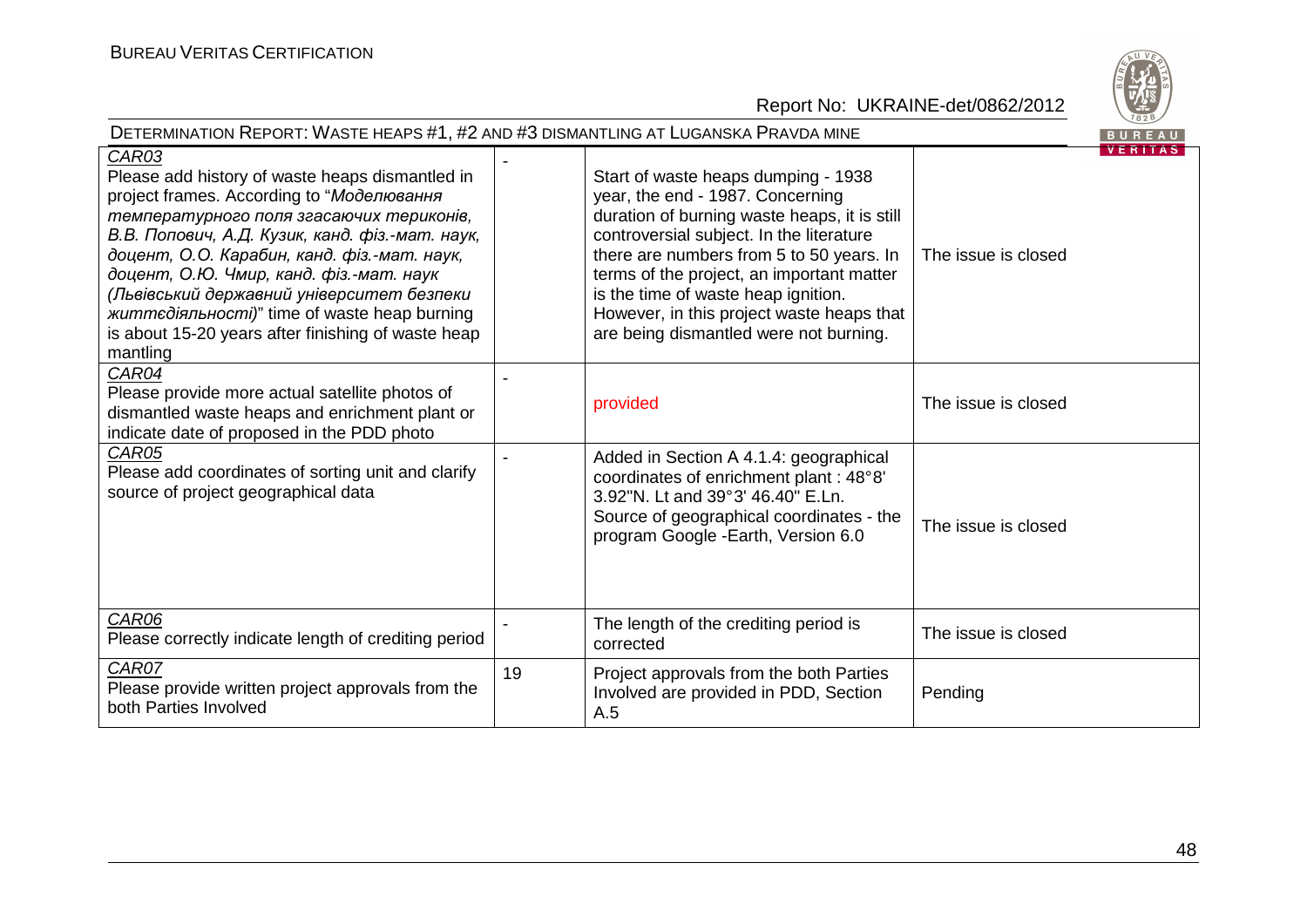| | | | |
|---|---|---|---|
| *CAR03*<br>Please add history of waste heaps dismantled in project frames. According to "*Моделювання температурного поля згасаючих териконів, В.В. Попович, А.Д. Кузик, канд. фіз.-мат. наук, доцент, О.О. Карабин, канд. фіз.-мат. наук, доцент, О.Ю. Чмир, канд. фіз.-мат. наук (Львівський державний університет безпеки життєдіяльності)*" time of waste heap burning is about 15-20 years after finishing of waste heap mantling | - | Start of waste heaps dumping - 1938 year, the end - 1987. Concerning duration of burning waste heaps, it is still controversial subject. In the literature there are numbers from 5 to 50 years. In terms of the project, an important matter is the time of waste heap ignition. However, in this project waste heaps that are being dismantled were not burning. | The issue is closed |
| *CAR04*<br>Please provide more actual satellite photos of dismantled waste heaps and enrichment plant or indicate date of proposed in the PDD photo | - | provided | The issue is closed |
| *CAR05*<br>Please add coordinates of sorting unit and clarify source of project geographical data | - | Added in Section A 4.1.4: geographical coordinates of enrichment plant : 48°8' 3.92"N. Lt and 39°3' 46.40" E.Ln.<br>Source of geographical coordinates - the program Google -Earth, Version 6.0 | The issue is closed |
| *CAR06*<br>Please correctly indicate length of crediting period | - | The length of the crediting period is corrected | The issue is closed |
| *CAR07*<br>Please provide written project approvals from the both Parties Involved | 19 | Project approvals from the both Parties Involved are provided in PDD, Section A.5 | Pending |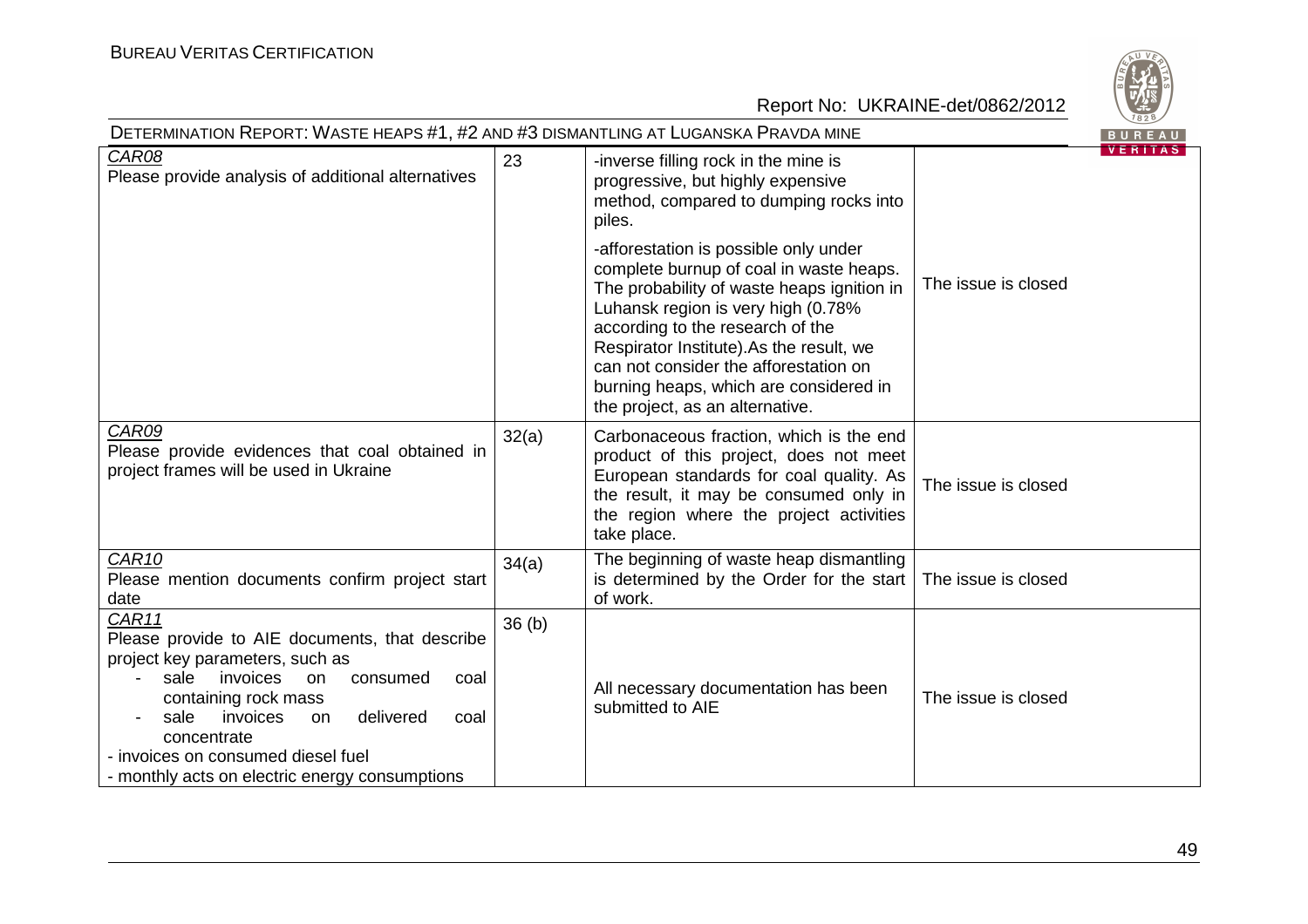| CAR08<br>Please provide analysis of additional alternatives | 23 | -inverse filling rock in the mine is progressive, but highly expensive method, compared to dumping rocks into piles.<br><br>-afforestation is possible only under complete burnup of coal in waste heaps. The probability of waste heaps ignition in Luhansk region is very high (0.78% according to the research of the Respirator Institute).As the result, we can not consider the afforestation on burning heaps, which are considered in the project, as an alternative. | The issue is closed |
|---|---|---|---|
| CAR09<br>Please provide evidences that coal obtained in project frames will be used in Ukraine | 32(a) | Carbonaceous fraction, which is the end product of this project, does not meet European standards for coal quality. As the result, it may be consumed only in the region where the project activities take place. | The issue is closed |
| CAR10<br>Please mention documents confirm project start date | 34(a) | The beginning of waste heap dismantling is determined by the Order for the start of work. | The issue is closed |
| CAR11<br>Please provide to AIE documents, that describe project key parameters, such as<br>- sale invoices on consumed coal containing rock mass<br>- sale invoices on delivered coal concentrate<br>- invoices on consumed diesel fuel<br>- monthly acts on electric energy consumptions | 36 (b) | All necessary documentation has been submitted to AIE | The issue is closed |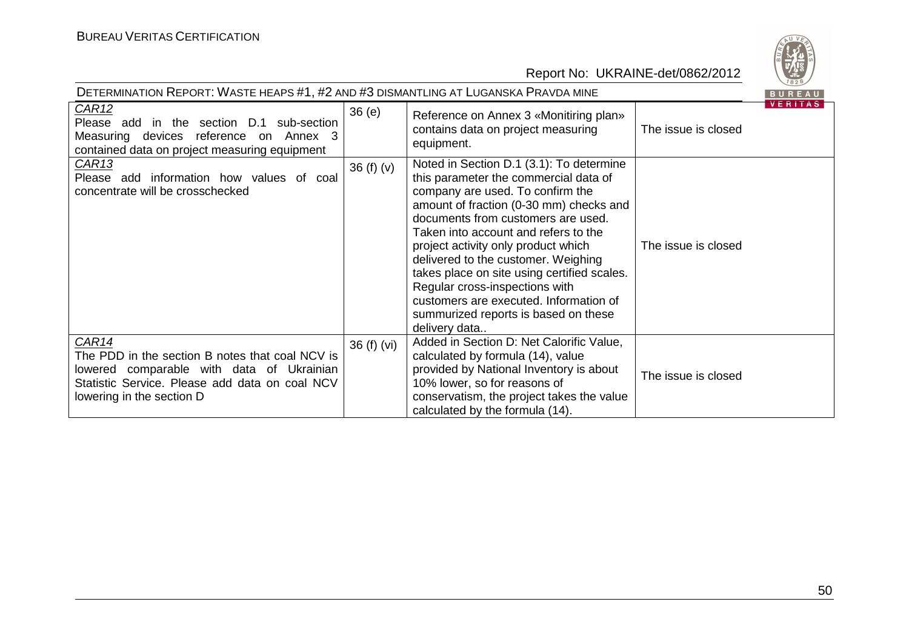| | | | |
|---|---|---|---|
| CAR12<br>Please add in the section D.1 sub-section Measuring devices reference on Annex 3 contained data on project measuring equipment | 36 (e) | Reference on Annex 3 «Monitiring plan» contains data on project measuring equipment. | The issue is closed |
| CAR13<br>Please add information how values of coal concentrate will be crosschecked | 36 (f) (v) | Noted in Section D.1 (3.1): To determine this parameter the commercial data of company are used. To confirm the amount of fraction (0-30 mm) checks and documents from customers are used. Taken into account and refers to the project activity only product which delivered to the customer. Weighing takes place on site using certified scales. Regular cross-inspections with customers are executed. Information of summurized reports is based on these delivery data.. | The issue is closed |
| CAR14<br>The PDD in the section B notes that coal NCV is lowered comparable with data of Ukrainian Statistic Service. Please add data on coal NCV lowering in the section D | 36 (f) (vi) | Added in Section D: Net Calorific Value, calculated by formula (14), value provided by National Inventory is about 10% lower, so for reasons of conservatism, the project takes the value calculated by the formula (14). | The issue is closed |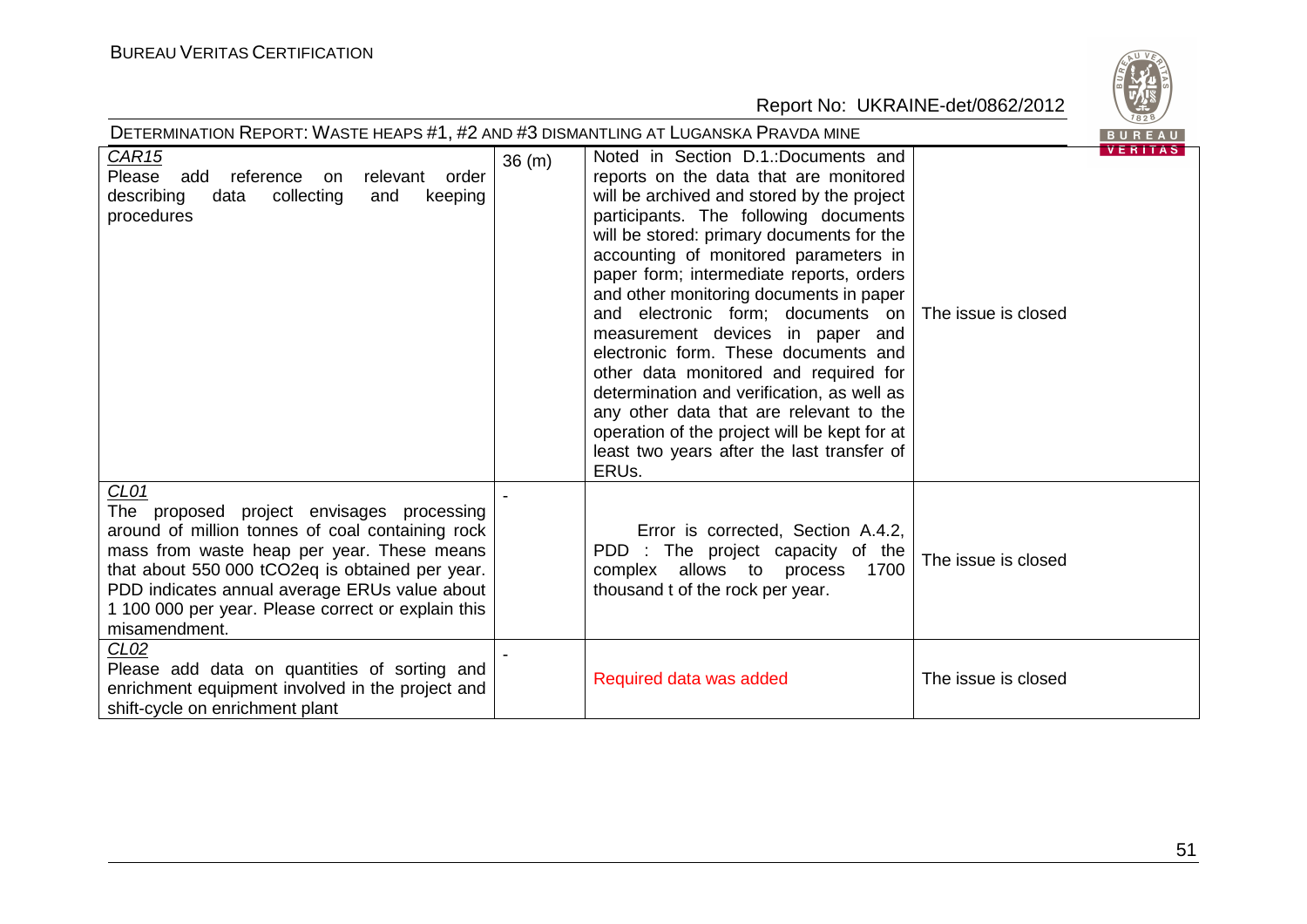| | | | |
|---|---|---|---|
| CAR15<br>Please add reference on relevant order describing data collecting and keeping procedures | 36 (m) | Noted in Section D.1.:Documents and reports on the data that are monitored will be archived and stored by the project participants. The following documents will be stored: primary documents for the accounting of monitored parameters in paper form; intermediate reports, orders and other monitoring documents in paper and electronic form; documents on measurement devices in paper and electronic form. These documents and other data monitored and required for determination and verification, as well as any other data that are relevant to the operation of the project will be kept for at least two years after the last transfer of ERUs. | The issue is closed |
| CL01<br>The proposed project envisages processing around of million tonnes of coal containing rock mass from waste heap per year. These means that about 550 000 tCO2eq is obtained per year. PDD indicates annual average ERUs value about 1 100 000 per year. Please correct or explain this misamendment. | - | Error is corrected, Section A.4.2, PDD : The project capacity of the complex allows to process 1700 thousand t of the rock per year. | The issue is closed |
| CL02<br>Please add data on quantities of sorting and enrichment equipment involved in the project and shift-cycle on enrichment plant | - | Required data was added | The issue is closed |